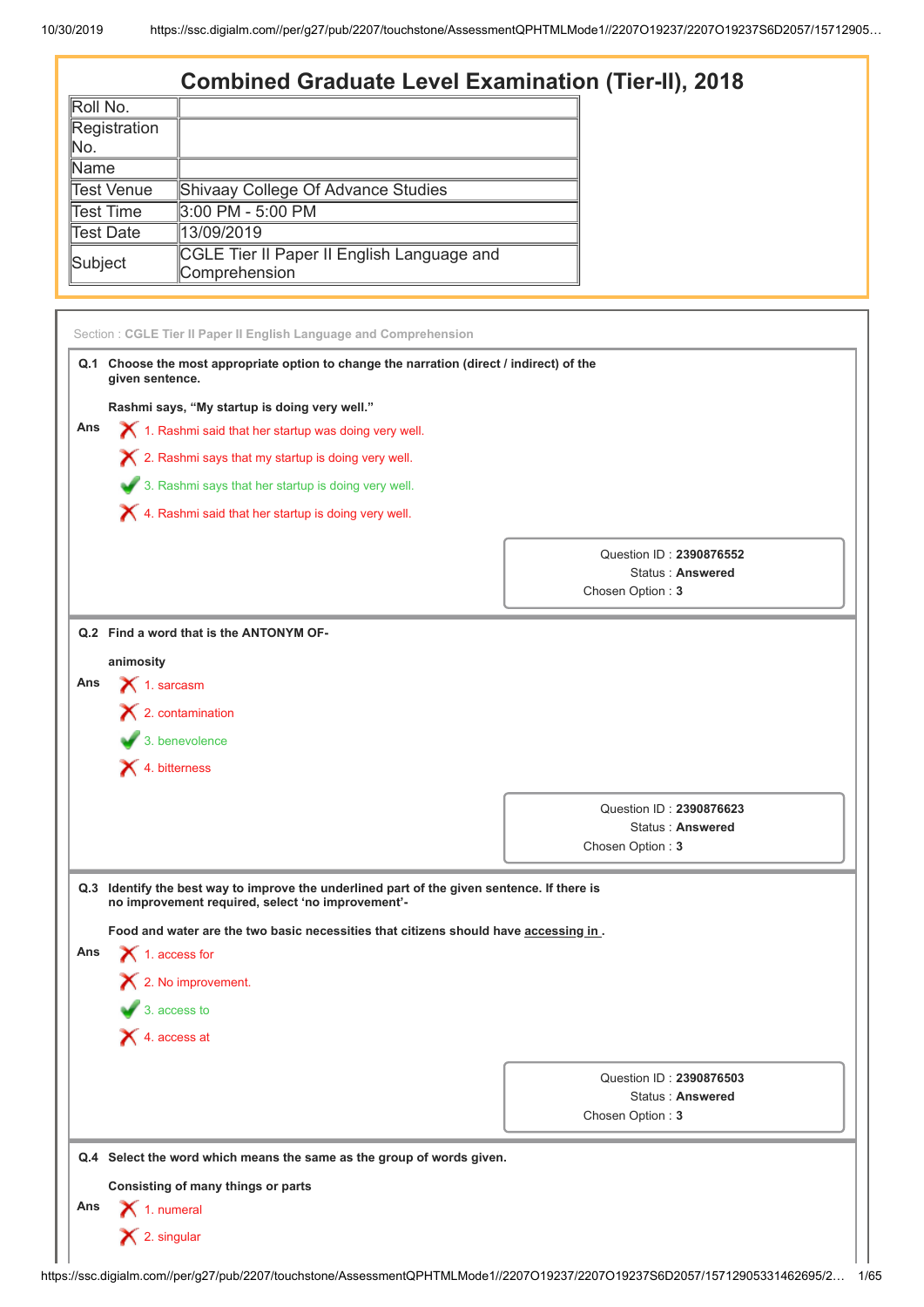# Combined Graduate Level Examination (Tier-II), 2018

| Roll No. | |
|---|---|
| Registration No. | |
| Name | |
| Test Venue | Shivaay College Of Advance Studies |
| Test Time | 3:00 PM - 5:00 PM |
| Test Date | 13/09/2019 |
| Subject | CGLE Tier II Paper II English Language and Comprehension |

Section : **CGLE Tier II Paper II English Language and Comprehension**

**Q.1 Choose the most appropriate option to change the narration (direct / indirect) of the given sentence.**

**Rashmi says, "My startup is doing very well."**

Ans
1. Rashmi said that her startup was doing very well. ✗
2. Rashmi says that my startup is doing very well. ✗
3. Rashmi says that her startup is doing very well. ✓
4. Rashmi said that her startup is doing very well. ✗

Question ID : **2390876552**
Status : **Answered**
Chosen Option : **3**

**Q.2 Find a word that is the ANTONYM OF-**

**animosity**

Ans
1. sarcasm ✗
2. contamination ✗
3. benevolence ✓
4. bitterness ✗

Question ID : **2390876623**
Status : **Answered**
Chosen Option : **3**

**Q.3 Identify the best way to improve the underlined part of the given sentence. If there is no improvement required, select 'no improvement'-**

**Food and water are the two basic necessities that citizens should have <u>accessing in</u> .**

Ans
1. access for ✗
2. No improvement. ✗
3. access to ✓
4. access at ✗

Question ID : **2390876503**
Status : **Answered**
Chosen Option : **3**

**Q.4 Select the word which means the same as the group of words given.**

**Consisting of many things or parts**

Ans
1. numeral ✗
2. singular ✗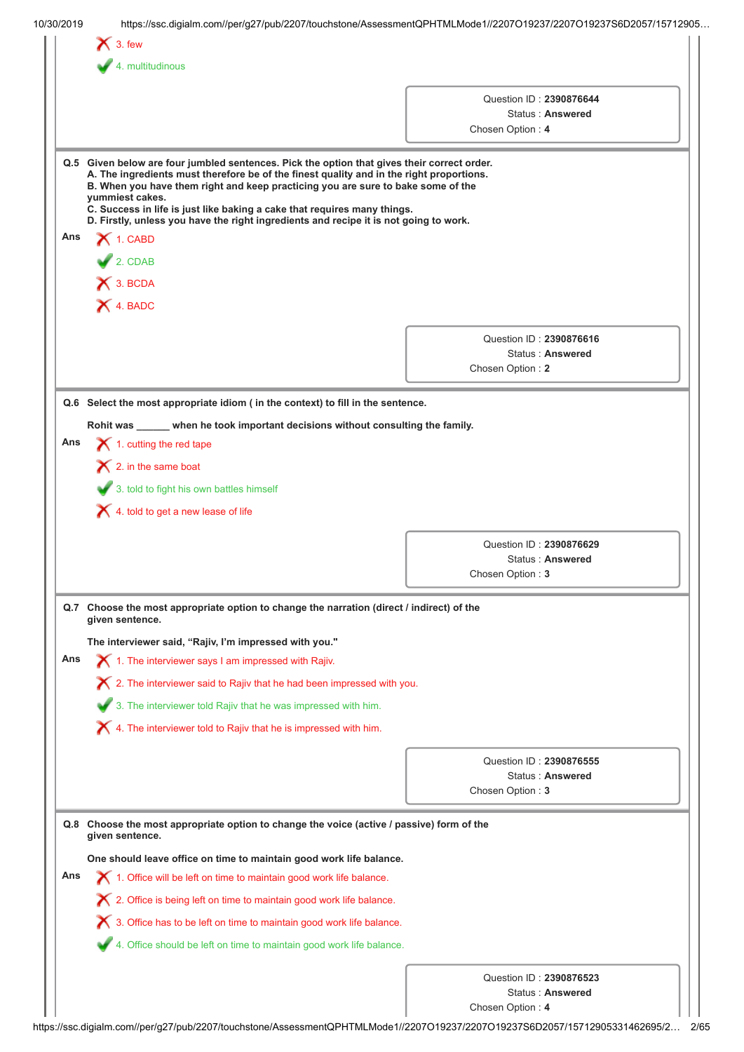✗ 3. few

✓ 4. multitudinous

Question ID : **2390876644**
Status : **Answered**
Chosen Option : **4**

**Q.5 Given below are four jumbled sentences. Pick the option that gives their correct order.**
**A. The ingredients must therefore be of the finest quality and in the right proportions.**
**B. When you have them right and keep practicing you are sure to bake some of the yummiest cakes.**
**C. Success in life is just like baking a cake that requires many things.**
**D. Firstly, unless you have the right ingredients and recipe it is not going to work.**

**Ans**

✗ 1. CABD

✓ 2. CDAB

✗ 3. BCDA

✗ 4. BADC

Question ID : **2390876616**
Status : **Answered**
Chosen Option : **2**

**Q.6 Select the most appropriate idiom ( in the context) to fill in the sentence.**

**Rohit was ______ when he took important decisions without consulting the family.**

**Ans**

✗ 1. cutting the red tape

✗ 2. in the same boat

✓ 3. told to fight his own battles himself

✗ 4. told to get a new lease of life

Question ID : **2390876629**
Status : **Answered**
Chosen Option : **3**

**Q.7 Choose the most appropriate option to change the narration (direct / indirect) of the given sentence.**

**The interviewer said, "Rajiv, I'm impressed with you."**

**Ans**

✗ 1. The interviewer says I am impressed with Rajiv.

✗ 2. The interviewer said to Rajiv that he had been impressed with you.

✓ 3. The interviewer told Rajiv that he was impressed with him.

✗ 4. The interviewer told to Rajiv that he is impressed with him.

Question ID : **2390876555**
Status : **Answered**
Chosen Option : **3**

**Q.8 Choose the most appropriate option to change the voice (active / passive) form of the given sentence.**

**One should leave office on time to maintain good work life balance.**

**Ans**

✗ 1. Office will be left on time to maintain good work life balance.

✗ 2. Office is being left on time to maintain good work life balance.

✗ 3. Office has to be left on time to maintain good work life balance.

✓ 4. Office should be left on time to maintain good work life balance.

Question ID : **2390876523**
Status : **Answered**
Chosen Option : **4**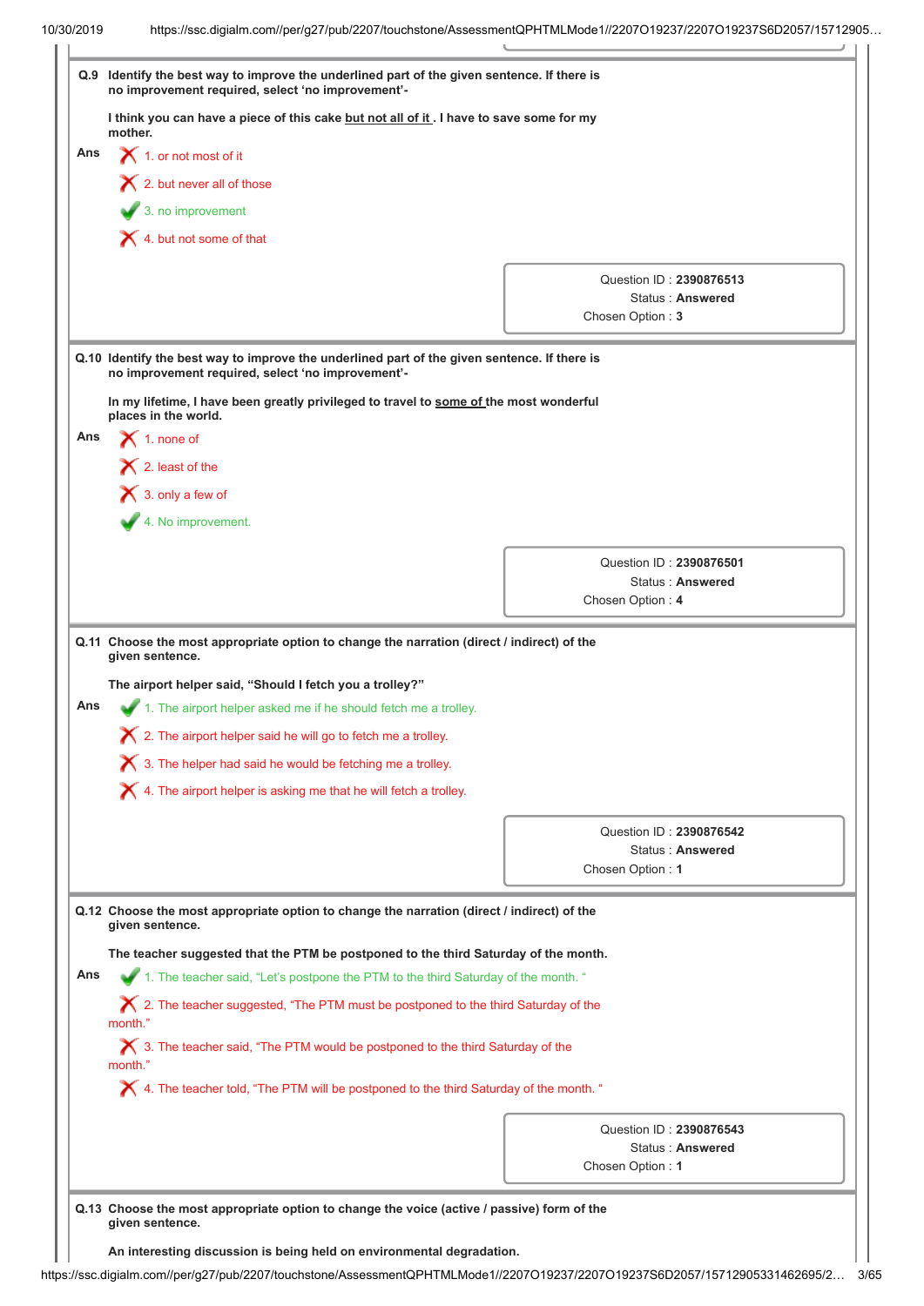**Q.9 Identify the best way to improve the underlined part of the given sentence. If there is no improvement required, select 'no improvement'-**

**I think you can have a piece of this cake <u>but not all of it</u>. I have to save some for my mother.**

Ans
- ✗ 1. or not most of it
- ✗ 2. but never all of those
- ✓ 3. no improvement
- ✗ 4. but not some of that

Question ID : **2390876513**
Status : **Answered**
Chosen Option : **3**

---

**Q.10 Identify the best way to improve the underlined part of the given sentence. If there is no improvement required, select 'no improvement'-**

**In my lifetime, I have been greatly privileged to travel to <u>some of</u> the most wonderful places in the world.**

Ans
- ✗ 1. none of
- ✗ 2. least of the
- ✗ 3. only a few of
- ✓ 4. No improvement.

Question ID : **2390876501**
Status : **Answered**
Chosen Option : **4**

---

**Q.11 Choose the most appropriate option to change the narration (direct / indirect) of the given sentence.**

**The airport helper said, "Should I fetch you a trolley?"**

Ans
- ✓ 1. The airport helper asked me if he should fetch me a trolley.
- ✗ 2. The airport helper said he will go to fetch me a trolley.
- ✗ 3. The helper had said he would be fetching me a trolley.
- ✗ 4. The airport helper is asking me that he will fetch a trolley.

Question ID : **2390876542**
Status : **Answered**
Chosen Option : **1**

---

**Q.12 Choose the most appropriate option to change the narration (direct / indirect) of the given sentence.**

**The teacher suggested that the PTM be postponed to the third Saturday of the month.**

Ans
- ✓ 1. The teacher said, "Let's postpone the PTM to the third Saturday of the month. "
- ✗ 2. The teacher suggested, "The PTM must be postponed to the third Saturday of the month."
- ✗ 3. The teacher said, "The PTM would be postponed to the third Saturday of the month."
- ✗ 4. The teacher told, "The PTM will be postponed to the third Saturday of the month. "

Question ID : **2390876543**
Status : **Answered**
Chosen Option : **1**

---

**Q.13 Choose the most appropriate option to change the voice (active / passive) form of the given sentence.**

**An interesting discussion is being held on environmental degradation.**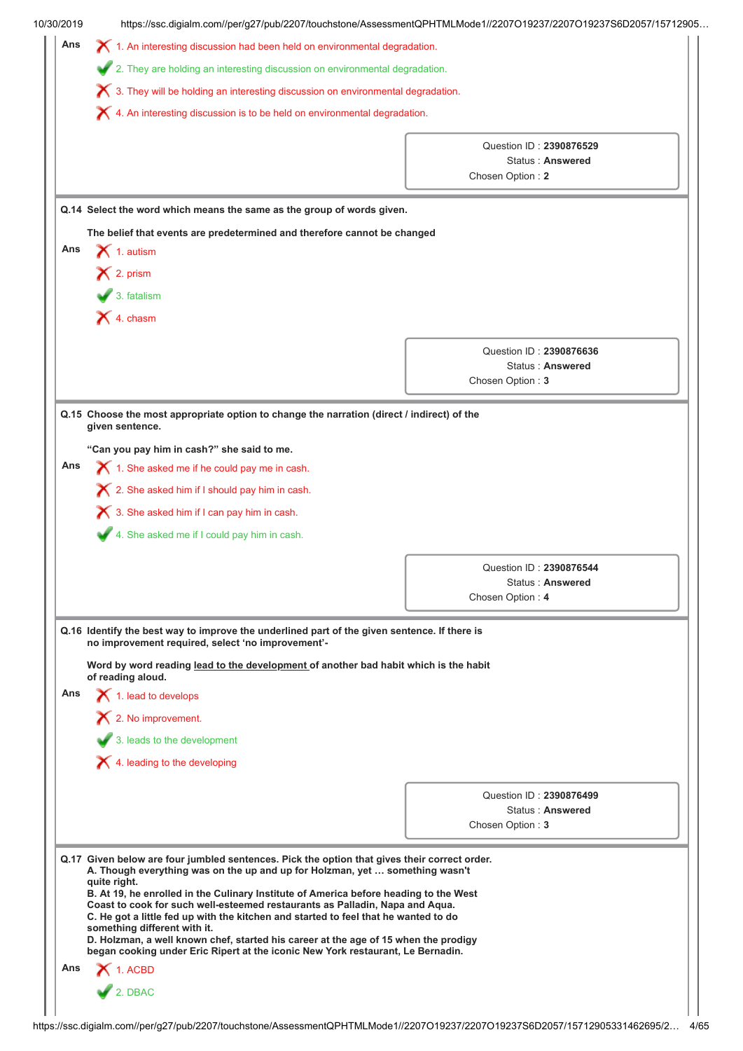Ans

✗ 1. An interesting discussion had been held on environmental degradation.

✓ 2. They are holding an interesting discussion on environmental degradation.

✗ 3. They will be holding an interesting discussion on environmental degradation.

✗ 4. An interesting discussion is to be held on environmental degradation.

Question ID : **2390876529**
Status : **Answered**
Chosen Option : **2**

---

**Q.14 Select the word which means the same as the group of words given.**

**The belief that events are predetermined and therefore cannot be changed**

Ans

✗ 1. autism

✗ 2. prism

✓ 3. fatalism

✗ 4. chasm

Question ID : **2390876636**
Status : **Answered**
Chosen Option : **3**

---

**Q.15 Choose the most appropriate option to change the narration (direct / indirect) of the given sentence.**

**"Can you pay him in cash?" she said to me.**

Ans

✗ 1. She asked me if he could pay me in cash.

✗ 2. She asked him if I should pay him in cash.

✗ 3. She asked him if I can pay him in cash.

✓ 4. She asked me if I could pay him in cash.

Question ID : **2390876544**
Status : **Answered**
Chosen Option : **4**

---

**Q.16 Identify the best way to improve the underlined part of the given sentence. If there is no improvement required, select 'no improvement'-**

**Word by word reading <u>lead to the development</u> of another bad habit which is the habit of reading aloud.**

Ans

✗ 1. lead to develops

✗ 2. No improvement.

✓ 3. leads to the development

✗ 4. leading to the developing

Question ID : **2390876499**
Status : **Answered**
Chosen Option : **3**

---

**Q.17 Given below are four jumbled sentences. Pick the option that gives their correct order.**
**A. Though everything was on the up and up for Holzman, yet … something wasn't quite right.**
**B. At 19, he enrolled in the Culinary Institute of America before heading to the West Coast to cook for such well-esteemed restaurants as Palladin, Napa and Aqua.**
**C. He got a little fed up with the kitchen and started to feel that he wanted to do something different with it.**
**D. Holzman, a well known chef, started his career at the age of 15 when the prodigy began cooking under Eric Ripert at the iconic New York restaurant, Le Bernadin.**

Ans

✗ 1. ACBD

✓ 2. DBAC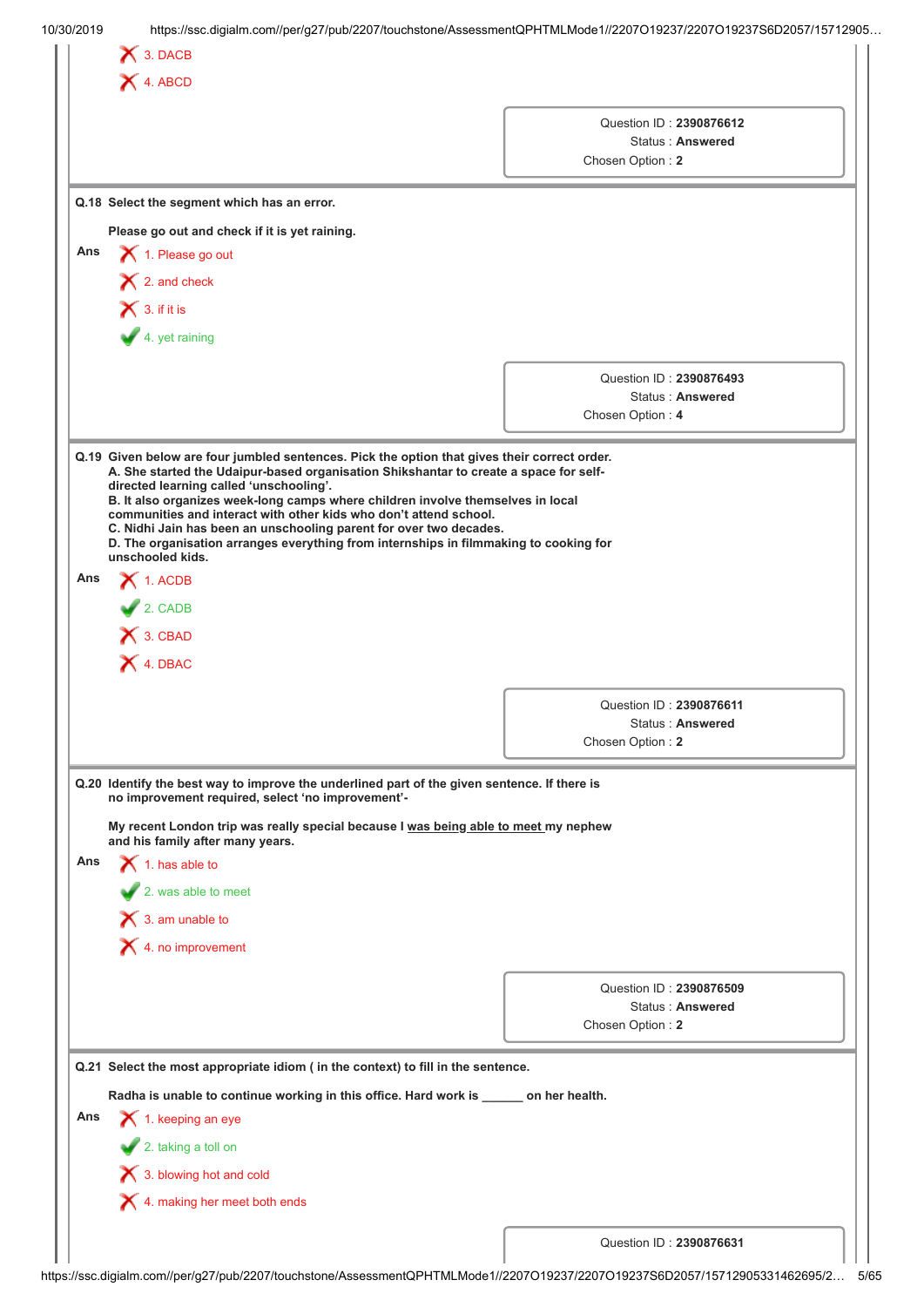❌ 3. DACB

❌ 4. ABCD

Question ID : **2390876612**
Status : **Answered**
Chosen Option : **2**

---

**Q.18 Select the segment which has an error.**

**Please go out and check if it is yet raining.**

**Ans**

❌ 1. Please go out

❌ 2. and check

❌ 3. if it is

✔ 4. yet raining

Question ID : **2390876493**
Status : **Answered**
Chosen Option : **4**

---

**Q.19 Given below are four jumbled sentences. Pick the option that gives their correct order.**
**A. She started the Udaipur-based organisation Shikshantar to create a space for self-directed learning called 'unschooling'.**
**B. It also organizes week-long camps where children involve themselves in local communities and interact with other kids who don't attend school.**
**C. Nidhi Jain has been an unschooling parent for over two decades.**
**D. The organisation arranges everything from internships in filmmaking to cooking for unschooled kids.**

**Ans**

❌ 1. ACDB

✔ 2. CADB

❌ 3. CBAD

❌ 4. DBAC

Question ID : **2390876611**
Status : **Answered**
Chosen Option : **2**

---

**Q.20 Identify the best way to improve the underlined part of the given sentence. If there is no improvement required, select 'no improvement'-**

**My recent London trip was really special because I <u>was being able to meet</u> my nephew and his family after many years.**

**Ans**

❌ 1. has able to

✔ 2. was able to meet

❌ 3. am unable to

❌ 4. no improvement

Question ID : **2390876509**
Status : **Answered**
Chosen Option : **2**

---

**Q.21 Select the most appropriate idiom ( in the context) to fill in the sentence.**

**Radha is unable to continue working in this office. Hard work is ______ on her health.**

**Ans**

❌ 1. keeping an eye

✔ 2. taking a toll on

❌ 3. blowing hot and cold

❌ 4. making her meet both ends

Question ID : **2390876631**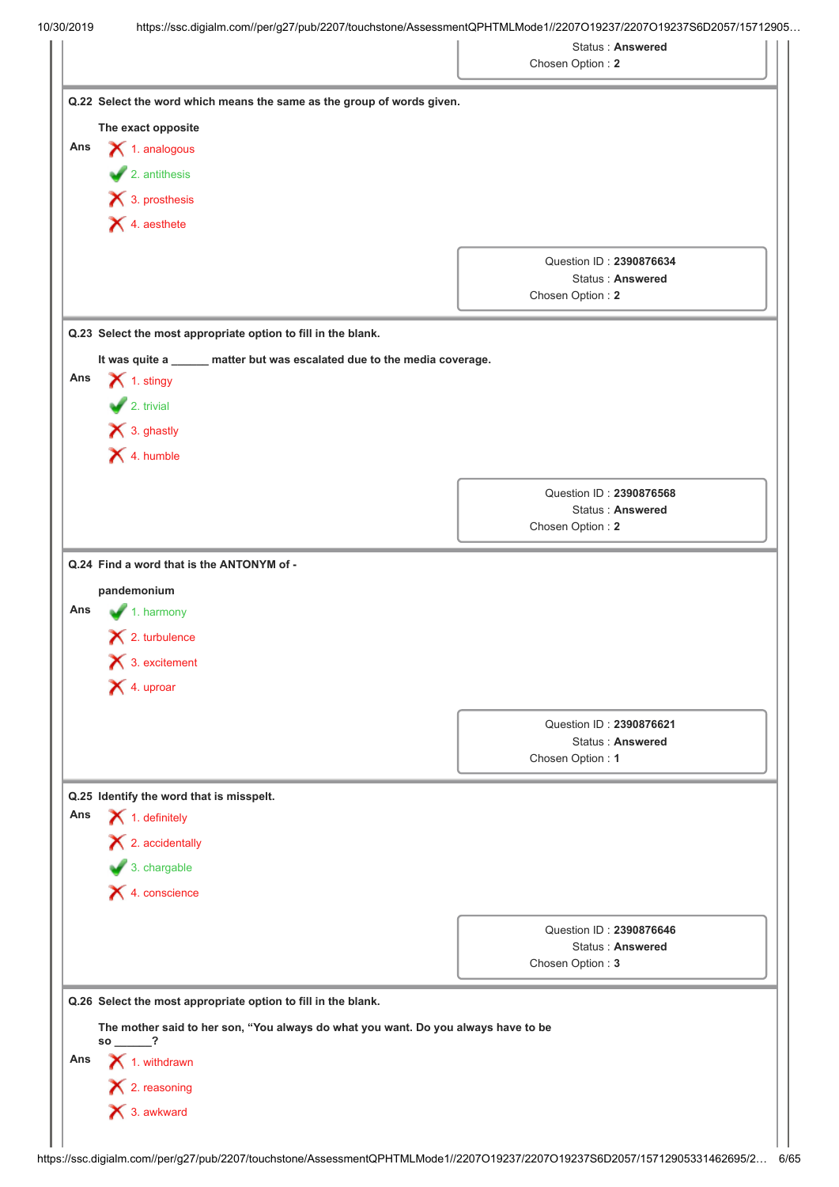Status : **Answered**
Chosen Option : **2**

---

**Q.22 Select the word which means the same as the group of words given.**

**The exact opposite**

**Ans**

✗ 1. analogous

✓ 2. antithesis

✗ 3. prosthesis

✗ 4. aesthete

Question ID : **2390876634**
Status : **Answered**
Chosen Option : **2**

---

**Q.23 Select the most appropriate option to fill in the blank.**

**It was quite a ______ matter but was escalated due to the media coverage.**

**Ans**

✗ 1. stingy

✓ 2. trivial

✗ 3. ghastly

✗ 4. humble

Question ID : **2390876568**
Status : **Answered**
Chosen Option : **2**

---

**Q.24 Find a word that is the ANTONYM of -**

**pandemonium**

**Ans**

✓ 1. harmony

✗ 2. turbulence

✗ 3. excitement

✗ 4. uproar

Question ID : **2390876621**
Status : **Answered**
Chosen Option : **1**

---

**Q.25 Identify the word that is misspelt.**

**Ans**

✗ 1. definitely

✗ 2. accidentally

✓ 3. chargable

✗ 4. conscience

Question ID : **2390876646**
Status : **Answered**
Chosen Option : **3**

---

**Q.26 Select the most appropriate option to fill in the blank.**

**The mother said to her son, "You always do what you want. Do you always have to be so ______?**

**Ans**

✗ 1. withdrawn

✗ 2. reasoning

✗ 3. awkward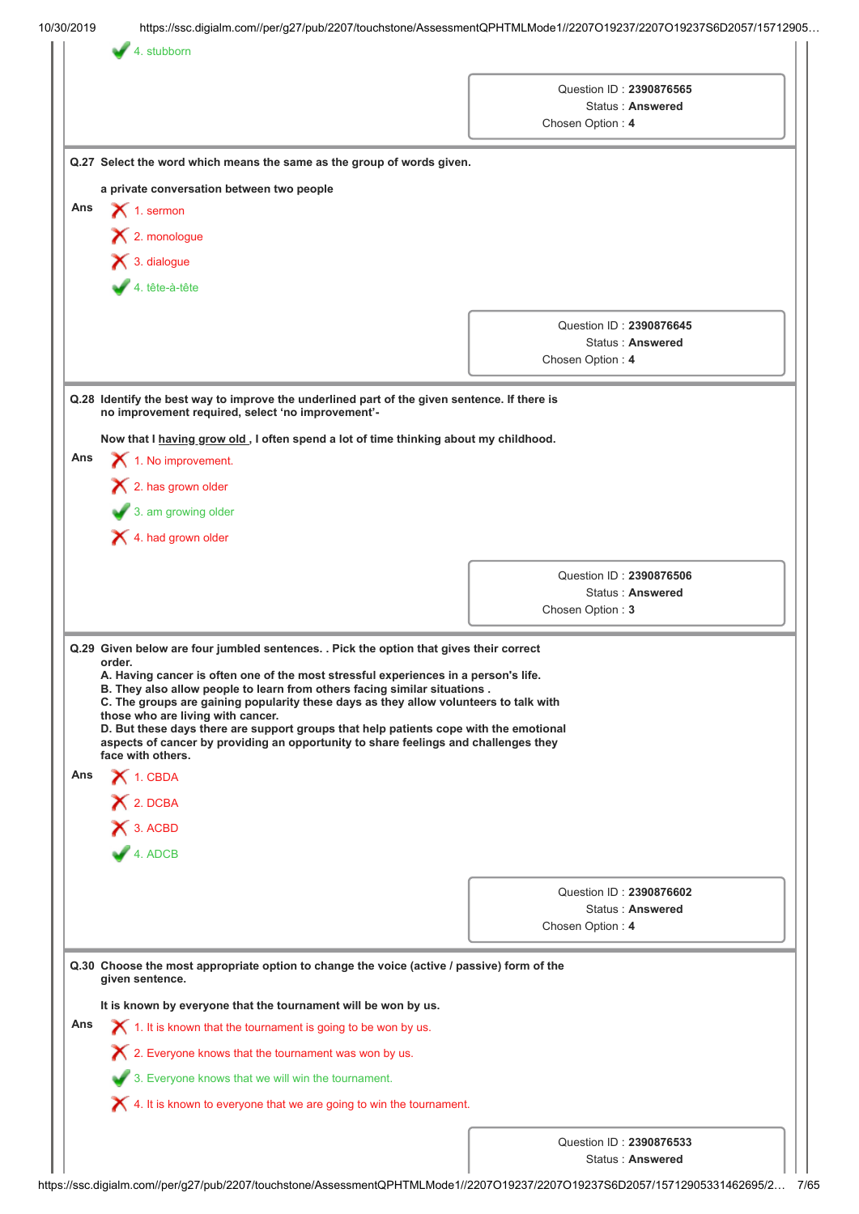4. stubborn

Question ID : **2390876565**
Status : **Answered**
Chosen Option : **4**

**Q.27 Select the word which means the same as the group of words given.**

**a private conversation between two people**

**Ans**
1. sermon
2. monologue
3. dialogue
4. tête-à-tête

Question ID : **2390876645**
Status : **Answered**
Chosen Option : **4**

**Q.28 Identify the best way to improve the underlined part of the given sentence. If there is no improvement required, select 'no improvement'-**

**Now that I <u>having grow old</u> , I often spend a lot of time thinking about my childhood.**

**Ans**
1. No improvement.
2. has grown older
3. am growing older
4. had grown older

Question ID : **2390876506**
Status : **Answered**
Chosen Option : **3**

**Q.29 Given below are four jumbled sentences. . Pick the option that gives their correct order.**
**A. Having cancer is often one of the most stressful experiences in a person's life.**
**B. They also allow people to learn from others facing similar situations .**
**C. The groups are gaining popularity these days as they allow volunteers to talk with those who are living with cancer.**
**D. But these days there are support groups that help patients cope with the emotional aspects of cancer by providing an opportunity to share feelings and challenges they face with others.**

**Ans**
1. CBDA
2. DCBA
3. ACBD
4. ADCB

Question ID : **2390876602**
Status : **Answered**
Chosen Option : **4**

**Q.30 Choose the most appropriate option to change the voice (active / passive) form of the given sentence.**

**It is known by everyone that the tournament will be won by us.**

**Ans**
1. It is known that the tournament is going to be won by us.
2. Everyone knows that the tournament was won by us.
3. Everyone knows that we will win the tournament.
4. It is known to everyone that we are going to win the tournament.

Question ID : **2390876533**
Status : **Answered**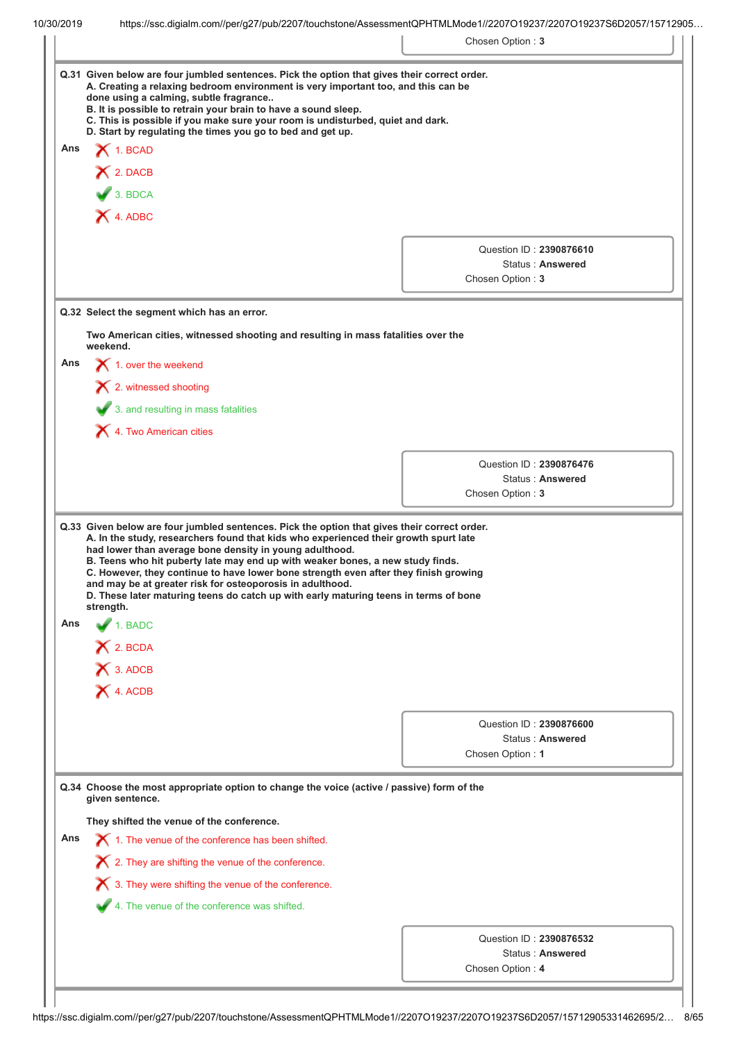Chosen Option : 3

**Q.31 Given below are four jumbled sentences. Pick the option that gives their correct order.**
**A. Creating a relaxing bedroom environment is very important too, and this can be done using a calming, subtle fragrance..**
**B. It is possible to retrain your brain to have a sound sleep.**
**C. This is possible if you make sure your room is undisturbed, quiet and dark.**
**D. Start by regulating the times you go to bed and get up.**

Ans
1. BCAD
2. DACB
3. BDCA
4. ADBC

Question ID : **2390876610**
Status : **Answered**
Chosen Option : **3**

**Q.32 Select the segment which has an error.**

**Two American cities, witnessed shooting and resulting in mass fatalities over the weekend.**

Ans
1. over the weekend
2. witnessed shooting
3. and resulting in mass fatalities
4. Two American cities

Question ID : **2390876476**
Status : **Answered**
Chosen Option : **3**

**Q.33 Given below are four jumbled sentences. Pick the option that gives their correct order.**
**A. In the study, researchers found that kids who experienced their growth spurt late had lower than average bone density in young adulthood.**
**B. Teens who hit puberty late may end up with weaker bones, a new study finds.**
**C. However, they continue to have lower bone strength even after they finish growing and may be at greater risk for osteoporosis in adulthood.**
**D. These later maturing teens do catch up with early maturing teens in terms of bone strength.**

Ans
1. BADC
2. BCDA
3. ADCB
4. ACDB

Question ID : **2390876600**
Status : **Answered**
Chosen Option : **1**

**Q.34 Choose the most appropriate option to change the voice (active / passive) form of the given sentence.**

**They shifted the venue of the conference.**

Ans
1. The venue of the conference has been shifted.
2. They are shifting the venue of the conference.
3. They were shifting the venue of the conference.
4. The venue of the conference was shifted.

Question ID : **2390876532**
Status : **Answered**
Chosen Option : **4**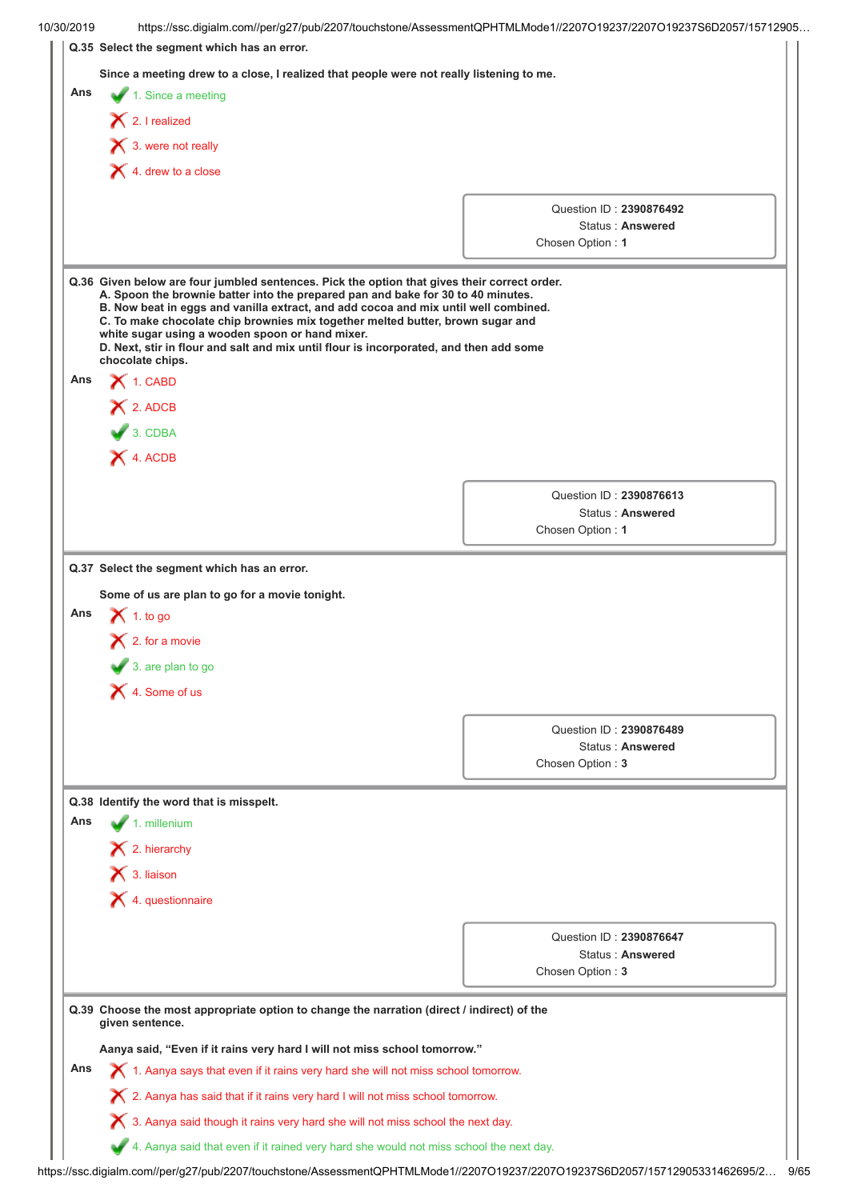**Q.35 Select the segment which has an error.**

**Since a meeting drew to a close, I realized that people were not really listening to me.**

Ans
1. Since a meeting ✔
2. I realized ✘
3. were not really ✘
4. drew to a close ✘

Question ID : **2390876492**
Status : **Answered**
Chosen Option : **1**

---

**Q.36 Given below are four jumbled sentences. Pick the option that gives their correct order.**
**A. Spoon the brownie batter into the prepared pan and bake for 30 to 40 minutes.**
**B. Now beat in eggs and vanilla extract, and add cocoa and mix until well combined.**
**C. To make chocolate chip brownies mix together melted butter, brown sugar and white sugar using a wooden spoon or hand mixer.**
**D. Next, stir in flour and salt and mix until flour is incorporated, and then add some chocolate chips.**

Ans
1. CABD ✘
2. ADCB ✘
3. CDBA ✔
4. ACDB ✘

Question ID : **2390876613**
Status : **Answered**
Chosen Option : **1**

---

**Q.37 Select the segment which has an error.**

**Some of us are plan to go for a movie tonight.**

Ans
1. to go ✘
2. for a movie ✘
3. are plan to go ✔
4. Some of us ✘

Question ID : **2390876489**
Status : **Answered**
Chosen Option : **3**

---

**Q.38 Identify the word that is misspelt.**

Ans
1. millenium ✔
2. hierarchy ✘
3. liaison ✘
4. questionnaire ✘

Question ID : **2390876647**
Status : **Answered**
Chosen Option : **3**

---

**Q.39 Choose the most appropriate option to change the narration (direct / indirect) of the given sentence.**

**Aanya said, "Even if it rains very hard I will not miss school tomorrow."**

Ans
1. Aanya says that even if it rains very hard she will not miss school tomorrow. ✘
2. Aanya has said that if it rains very hard I will not miss school tomorrow. ✘
3. Aanya said though it rains very hard she will not miss school the next day. ✘
4. Aanya said that even if it rained very hard she would not miss school the next day. ✔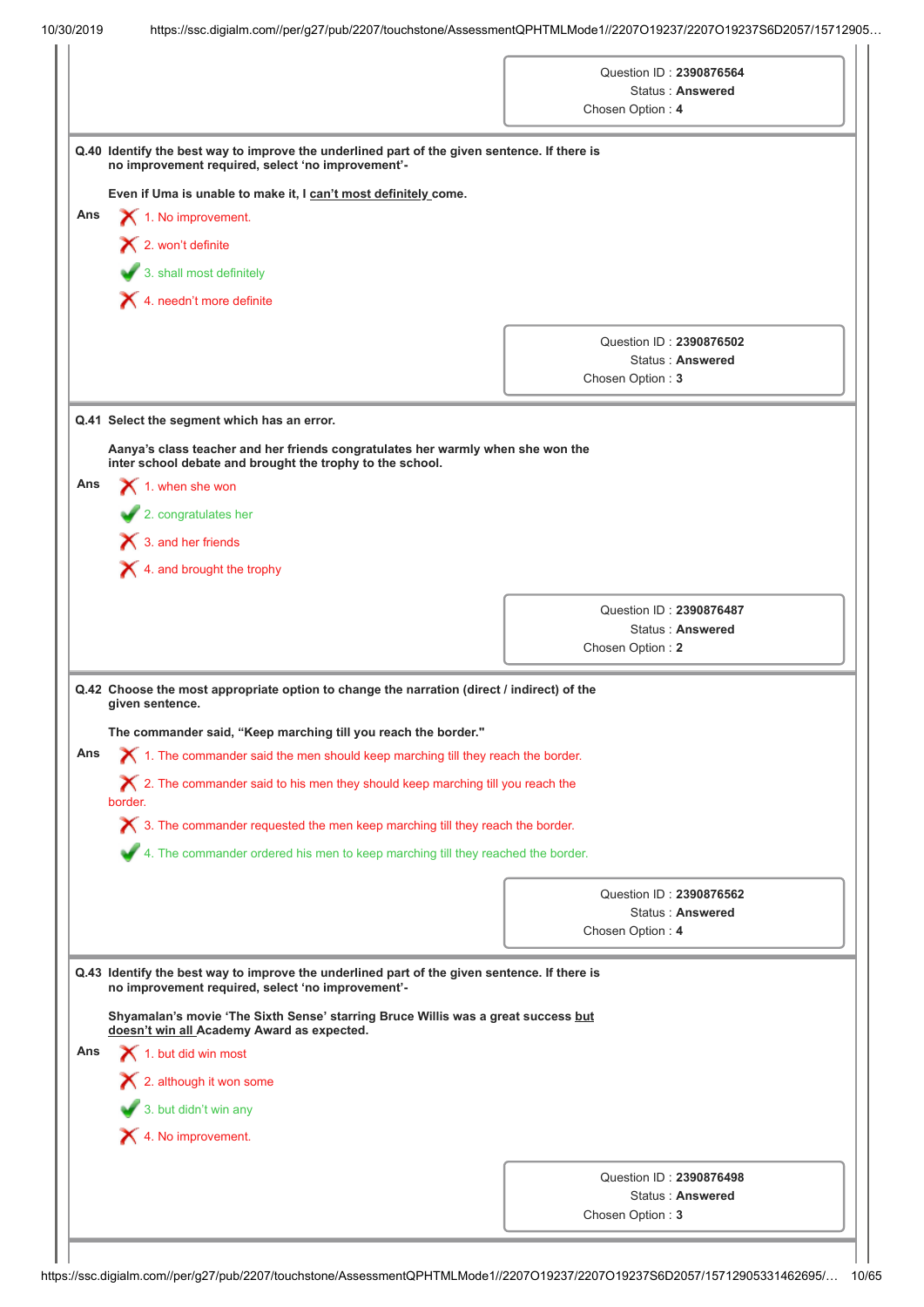Question ID : **2390876564**
Status : **Answered**
Chosen Option : **4**

**Q.40 Identify the best way to improve the underlined part of the given sentence. If there is no improvement required, select 'no improvement'-**

**Even if Uma is unable to make it, I <u>can't most definitely</u> come.**

**Ans**

✗ 1. No improvement.

✗ 2. won't definite

✓ 3. shall most definitely

✗ 4. needn't more definite

Question ID : **2390876502**
Status : **Answered**
Chosen Option : **3**

**Q.41 Select the segment which has an error.**

**Aanya's class teacher and her friends congratulates her warmly when she won the inter school debate and brought the trophy to the school.**

**Ans**

✗ 1. when she won

✓ 2. congratulates her

✗ 3. and her friends

✗ 4. and brought the trophy

Question ID : **2390876487**
Status : **Answered**
Chosen Option : **2**

**Q.42 Choose the most appropriate option to change the narration (direct / indirect) of the given sentence.**

**The commander said, "Keep marching till you reach the border."**

**Ans**

✗ 1. The commander said the men should keep marching till they reach the border.

✗ 2. The commander said to his men they should keep marching till you reach the border.

✗ 3. The commander requested the men keep marching till they reach the border.

✓ 4. The commander ordered his men to keep marching till they reached the border.

Question ID : **2390876562**
Status : **Answered**
Chosen Option : **4**

**Q.43 Identify the best way to improve the underlined part of the given sentence. If there is no improvement required, select 'no improvement'-**

**Shyamalan's movie 'The Sixth Sense' starring Bruce Willis was a great success <u>but doesn't win all</u> Academy Award as expected.**

**Ans**

✗ 1. but did win most

✗ 2. although it won some

✓ 3. but didn't win any

✗ 4. No improvement.

Question ID : **2390876498**
Status : **Answered**
Chosen Option : **3**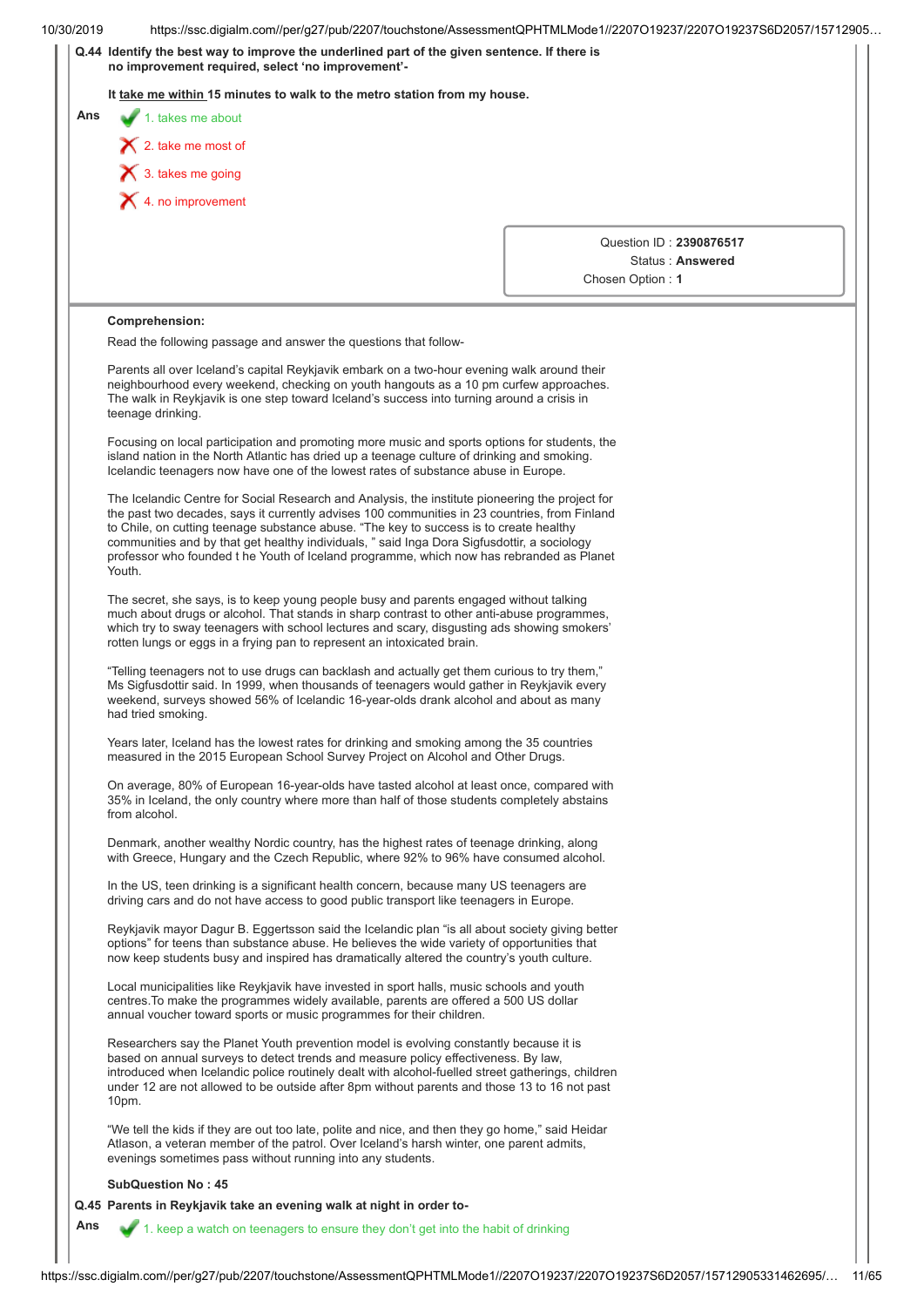**Q.44 Identify the best way to improve the underlined part of the given sentence. If there is no improvement required, select 'no improvement'-**

**It take me within 15 minutes to walk to the metro station from my house.**

Ans

1. takes me about ✔
2. take me most of ✘
3. takes me going ✘
4. no improvement ✘

Question ID : **2390876517**
Status : **Answered**
Chosen Option : **1**

**Comprehension:**

Read the following passage and answer the questions that follow-

Parents all over Iceland's capital Reykjavik embark on a two-hour evening walk around their neighbourhood every weekend, checking on youth hangouts as a 10 pm curfew approaches. The walk in Reykjavik is one step toward Iceland's success into turning around a crisis in teenage drinking.

Focusing on local participation and promoting more music and sports options for students, the island nation in the North Atlantic has dried up a teenage culture of drinking and smoking. Icelandic teenagers now have one of the lowest rates of substance abuse in Europe.

The Icelandic Centre for Social Research and Analysis, the institute pioneering the project for the past two decades, says it currently advises 100 communities in 23 countries, from Finland to Chile, on cutting teenage substance abuse. "The key to success is to create healthy communities and by that get healthy individuals, " said Inga Dora Sigfusdottir, a sociology professor who founded t he Youth of Iceland programme, which now has rebranded as Planet Youth.

The secret, she says, is to keep young people busy and parents engaged without talking much about drugs or alcohol. That stands in sharp contrast to other anti-abuse programmes, which try to sway teenagers with school lectures and scary, disgusting ads showing smokers' rotten lungs or eggs in a frying pan to represent an intoxicated brain.

"Telling teenagers not to use drugs can backlash and actually get them curious to try them," Ms Sigfusdottir said. In 1999, when thousands of teenagers would gather in Reykjavik every weekend, surveys showed 56% of Icelandic 16-year-olds drank alcohol and about as many had tried smoking.

Years later, Iceland has the lowest rates for drinking and smoking among the 35 countries measured in the 2015 European School Survey Project on Alcohol and Other Drugs.

On average, 80% of European 16-year-olds have tasted alcohol at least once, compared with 35% in Iceland, the only country where more than half of those students completely abstains from alcohol.

Denmark, another wealthy Nordic country, has the highest rates of teenage drinking, along with Greece, Hungary and the Czech Republic, where 92% to 96% have consumed alcohol.

In the US, teen drinking is a significant health concern, because many US teenagers are driving cars and do not have access to good public transport like teenagers in Europe.

Reykjavik mayor Dagur B. Eggertsson said the Icelandic plan "is all about society giving better options" for teens than substance abuse. He believes the wide variety of opportunities that now keep students busy and inspired has dramatically altered the country's youth culture.

Local municipalities like Reykjavik have invested in sport halls, music schools and youth centres.To make the programmes widely available, parents are offered a 500 US dollar annual voucher toward sports or music programmes for their children.

Researchers say the Planet Youth prevention model is evolving constantly because it is based on annual surveys to detect trends and measure policy effectiveness. By law, introduced when Icelandic police routinely dealt with alcohol-fuelled street gatherings, children under 12 are not allowed to be outside after 8pm without parents and those 13 to 16 not past 10pm.

"We tell the kids if they are out too late, polite and nice, and then they go home," said Heidar Atlason, a veteran member of the patrol. Over Iceland's harsh winter, one parent admits, evenings sometimes pass without running into any students.

**SubQuestion No : 45**

**Q.45 Parents in Reykjavik take an evening walk at night in order to-**

Ans

1. keep a watch on teenagers to ensure they don't get into the habit of drinking ✔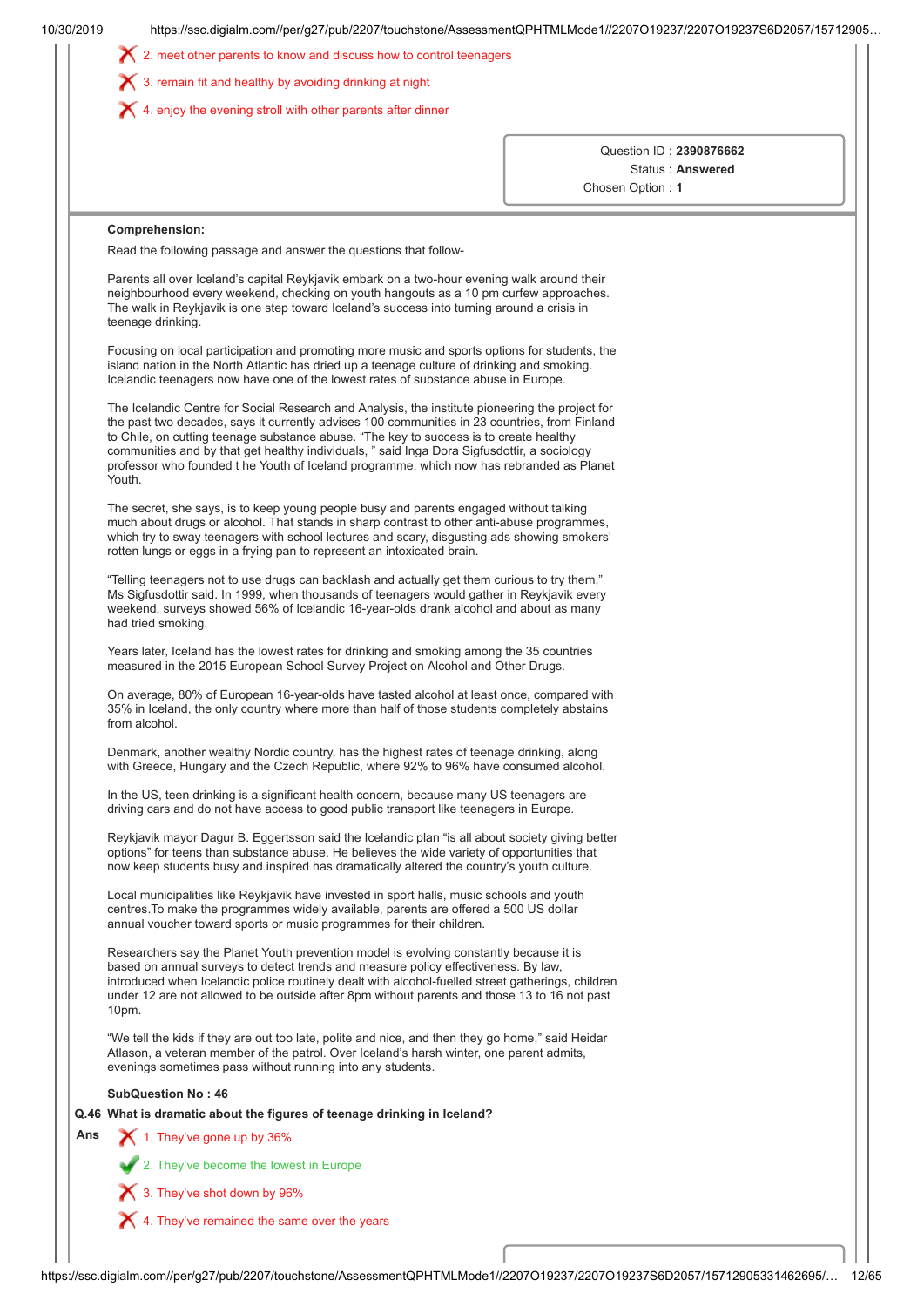2. meet other parents to know and discuss how to control teenagers

3. remain fit and healthy by avoiding drinking at night

4. enjoy the evening stroll with other parents after dinner

Question ID : **2390876662**
Status : **Answered**
Chosen Option : **1**

**Comprehension:**

Read the following passage and answer the questions that follow-

Parents all over Iceland's capital Reykjavik embark on a two-hour evening walk around their neighbourhood every weekend, checking on youth hangouts as a 10 pm curfew approaches. The walk in Reykjavik is one step toward Iceland's success into turning around a crisis in teenage drinking.

Focusing on local participation and promoting more music and sports options for students, the island nation in the North Atlantic has dried up a teenage culture of drinking and smoking. Icelandic teenagers now have one of the lowest rates of substance abuse in Europe.

The Icelandic Centre for Social Research and Analysis, the institute pioneering the project for the past two decades, says it currently advises 100 communities in 23 countries, from Finland to Chile, on cutting teenage substance abuse. "The key to success is to create healthy communities and by that get healthy individuals, " said Inga Dora Sigfusdottir, a sociology professor who founded t he Youth of Iceland programme, which now has rebranded as Planet Youth.

The secret, she says, is to keep young people busy and parents engaged without talking much about drugs or alcohol. That stands in sharp contrast to other anti-abuse programmes, which try to sway teenagers with school lectures and scary, disgusting ads showing smokers' rotten lungs or eggs in a frying pan to represent an intoxicated brain.

"Telling teenagers not to use drugs can backlash and actually get them curious to try them," Ms Sigfusdottir said. In 1999, when thousands of teenagers would gather in Reykjavik every weekend, surveys showed 56% of Icelandic 16-year-olds drank alcohol and about as many had tried smoking.

Years later, Iceland has the lowest rates for drinking and smoking among the 35 countries measured in the 2015 European School Survey Project on Alcohol and Other Drugs.

On average, 80% of European 16-year-olds have tasted alcohol at least once, compared with 35% in Iceland, the only country where more than half of those students completely abstains from alcohol.

Denmark, another wealthy Nordic country, has the highest rates of teenage drinking, along with Greece, Hungary and the Czech Republic, where 92% to 96% have consumed alcohol.

In the US, teen drinking is a significant health concern, because many US teenagers are driving cars and do not have access to good public transport like teenagers in Europe.

Reykjavik mayor Dagur B. Eggertsson said the Icelandic plan "is all about society giving better options" for teens than substance abuse. He believes the wide variety of opportunities that now keep students busy and inspired has dramatically altered the country's youth culture.

Local municipalities like Reykjavik have invested in sport halls, music schools and youth centres.To make the programmes widely available, parents are offered a 500 US dollar annual voucher toward sports or music programmes for their children.

Researchers say the Planet Youth prevention model is evolving constantly because it is based on annual surveys to detect trends and measure policy effectiveness. By law, introduced when Icelandic police routinely dealt with alcohol-fuelled street gatherings, children under 12 are not allowed to be outside after 8pm without parents and those 13 to 16 not past 10pm.

"We tell the kids if they are out too late, polite and nice, and then they go home," said Heidar Atlason, a veteran member of the patrol. Over Iceland's harsh winter, one parent admits, evenings sometimes pass without running into any students.

**SubQuestion No : 46**

**Q.46 What is dramatic about the figures of teenage drinking in Iceland?**

**Ans**

1. They've gone up by 36%

2. They've become the lowest in Europe

3. They've shot down by 96%

4. They've remained the same over the years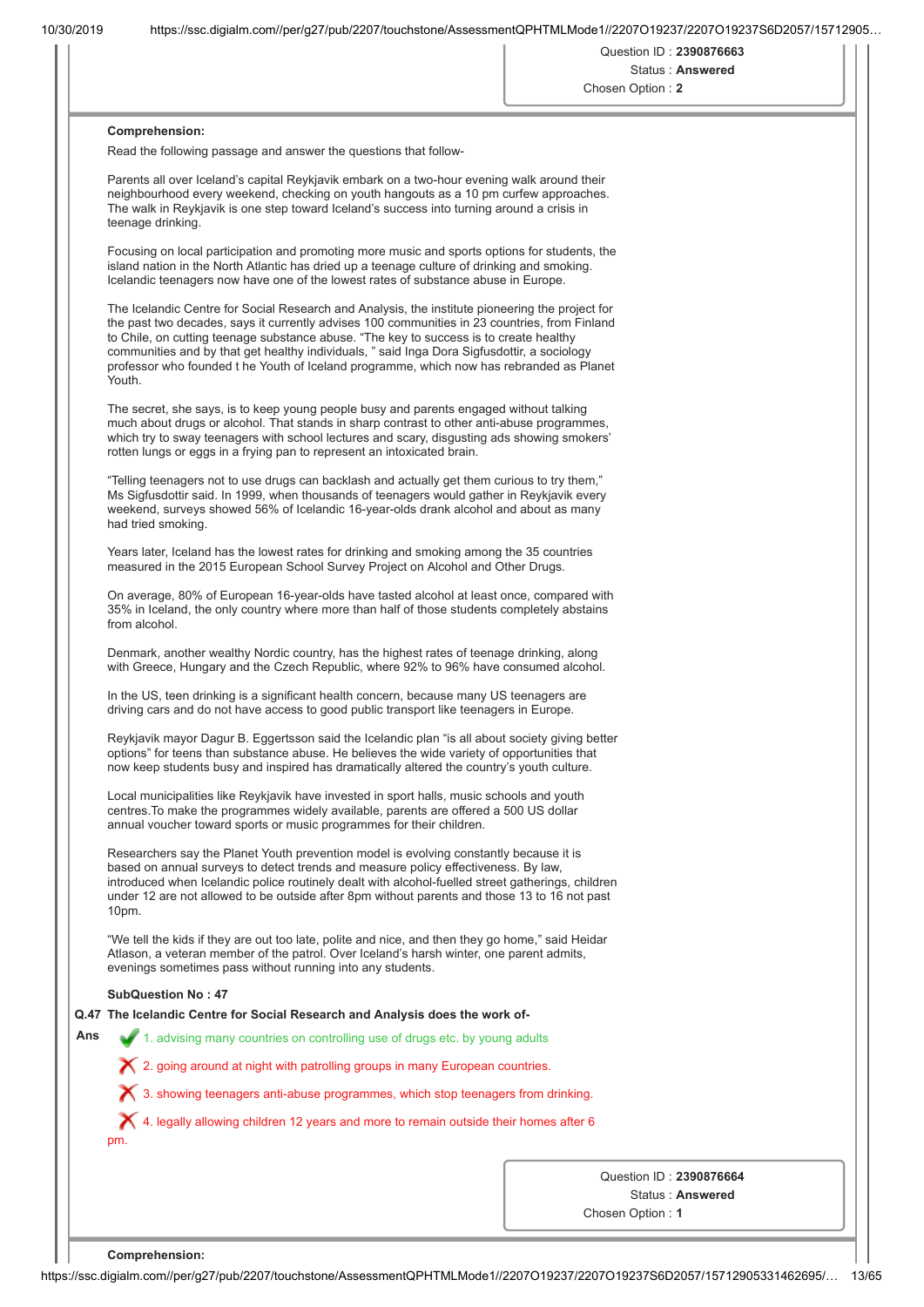Question ID : **2390876663**
Status : **Answered**
Chosen Option : **2**

**Comprehension:**

Read the following passage and answer the questions that follow-

Parents all over Iceland's capital Reykjavik embark on a two-hour evening walk around their neighbourhood every weekend, checking on youth hangouts as a 10 pm curfew approaches. The walk in Reykjavik is one step toward Iceland's success into turning around a crisis in teenage drinking.

Focusing on local participation and promoting more music and sports options for students, the island nation in the North Atlantic has dried up a teenage culture of drinking and smoking. Icelandic teenagers now have one of the lowest rates of substance abuse in Europe.

The Icelandic Centre for Social Research and Analysis, the institute pioneering the project for the past two decades, says it currently advises 100 communities in 23 countries, from Finland to Chile, on cutting teenage substance abuse. "The key to success is to create healthy communities and by that get healthy individuals, " said Inga Dora Sigfusdottir, a sociology professor who founded t he Youth of Iceland programme, which now has rebranded as Planet Youth.

The secret, she says, is to keep young people busy and parents engaged without talking much about drugs or alcohol. That stands in sharp contrast to other anti-abuse programmes, which try to sway teenagers with school lectures and scary, disgusting ads showing smokers' rotten lungs or eggs in a frying pan to represent an intoxicated brain.

"Telling teenagers not to use drugs can backlash and actually get them curious to try them," Ms Sigfusdottir said. In 1999, when thousands of teenagers would gather in Reykjavik every weekend, surveys showed 56% of Icelandic 16-year-olds drank alcohol and about as many had tried smoking.

Years later, Iceland has the lowest rates for drinking and smoking among the 35 countries measured in the 2015 European School Survey Project on Alcohol and Other Drugs.

On average, 80% of European 16-year-olds have tasted alcohol at least once, compared with 35% in Iceland, the only country where more than half of those students completely abstains from alcohol.

Denmark, another wealthy Nordic country, has the highest rates of teenage drinking, along with Greece, Hungary and the Czech Republic, where 92% to 96% have consumed alcohol.

In the US, teen drinking is a significant health concern, because many US teenagers are driving cars and do not have access to good public transport like teenagers in Europe.

Reykjavik mayor Dagur B. Eggertsson said the Icelandic plan "is all about society giving better options" for teens than substance abuse. He believes the wide variety of opportunities that now keep students busy and inspired has dramatically altered the country's youth culture.

Local municipalities like Reykjavik have invested in sport halls, music schools and youth centres.To make the programmes widely available, parents are offered a 500 US dollar annual voucher toward sports or music programmes for their children.

Researchers say the Planet Youth prevention model is evolving constantly because it is based on annual surveys to detect trends and measure policy effectiveness. By law, introduced when Icelandic police routinely dealt with alcohol-fuelled street gatherings, children under 12 are not allowed to be outside after 8pm without parents and those 13 to 16 not past 10pm.

"We tell the kids if they are out too late, polite and nice, and then they go home," said Heidar Atlason, a veteran member of the patrol. Over Iceland's harsh winter, one parent admits, evenings sometimes pass without running into any students.

**SubQuestion No : 47**

**Q.47 The Icelandic Centre for Social Research and Analysis does the work of-**

**Ans**

✔ 1. advising many countries on controlling use of drugs etc. by young adults

✘ 2. going around at night with patrolling groups in many European countries.

✘ 3. showing teenagers anti-abuse programmes, which stop teenagers from drinking.

✘ 4. legally allowing children 12 years and more to remain outside their homes after 6 pm.

Question ID : **2390876664**
Status : **Answered**
Chosen Option : **1**

**Comprehension:**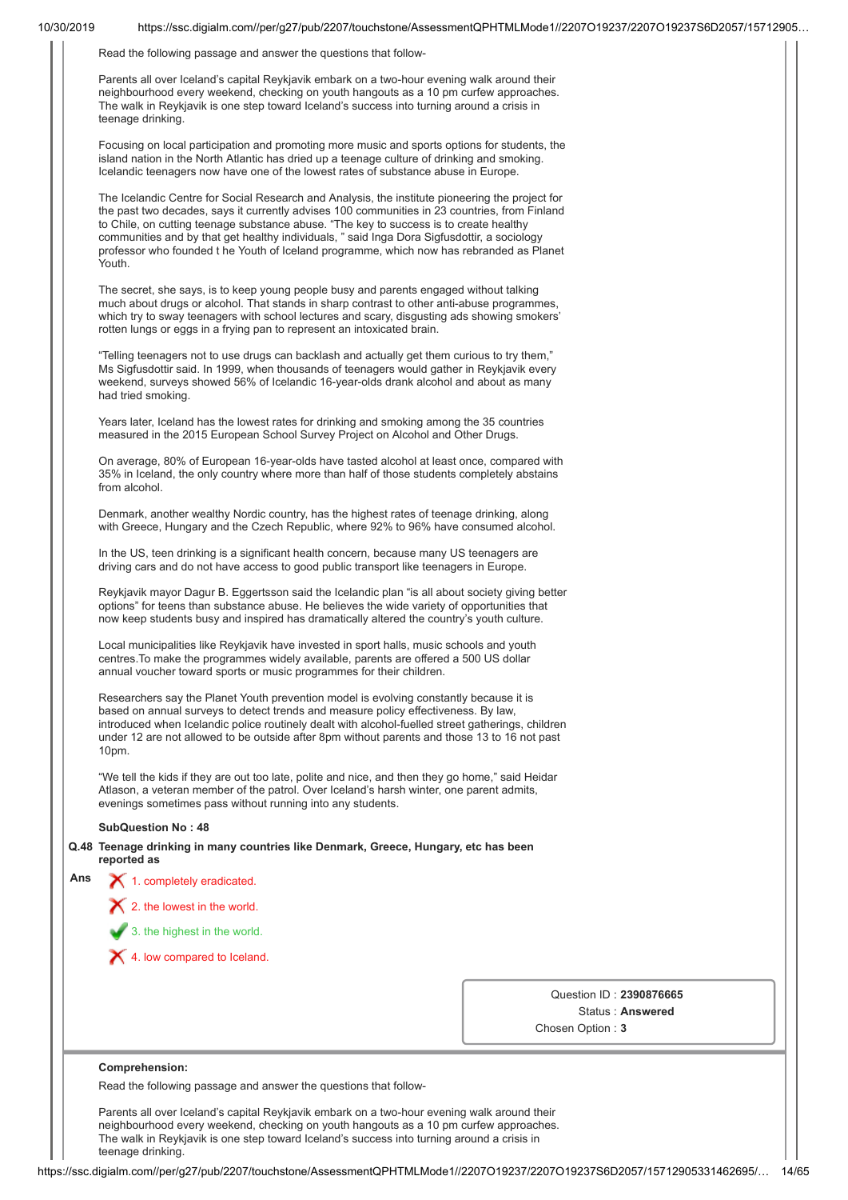Read the following passage and answer the questions that follow-

Parents all over Iceland's capital Reykjavik embark on a two-hour evening walk around their neighbourhood every weekend, checking on youth hangouts as a 10 pm curfew approaches. The walk in Reykjavik is one step toward Iceland's success into turning around a crisis in teenage drinking.

Focusing on local participation and promoting more music and sports options for students, the island nation in the North Atlantic has dried up a teenage culture of drinking and smoking. Icelandic teenagers now have one of the lowest rates of substance abuse in Europe.

The Icelandic Centre for Social Research and Analysis, the institute pioneering the project for the past two decades, says it currently advises 100 communities in 23 countries, from Finland to Chile, on cutting teenage substance abuse. "The key to success is to create healthy communities and by that get healthy individuals, " said Inga Dora Sigfusdottir, a sociology professor who founded t he Youth of Iceland programme, which now has rebranded as Planet Youth.

The secret, she says, is to keep young people busy and parents engaged without talking much about drugs or alcohol. That stands in sharp contrast to other anti-abuse programmes, which try to sway teenagers with school lectures and scary, disgusting ads showing smokers' rotten lungs or eggs in a frying pan to represent an intoxicated brain.

"Telling teenagers not to use drugs can backlash and actually get them curious to try them," Ms Sigfusdottir said. In 1999, when thousands of teenagers would gather in Reykjavik every weekend, surveys showed 56% of Icelandic 16-year-olds drank alcohol and about as many had tried smoking.

Years later, Iceland has the lowest rates for drinking and smoking among the 35 countries measured in the 2015 European School Survey Project on Alcohol and Other Drugs.

On average, 80% of European 16-year-olds have tasted alcohol at least once, compared with 35% in Iceland, the only country where more than half of those students completely abstains from alcohol.

Denmark, another wealthy Nordic country, has the highest rates of teenage drinking, along with Greece, Hungary and the Czech Republic, where 92% to 96% have consumed alcohol.

In the US, teen drinking is a significant health concern, because many US teenagers are driving cars and do not have access to good public transport like teenagers in Europe.

Reykjavik mayor Dagur B. Eggertsson said the Icelandic plan "is all about society giving better options" for teens than substance abuse. He believes the wide variety of opportunities that now keep students busy and inspired has dramatically altered the country's youth culture.

Local municipalities like Reykjavik have invested in sport halls, music schools and youth centres.To make the programmes widely available, parents are offered a 500 US dollar annual voucher toward sports or music programmes for their children.

Researchers say the Planet Youth prevention model is evolving constantly because it is based on annual surveys to detect trends and measure policy effectiveness. By law, introduced when Icelandic police routinely dealt with alcohol-fuelled street gatherings, children under 12 are not allowed to be outside after 8pm without parents and those 13 to 16 not past 10pm.

"We tell the kids if they are out too late, polite and nice, and then they go home," said Heidar Atlason, a veteran member of the patrol. Over Iceland's harsh winter, one parent admits, evenings sometimes pass without running into any students.

**SubQuestion No : 48**

**Q.48 Teenage drinking in many countries like Denmark, Greece, Hungary, etc has been reported as**

**Ans**

1. completely eradicated. ✗
2. the lowest in the world. ✗
3. the highest in the world. ✓
4. low compared to Iceland. ✗

Question ID : **2390876665**
Status : **Answered**
Chosen Option : **3**

---

**Comprehension:**

Read the following passage and answer the questions that follow-

Parents all over Iceland's capital Reykjavik embark on a two-hour evening walk around their neighbourhood every weekend, checking on youth hangouts as a 10 pm curfew approaches. The walk in Reykjavik is one step toward Iceland's success into turning around a crisis in teenage drinking.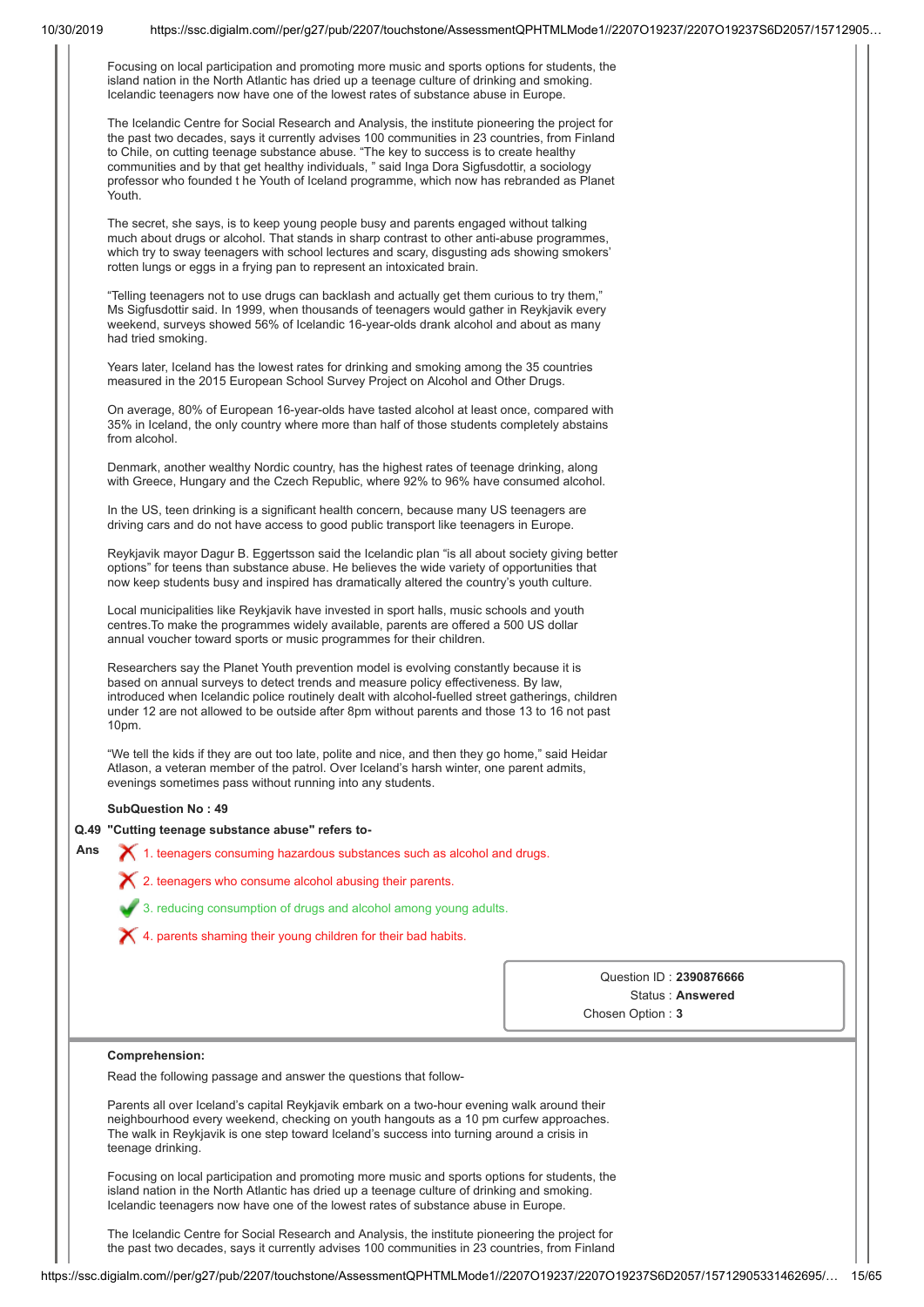Focusing on local participation and promoting more music and sports options for students, the island nation in the North Atlantic has dried up a teenage culture of drinking and smoking. Icelandic teenagers now have one of the lowest rates of substance abuse in Europe.

The Icelandic Centre for Social Research and Analysis, the institute pioneering the project for the past two decades, says it currently advises 100 communities in 23 countries, from Finland to Chile, on cutting teenage substance abuse. "The key to success is to create healthy communities and by that get healthy individuals, " said Inga Dora Sigfusdottir, a sociology professor who founded t he Youth of Iceland programme, which now has rebranded as Planet Youth.

The secret, she says, is to keep young people busy and parents engaged without talking much about drugs or alcohol. That stands in sharp contrast to other anti-abuse programmes, which try to sway teenagers with school lectures and scary, disgusting ads showing smokers' rotten lungs or eggs in a frying pan to represent an intoxicated brain.

"Telling teenagers not to use drugs can backlash and actually get them curious to try them," Ms Sigfusdottir said. In 1999, when thousands of teenagers would gather in Reykjavik every weekend, surveys showed 56% of Icelandic 16-year-olds drank alcohol and about as many had tried smoking.

Years later, Iceland has the lowest rates for drinking and smoking among the 35 countries measured in the 2015 European School Survey Project on Alcohol and Other Drugs.

On average, 80% of European 16-year-olds have tasted alcohol at least once, compared with 35% in Iceland, the only country where more than half of those students completely abstains from alcohol.

Denmark, another wealthy Nordic country, has the highest rates of teenage drinking, along with Greece, Hungary and the Czech Republic, where 92% to 96% have consumed alcohol.

In the US, teen drinking is a significant health concern, because many US teenagers are driving cars and do not have access to good public transport like teenagers in Europe.

Reykjavik mayor Dagur B. Eggertsson said the Icelandic plan "is all about society giving better options" for teens than substance abuse. He believes the wide variety of opportunities that now keep students busy and inspired has dramatically altered the country's youth culture.

Local municipalities like Reykjavik have invested in sport halls, music schools and youth centres.To make the programmes widely available, parents are offered a 500 US dollar annual voucher toward sports or music programmes for their children.

Researchers say the Planet Youth prevention model is evolving constantly because it is based on annual surveys to detect trends and measure policy effectiveness. By law, introduced when Icelandic police routinely dealt with alcohol-fuelled street gatherings, children under 12 are not allowed to be outside after 8pm without parents and those 13 to 16 not past 10pm.

"We tell the kids if they are out too late, polite and nice, and then they go home," said Heidar Atlason, a veteran member of the patrol. Over Iceland's harsh winter, one parent admits, evenings sometimes pass without running into any students.

**SubQuestion No : 49**

**Q.49 "Cutting teenage substance abuse" refers to-**

**Ans**

1. teenagers consuming hazardous substances such as alcohol and drugs. ✗
2. teenagers who consume alcohol abusing their parents. ✗
3. reducing consumption of drugs and alcohol among young adults. ✓
4. parents shaming their young children for their bad habits. ✗

Question ID : **2390876666**
Status : **Answered**
Chosen Option : **3**

**Comprehension:**

Read the following passage and answer the questions that follow-

Parents all over Iceland's capital Reykjavik embark on a two-hour evening walk around their neighbourhood every weekend, checking on youth hangouts as a 10 pm curfew approaches. The walk in Reykjavik is one step toward Iceland's success into turning around a crisis in teenage drinking.

Focusing on local participation and promoting more music and sports options for students, the island nation in the North Atlantic has dried up a teenage culture of drinking and smoking. Icelandic teenagers now have one of the lowest rates of substance abuse in Europe.

The Icelandic Centre for Social Research and Analysis, the institute pioneering the project for the past two decades, says it currently advises 100 communities in 23 countries, from Finland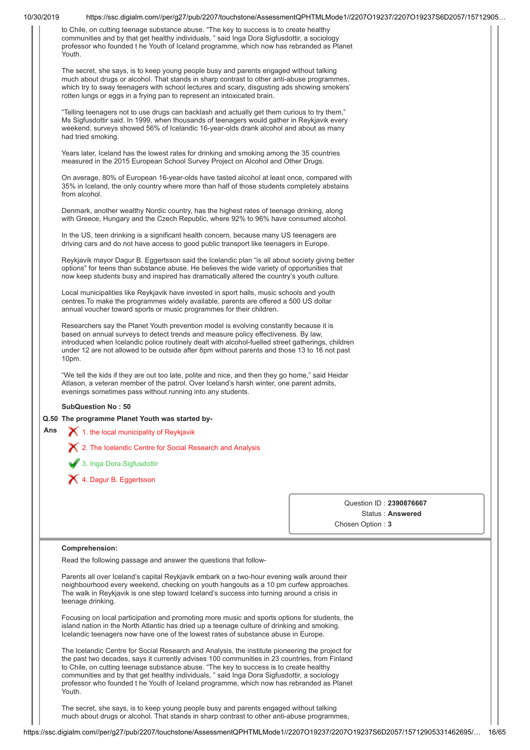to Chile, on cutting teenage substance abuse. "The key to success is to create healthy communities and by that get healthy individuals, " said Inga Dora Sigfusdottir, a sociology professor who founded t he Youth of Iceland programme, which now has rebranded as Planet Youth.

The secret, she says, is to keep young people busy and parents engaged without talking much about drugs or alcohol. That stands in sharp contrast to other anti-abuse programmes, which try to sway teenagers with school lectures and scary, disgusting ads showing smokers' rotten lungs or eggs in a frying pan to represent an intoxicated brain.

"Telling teenagers not to use drugs can backlash and actually get them curious to try them," Ms Sigfusdottir said. In 1999, when thousands of teenagers would gather in Reykjavik every weekend, surveys showed 56% of Icelandic 16-year-olds drank alcohol and about as many had tried smoking.

Years later, Iceland has the lowest rates for drinking and smoking among the 35 countries measured in the 2015 European School Survey Project on Alcohol and Other Drugs.

On average, 80% of European 16-year-olds have tasted alcohol at least once, compared with 35% in Iceland, the only country where more than half of those students completely abstains from alcohol.

Denmark, another wealthy Nordic country, has the highest rates of teenage drinking, along with Greece, Hungary and the Czech Republic, where 92% to 96% have consumed alcohol.

In the US, teen drinking is a significant health concern, because many US teenagers are driving cars and do not have access to good public transport like teenagers in Europe.

Reykjavik mayor Dagur B. Eggertsson said the Icelandic plan "is all about society giving better options" for teens than substance abuse. He believes the wide variety of opportunities that now keep students busy and inspired has dramatically altered the country's youth culture.

Local municipalities like Reykjavik have invested in sport halls, music schools and youth centres.To make the programmes widely available, parents are offered a 500 US dollar annual voucher toward sports or music programmes for their children.

Researchers say the Planet Youth prevention model is evolving constantly because it is based on annual surveys to detect trends and measure policy effectiveness. By law, introduced when Icelandic police routinely dealt with alcohol-fuelled street gatherings, children under 12 are not allowed to be outside after 8pm without parents and those 13 to 16 not past 10pm.

"We tell the kids if they are out too late, polite and nice, and then they go home," said Heidar Atlason, a veteran member of the patrol. Over Iceland's harsh winter, one parent admits, evenings sometimes pass without running into any students.

**SubQuestion No : 50**

**Q.50 The programme Planet Youth was started by-**

**Ans**

1. the local municipality of Reykjavik ✗
2. The Icelandic Centre for Social Research and Analysis ✗
3. Inga Dora Sigfusdottir ✓
4. Dagur B. Eggertsson ✗

Question ID : **2390876667**
Status : **Answered**
Chosen Option : **3**

---

**Comprehension:**

Read the following passage and answer the questions that follow-

Parents all over Iceland's capital Reykjavik embark on a two-hour evening walk around their neighbourhood every weekend, checking on youth hangouts as a 10 pm curfew approaches. The walk in Reykjavik is one step toward Iceland's success into turning around a crisis in teenage drinking.

Focusing on local participation and promoting more music and sports options for students, the island nation in the North Atlantic has dried up a teenage culture of drinking and smoking. Icelandic teenagers now have one of the lowest rates of substance abuse in Europe.

The Icelandic Centre for Social Research and Analysis, the institute pioneering the project for the past two decades, says it currently advises 100 communities in 23 countries, from Finland to Chile, on cutting teenage substance abuse. "The key to success is to create healthy communities and by that get healthy individuals, " said Inga Dora Sigfusdottir, a sociology professor who founded t he Youth of Iceland programme, which now has rebranded as Planet Youth.

The secret, she says, is to keep young people busy and parents engaged without talking much about drugs or alcohol. That stands in sharp contrast to other anti-abuse programmes,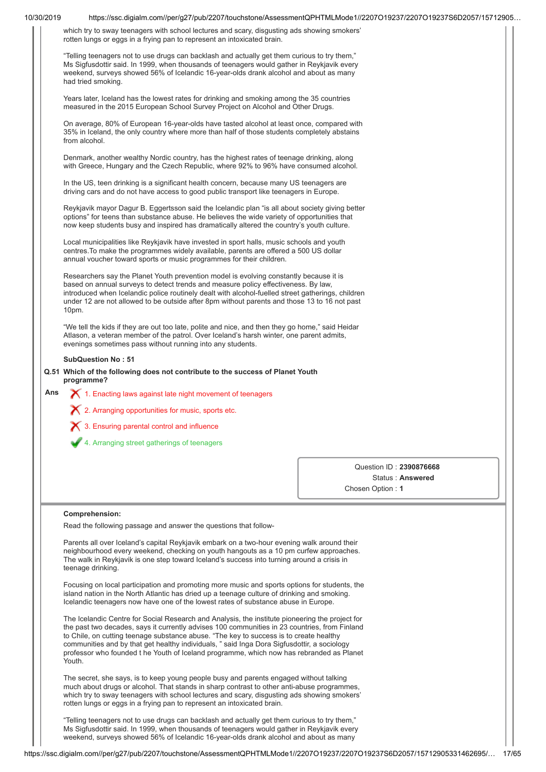which try to sway teenagers with school lectures and scary, disgusting ads showing smokers' rotten lungs or eggs in a frying pan to represent an intoxicated brain.

"Telling teenagers not to use drugs can backlash and actually get them curious to try them," Ms Sigfusdottir said. In 1999, when thousands of teenagers would gather in Reykjavik every weekend, surveys showed 56% of Icelandic 16-year-olds drank alcohol and about as many had tried smoking.

Years later, Iceland has the lowest rates for drinking and smoking among the 35 countries measured in the 2015 European School Survey Project on Alcohol and Other Drugs.

On average, 80% of European 16-year-olds have tasted alcohol at least once, compared with 35% in Iceland, the only country where more than half of those students completely abstains from alcohol.

Denmark, another wealthy Nordic country, has the highest rates of teenage drinking, along with Greece, Hungary and the Czech Republic, where 92% to 96% have consumed alcohol.

In the US, teen drinking is a significant health concern, because many US teenagers are driving cars and do not have access to good public transport like teenagers in Europe.

Reykjavik mayor Dagur B. Eggertsson said the Icelandic plan "is all about society giving better options" for teens than substance abuse. He believes the wide variety of opportunities that now keep students busy and inspired has dramatically altered the country's youth culture.

Local municipalities like Reykjavik have invested in sport halls, music schools and youth centres.To make the programmes widely available, parents are offered a 500 US dollar annual voucher toward sports or music programmes for their children.

Researchers say the Planet Youth prevention model is evolving constantly because it is based on annual surveys to detect trends and measure policy effectiveness. By law, introduced when Icelandic police routinely dealt with alcohol-fuelled street gatherings, children under 12 are not allowed to be outside after 8pm without parents and those 13 to 16 not past 10pm.

"We tell the kids if they are out too late, polite and nice, and then they go home," said Heidar Atlason, a veteran member of the patrol. Over Iceland's harsh winter, one parent admits, evenings sometimes pass without running into any students.

**SubQuestion No : 51**

**Q.51 Which of the following does not contribute to the success of Planet Youth programme?**

**Ans**

- ✗ 1. Enacting laws against late night movement of teenagers
- ✗ 2. Arranging opportunities for music, sports etc.
- ✗ 3. Ensuring parental control and influence
- ✓ 4. Arranging street gatherings of teenagers

Question ID : **2390876668**
Status : **Answered**
Chosen Option : **1**

---

**Comprehension:**

Read the following passage and answer the questions that follow-

Parents all over Iceland's capital Reykjavik embark on a two-hour evening walk around their neighbourhood every weekend, checking on youth hangouts as a 10 pm curfew approaches. The walk in Reykjavik is one step toward Iceland's success into turning around a crisis in teenage drinking.

Focusing on local participation and promoting more music and sports options for students, the island nation in the North Atlantic has dried up a teenage culture of drinking and smoking. Icelandic teenagers now have one of the lowest rates of substance abuse in Europe.

The Icelandic Centre for Social Research and Analysis, the institute pioneering the project for the past two decades, says it currently advises 100 communities in 23 countries, from Finland to Chile, on cutting teenage substance abuse. "The key to success is to create healthy communities and by that get healthy individuals, " said Inga Dora Sigfusdottir, a sociology professor who founded t he Youth of Iceland programme, which now has rebranded as Planet Youth.

The secret, she says, is to keep young people busy and parents engaged without talking much about drugs or alcohol. That stands in sharp contrast to other anti-abuse programmes, which try to sway teenagers with school lectures and scary, disgusting ads showing smokers' rotten lungs or eggs in a frying pan to represent an intoxicated brain.

"Telling teenagers not to use drugs can backlash and actually get them curious to try them," Ms Sigfusdottir said. In 1999, when thousands of teenagers would gather in Reykjavik every weekend, surveys showed 56% of Icelandic 16-year-olds drank alcohol and about as many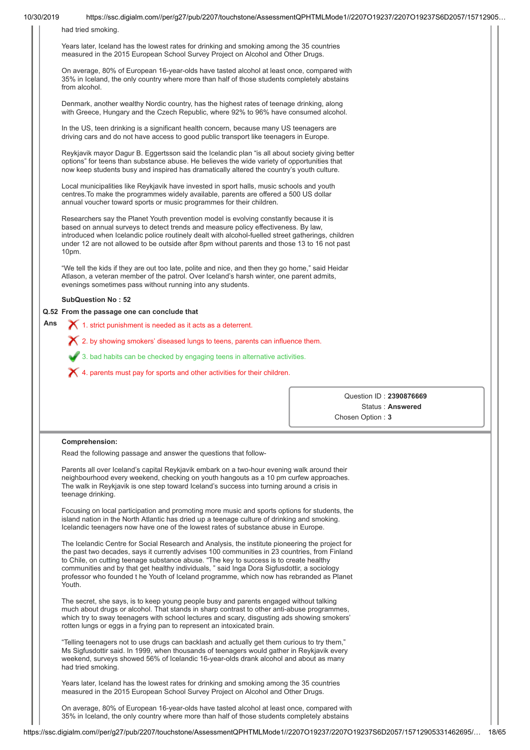had tried smoking.

Years later, Iceland has the lowest rates for drinking and smoking among the 35 countries measured in the 2015 European School Survey Project on Alcohol and Other Drugs.

On average, 80% of European 16-year-olds have tasted alcohol at least once, compared with 35% in Iceland, the only country where more than half of those students completely abstains from alcohol.

Denmark, another wealthy Nordic country, has the highest rates of teenage drinking, along with Greece, Hungary and the Czech Republic, where 92% to 96% have consumed alcohol.

In the US, teen drinking is a significant health concern, because many US teenagers are driving cars and do not have access to good public transport like teenagers in Europe.

Reykjavik mayor Dagur B. Eggertsson said the Icelandic plan "is all about society giving better options" for teens than substance abuse. He believes the wide variety of opportunities that now keep students busy and inspired has dramatically altered the country's youth culture.

Local municipalities like Reykjavik have invested in sport halls, music schools and youth centres.To make the programmes widely available, parents are offered a 500 US dollar annual voucher toward sports or music programmes for their children.

Researchers say the Planet Youth prevention model is evolving constantly because it is based on annual surveys to detect trends and measure policy effectiveness. By law, introduced when Icelandic police routinely dealt with alcohol-fuelled street gatherings, children under 12 are not allowed to be outside after 8pm without parents and those 13 to 16 not past 10pm.

"We tell the kids if they are out too late, polite and nice, and then they go home," said Heidar Atlason, a veteran member of the patrol. Over Iceland's harsh winter, one parent admits, evenings sometimes pass without running into any students.

**SubQuestion No : 52**

**Q.52 From the passage one can conclude that**

**Ans**

✗ 1. strict punishment is needed as it acts as a deterrent.

✗ 2. by showing smokers' diseased lungs to teens, parents can influence them.

✓ 3. bad habits can be checked by engaging teens in alternative activities.

✗ 4. parents must pay for sports and other activities for their children.

Question ID : **2390876669**
Status : **Answered**
Chosen Option : **3**

**Comprehension:**

Read the following passage and answer the questions that follow-

Parents all over Iceland's capital Reykjavik embark on a two-hour evening walk around their neighbourhood every weekend, checking on youth hangouts as a 10 pm curfew approaches. The walk in Reykjavik is one step toward Iceland's success into turning around a crisis in teenage drinking.

Focusing on local participation and promoting more music and sports options for students, the island nation in the North Atlantic has dried up a teenage culture of drinking and smoking. Icelandic teenagers now have one of the lowest rates of substance abuse in Europe.

The Icelandic Centre for Social Research and Analysis, the institute pioneering the project for the past two decades, says it currently advises 100 communities in 23 countries, from Finland to Chile, on cutting teenage substance abuse. "The key to success is to create healthy communities and by that get healthy individuals, " said Inga Dora Sigfusdottir, a sociology professor who founded t he Youth of Iceland programme, which now has rebranded as Planet Youth.

The secret, she says, is to keep young people busy and parents engaged without talking much about drugs or alcohol. That stands in sharp contrast to other anti-abuse programmes, which try to sway teenagers with school lectures and scary, disgusting ads showing smokers' rotten lungs or eggs in a frying pan to represent an intoxicated brain.

"Telling teenagers not to use drugs can backlash and actually get them curious to try them," Ms Sigfusdottir said. In 1999, when thousands of teenagers would gather in Reykjavik every weekend, surveys showed 56% of Icelandic 16-year-olds drank alcohol and about as many had tried smoking.

Years later, Iceland has the lowest rates for drinking and smoking among the 35 countries measured in the 2015 European School Survey Project on Alcohol and Other Drugs.

On average, 80% of European 16-year-olds have tasted alcohol at least once, compared with 35% in Iceland, the only country where more than half of those students completely abstains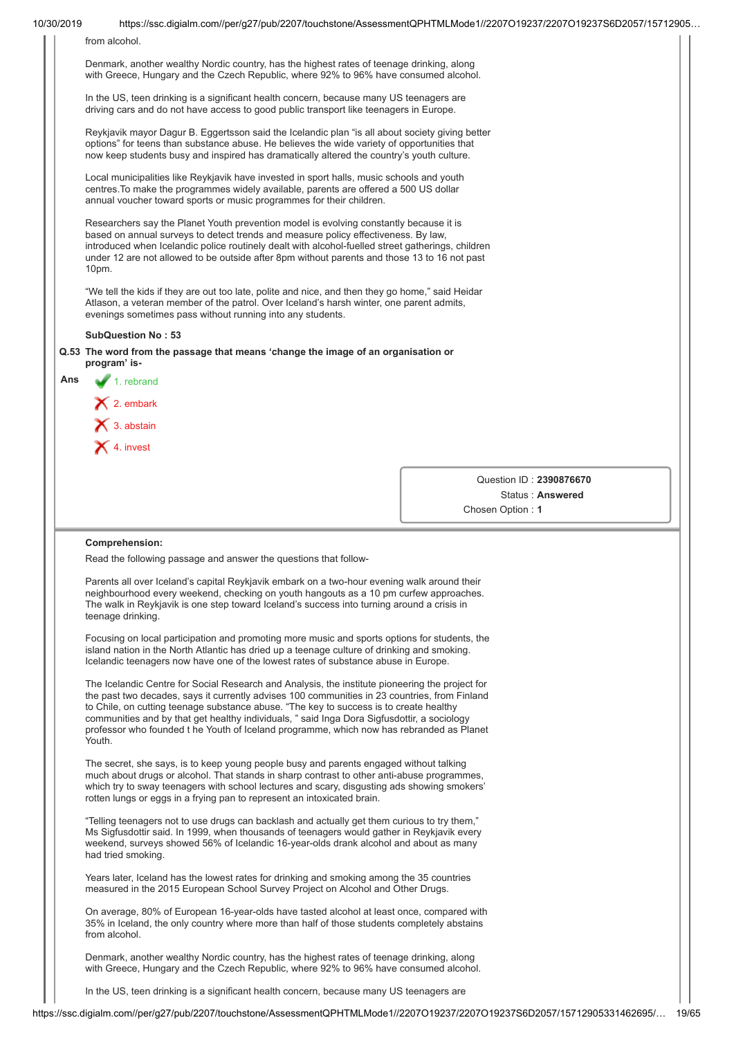from alcohol.

Denmark, another wealthy Nordic country, has the highest rates of teenage drinking, along with Greece, Hungary and the Czech Republic, where 92% to 96% have consumed alcohol.

In the US, teen drinking is a significant health concern, because many US teenagers are driving cars and do not have access to good public transport like teenagers in Europe.

Reykjavik mayor Dagur B. Eggertsson said the Icelandic plan "is all about society giving better options" for teens than substance abuse. He believes the wide variety of opportunities that now keep students busy and inspired has dramatically altered the country's youth culture.

Local municipalities like Reykjavik have invested in sport halls, music schools and youth centres.To make the programmes widely available, parents are offered a 500 US dollar annual voucher toward sports or music programmes for their children.

Researchers say the Planet Youth prevention model is evolving constantly because it is based on annual surveys to detect trends and measure policy effectiveness. By law, introduced when Icelandic police routinely dealt with alcohol-fuelled street gatherings, children under 12 are not allowed to be outside after 8pm without parents and those 13 to 16 not past 10pm.

"We tell the kids if they are out too late, polite and nice, and then they go home," said Heidar Atlason, a veteran member of the patrol. Over Iceland's harsh winter, one parent admits, evenings sometimes pass without running into any students.

**SubQuestion No : 53**

**Q.53 The word from the passage that means 'change the image of an organisation or program' is-**

Ans
✔ 1. rebrand
✘ 2. embark
✘ 3. abstain
✘ 4. invest

Question ID : **2390876670**
Status : **Answered**
Chosen Option : **1**

**Comprehension:**

Read the following passage and answer the questions that follow-

Parents all over Iceland's capital Reykjavik embark on a two-hour evening walk around their neighbourhood every weekend, checking on youth hangouts as a 10 pm curfew approaches. The walk in Reykjavik is one step toward Iceland's success into turning around a crisis in teenage drinking.

Focusing on local participation and promoting more music and sports options for students, the island nation in the North Atlantic has dried up a teenage culture of drinking and smoking. Icelandic teenagers now have one of the lowest rates of substance abuse in Europe.

The Icelandic Centre for Social Research and Analysis, the institute pioneering the project for the past two decades, says it currently advises 100 communities in 23 countries, from Finland to Chile, on cutting teenage substance abuse. "The key to success is to create healthy communities and by that get healthy individuals, " said Inga Dora Sigfusdottir, a sociology professor who founded t he Youth of Iceland programme, which now has rebranded as Planet Youth.

The secret, she says, is to keep young people busy and parents engaged without talking much about drugs or alcohol. That stands in sharp contrast to other anti-abuse programmes, which try to sway teenagers with school lectures and scary, disgusting ads showing smokers' rotten lungs or eggs in a frying pan to represent an intoxicated brain.

"Telling teenagers not to use drugs can backlash and actually get them curious to try them," Ms Sigfusdottir said. In 1999, when thousands of teenagers would gather in Reykjavik every weekend, surveys showed 56% of Icelandic 16-year-olds drank alcohol and about as many had tried smoking.

Years later, Iceland has the lowest rates for drinking and smoking among the 35 countries measured in the 2015 European School Survey Project on Alcohol and Other Drugs.

On average, 80% of European 16-year-olds have tasted alcohol at least once, compared with 35% in Iceland, the only country where more than half of those students completely abstains from alcohol.

Denmark, another wealthy Nordic country, has the highest rates of teenage drinking, along with Greece, Hungary and the Czech Republic, where 92% to 96% have consumed alcohol.

In the US, teen drinking is a significant health concern, because many US teenagers are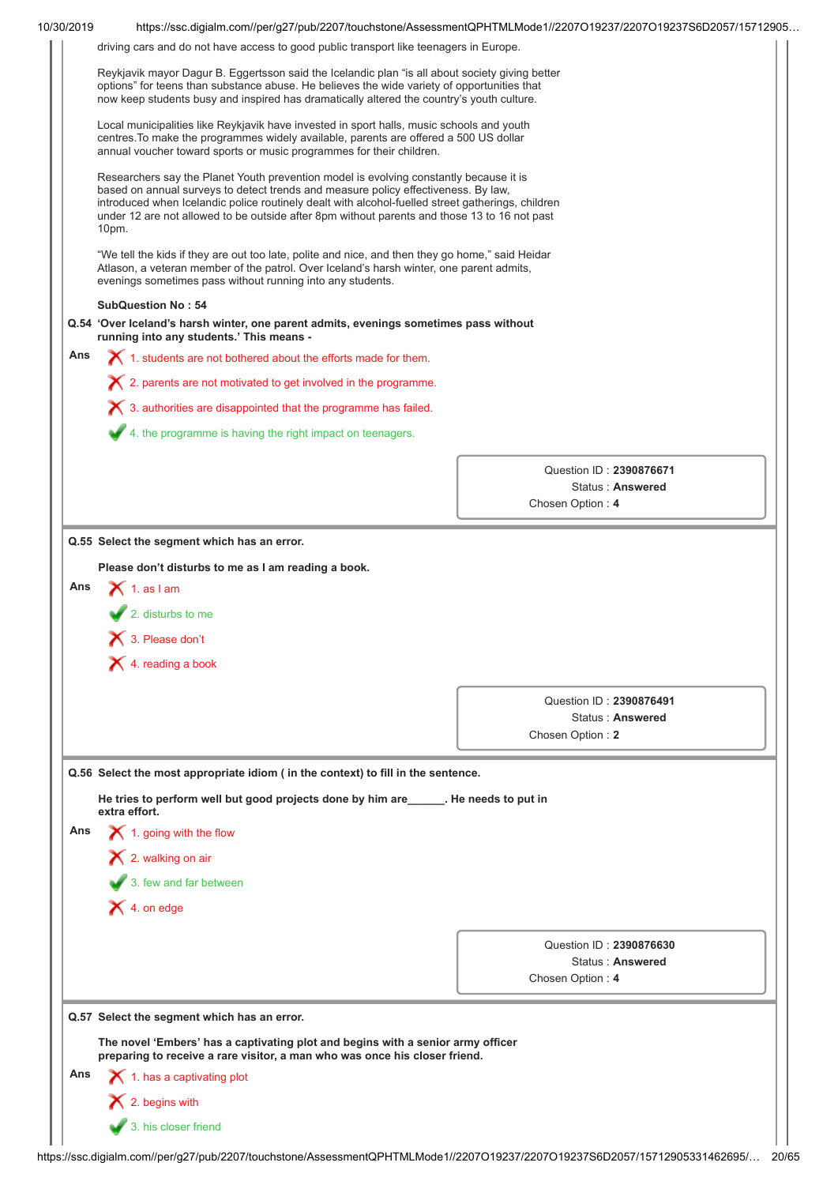driving cars and do not have access to good public transport like teenagers in Europe.

Reykjavik mayor Dagur B. Eggertsson said the Icelandic plan "is all about society giving better options" for teens than substance abuse. He believes the wide variety of opportunities that now keep students busy and inspired has dramatically altered the country's youth culture.

Local municipalities like Reykjavik have invested in sport halls, music schools and youth centres.To make the programmes widely available, parents are offered a 500 US dollar annual voucher toward sports or music programmes for their children.

Researchers say the Planet Youth prevention model is evolving constantly because it is based on annual surveys to detect trends and measure policy effectiveness. By law, introduced when Icelandic police routinely dealt with alcohol-fuelled street gatherings, children under 12 are not allowed to be outside after 8pm without parents and those 13 to 16 not past 10pm.

"We tell the kids if they are out too late, polite and nice, and then they go home," said Heidar Atlason, a veteran member of the patrol. Over Iceland's harsh winter, one parent admits, evenings sometimes pass without running into any students.

**SubQuestion No : 54**

**Q.54 'Over Iceland's harsh winter, one parent admits, evenings sometimes pass without running into any students.' This means -**

Ans
- ✗ 1. students are not bothered about the efforts made for them.
- ✗ 2. parents are not motivated to get involved in the programme.
- ✗ 3. authorities are disappointed that the programme has failed.
- ✓ 4. the programme is having the right impact on teenagers.

Question ID : **2390876671**
Status : **Answered**
Chosen Option : **4**

---

**Q.55 Select the segment which has an error.**

**Please don't disturbs to me as I am reading a book.**

Ans
- ✗ 1. as I am
- ✓ 2. disturbs to me
- ✗ 3. Please don't
- ✗ 4. reading a book

Question ID : **2390876491**
Status : **Answered**
Chosen Option : **2**

---

**Q.56 Select the most appropriate idiom ( in the context) to fill in the sentence.**

**He tries to perform well but good projects done by him are______. He needs to put in extra effort.**

Ans
- ✗ 1. going with the flow
- ✗ 2. walking on air
- ✓ 3. few and far between
- ✗ 4. on edge

Question ID : **2390876630**
Status : **Answered**
Chosen Option : **4**

---

**Q.57 Select the segment which has an error.**

**The novel 'Embers' has a captivating plot and begins with a senior army officer preparing to receive a rare visitor, a man who was once his closer friend.**

Ans
- ✗ 1. has a captivating plot
- ✗ 2. begins with
- ✓ 3. his closer friend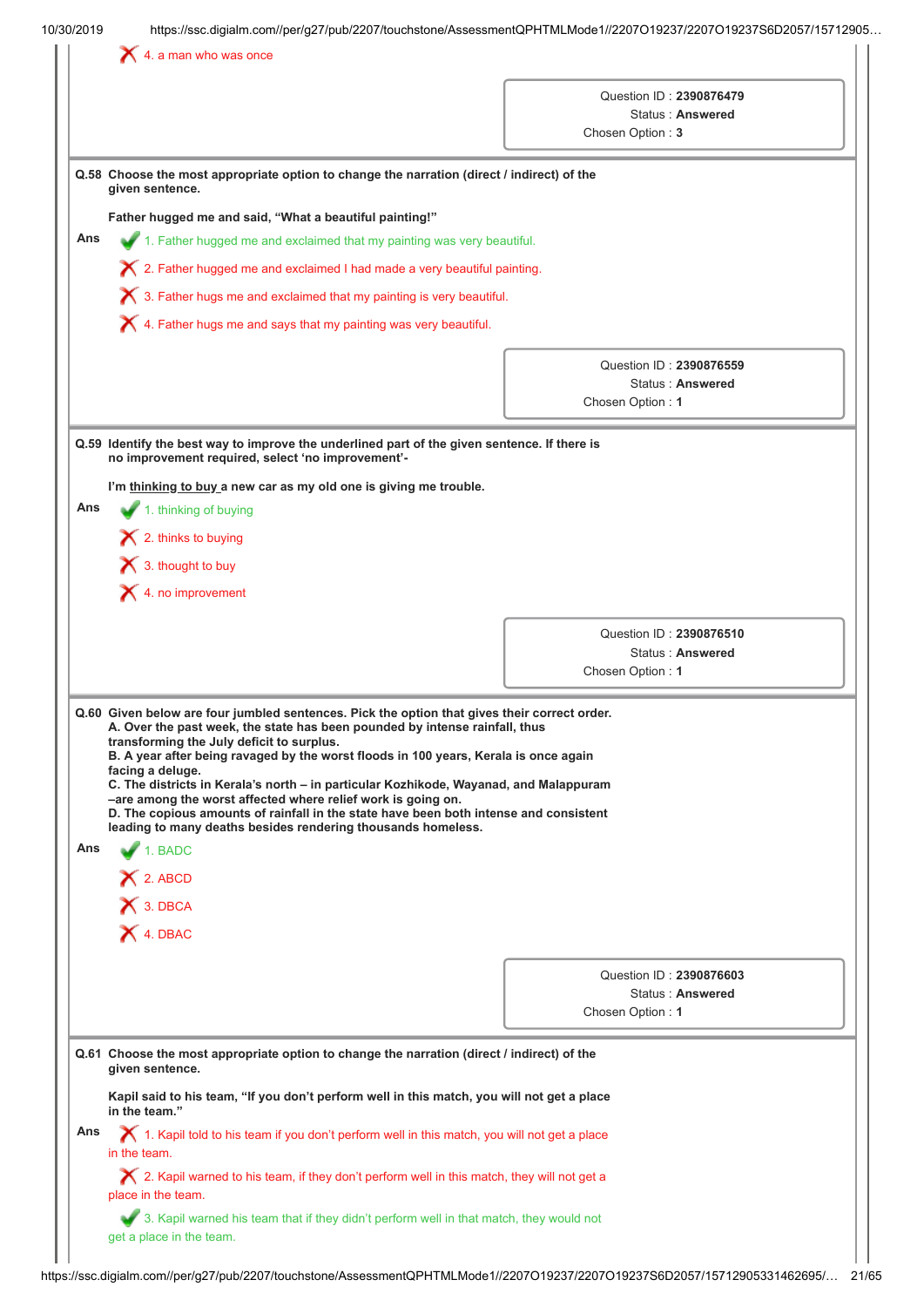✗ 4. a man who was once

Question ID : **2390876479**
Status : **Answered**
Chosen Option : **3**

**Q.58 Choose the most appropriate option to change the narration (direct / indirect) of the given sentence.**

**Father hugged me and said, "What a beautiful painting!"**

Ans

✓ 1. Father hugged me and exclaimed that my painting was very beautiful.

✗ 2. Father hugged me and exclaimed I had made a very beautiful painting.

✗ 3. Father hugs me and exclaimed that my painting is very beautiful.

✗ 4. Father hugs me and says that my painting was very beautiful.

Question ID : **2390876559**
Status : **Answered**
Chosen Option : **1**

**Q.59 Identify the best way to improve the underlined part of the given sentence. If there is no improvement required, select 'no improvement'-**

**I'm <u>thinking to buy</u> a new car as my old one is giving me trouble.**

Ans

✓ 1. thinking of buying

✗ 2. thinks to buying

✗ 3. thought to buy

✗ 4. no improvement

Question ID : **2390876510**
Status : **Answered**
Chosen Option : **1**

**Q.60 Given below are four jumbled sentences. Pick the option that gives their correct order.**
**A. Over the past week, the state has been pounded by intense rainfall, thus transforming the July deficit to surplus.**
**B. A year after being ravaged by the worst floods in 100 years, Kerala is once again facing a deluge.**
**C. The districts in Kerala's north – in particular Kozhikode, Wayanad, and Malappuram –are among the worst affected where relief work is going on.**
**D. The copious amounts of rainfall in the state have been both intense and consistent leading to many deaths besides rendering thousands homeless.**

Ans

✓ 1. BADC

✗ 2. ABCD

✗ 3. DBCA

✗ 4. DBAC

Question ID : **2390876603**
Status : **Answered**
Chosen Option : **1**

**Q.61 Choose the most appropriate option to change the narration (direct / indirect) of the given sentence.**

**Kapil said to his team, "If you don't perform well in this match, you will not get a place in the team."**

Ans

✗ 1. Kapil told to his team if you don't perform well in this match, you will not get a place in the team.

✗ 2. Kapil warned to his team, if they don't perform well in this match, they will not get a place in the team.

✓ 3. Kapil warned his team that if they didn't perform well in that match, they would not get a place in the team.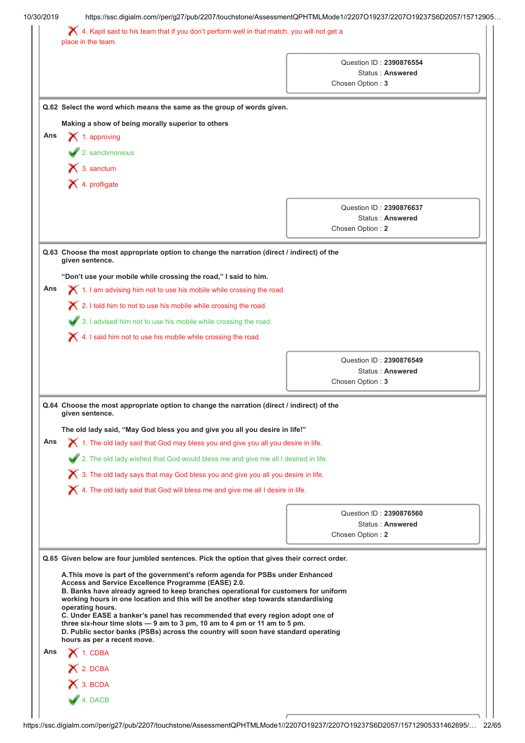✗ 4. Kapil said to his team that if you don't perform well in that match, you will not get a place in the team.

| |
|---|
| Question ID : **2390876554** |
| Status : **Answered** |
| Chosen Option : **3** |

**Q.62 Select the word which means the same as the group of words given.**

**Making a show of being morally superior to others**

**Ans**

✗ 1. approving

✓ 2. sanctimonious

✗ 3. sanctum

✗ 4. profligate

| |
|---|
| Question ID : **2390876637** |
| Status : **Answered** |
| Chosen Option : **2** |

**Q.63 Choose the most appropriate option to change the narration (direct / indirect) of the given sentence.**

**"Don't use your mobile while crossing the road," I said to him.**

**Ans**

✗ 1. I am advising him not to use his mobile while crossing the road.

✗ 2. I told him to not to use his mobile while crossing the road.

✓ 3. I advised him not to use his mobile while crossing the road.

✗ 4. I said him not to use his mobile while crossing the road.

| |
|---|
| Question ID : **2390876549** |
| Status : **Answered** |
| Chosen Option : **3** |

**Q.64 Choose the most appropriate option to change the narration (direct / indirect) of the given sentence.**

**The old lady said, "May God bless you and give you all you desire in life!"**

**Ans**

✗ 1. The old lady said that God may bless you and give you all you desire in life.

✓ 2. The old lady wished that God would bless me and give me all I desired in life.

✗ 3. The old lady says that may God bless you and give you all you desire in life.

✗ 4. The old lady said that God will bless me and give me all I desire in life.

| |
|---|
| Question ID : **2390876560** |
| Status : **Answered** |
| Chosen Option : **2** |

**Q.65 Given below are four jumbled sentences. Pick the option that gives their correct order.**

**A.This move is part of the government's reform agenda for PSBs under Enhanced Access and Service Excellence Programme (EASE) 2.0.**
**B. Banks have already agreed to keep branches operational for customers for uniform working hours in one location and this will be another step towards standardising operating hours.**
**C. Under EASE a banker's panel has recommended that every region adopt one of three six-hour time slots — 9 am to 3 pm, 10 am to 4 pm or 11 am to 5 pm.**
**D. Public sector banks (PSBs) across the country will soon have standard operating hours as per a recent move.**

**Ans**

✗ 1. CDBA

✗ 2. DCBA

✗ 3. BCDA

✓ 4. DACB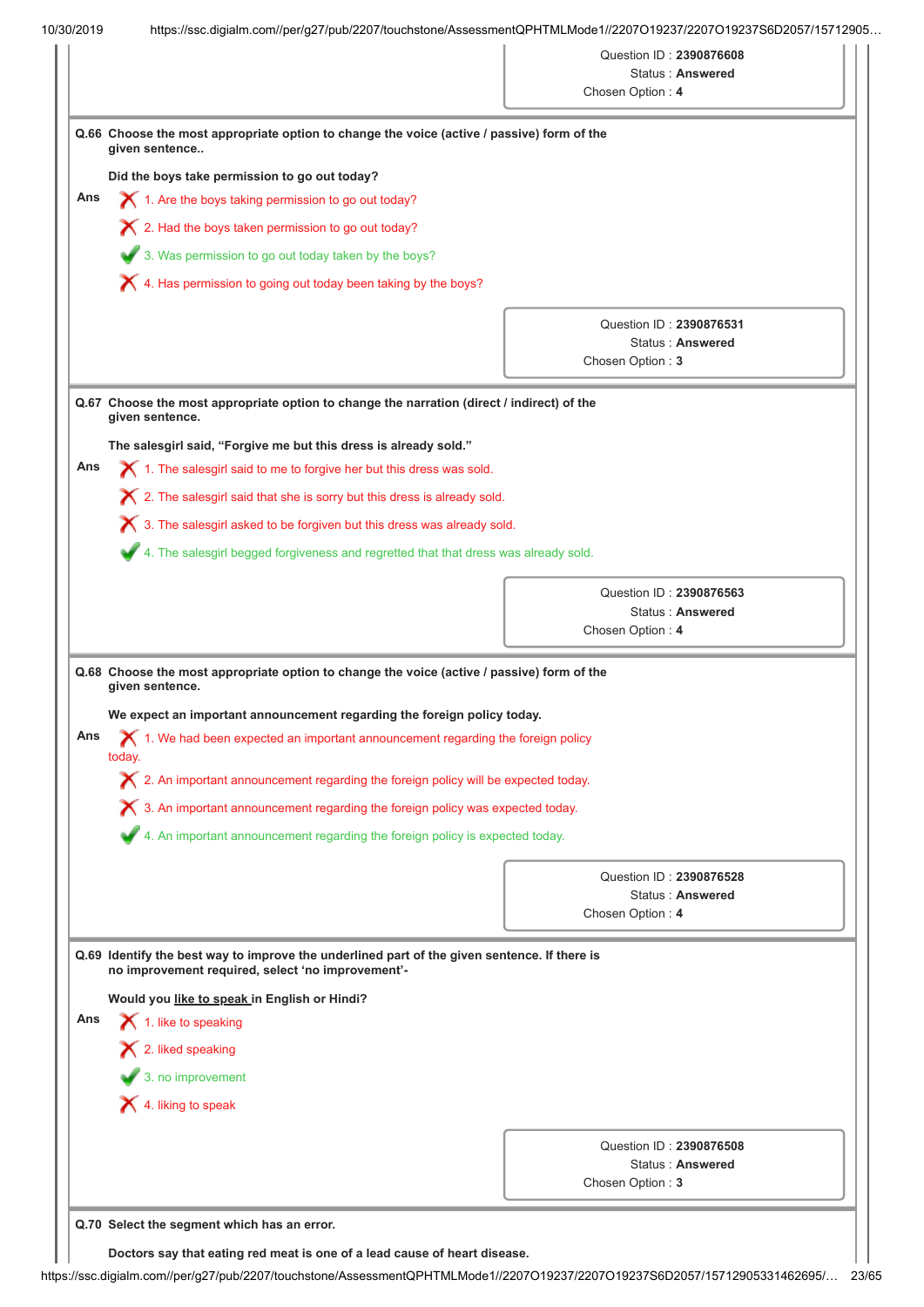Question ID : **2390876608**
Status : **Answered**
Chosen Option : **4**

**Q.66 Choose the most appropriate option to change the voice (active / passive) form of the given sentence..**

**Did the boys take permission to go out today?**

**Ans**

✗ 1. Are the boys taking permission to go out today?

✗ 2. Had the boys taken permission to go out today?

✓ 3. Was permission to go out today taken by the boys?

✗ 4. Has permission to going out today been taking by the boys?

Question ID : **2390876531**
Status : **Answered**
Chosen Option : **3**

**Q.67 Choose the most appropriate option to change the narration (direct / indirect) of the given sentence.**

**The salesgirl said, "Forgive me but this dress is already sold."**

**Ans**

✗ 1. The salesgirl said to me to forgive her but this dress was sold.

✗ 2. The salesgirl said that she is sorry but this dress is already sold.

✗ 3. The salesgirl asked to be forgiven but this dress was already sold.

✓ 4. The salesgirl begged forgiveness and regretted that that dress was already sold.

Question ID : **2390876563**
Status : **Answered**
Chosen Option : **4**

**Q.68 Choose the most appropriate option to change the voice (active / passive) form of the given sentence.**

**We expect an important announcement regarding the foreign policy today.**

**Ans**

✗ 1. We had been expected an important announcement regarding the foreign policy today.

✗ 2. An important announcement regarding the foreign policy will be expected today.

✗ 3. An important announcement regarding the foreign policy was expected today.

✓ 4. An important announcement regarding the foreign policy is expected today.

Question ID : **2390876528**
Status : **Answered**
Chosen Option : **4**

**Q.69 Identify the best way to improve the underlined part of the given sentence. If there is no improvement required, select 'no improvement'-**

**Would you <u>like to speak</u> in English or Hindi?**

**Ans**

✗ 1. like to speaking

✗ 2. liked speaking

✓ 3. no improvement

✗ 4. liking to speak

Question ID : **2390876508**
Status : **Answered**
Chosen Option : **3**

**Q.70 Select the segment which has an error.**

**Doctors say that eating red meat is one of a lead cause of heart disease.**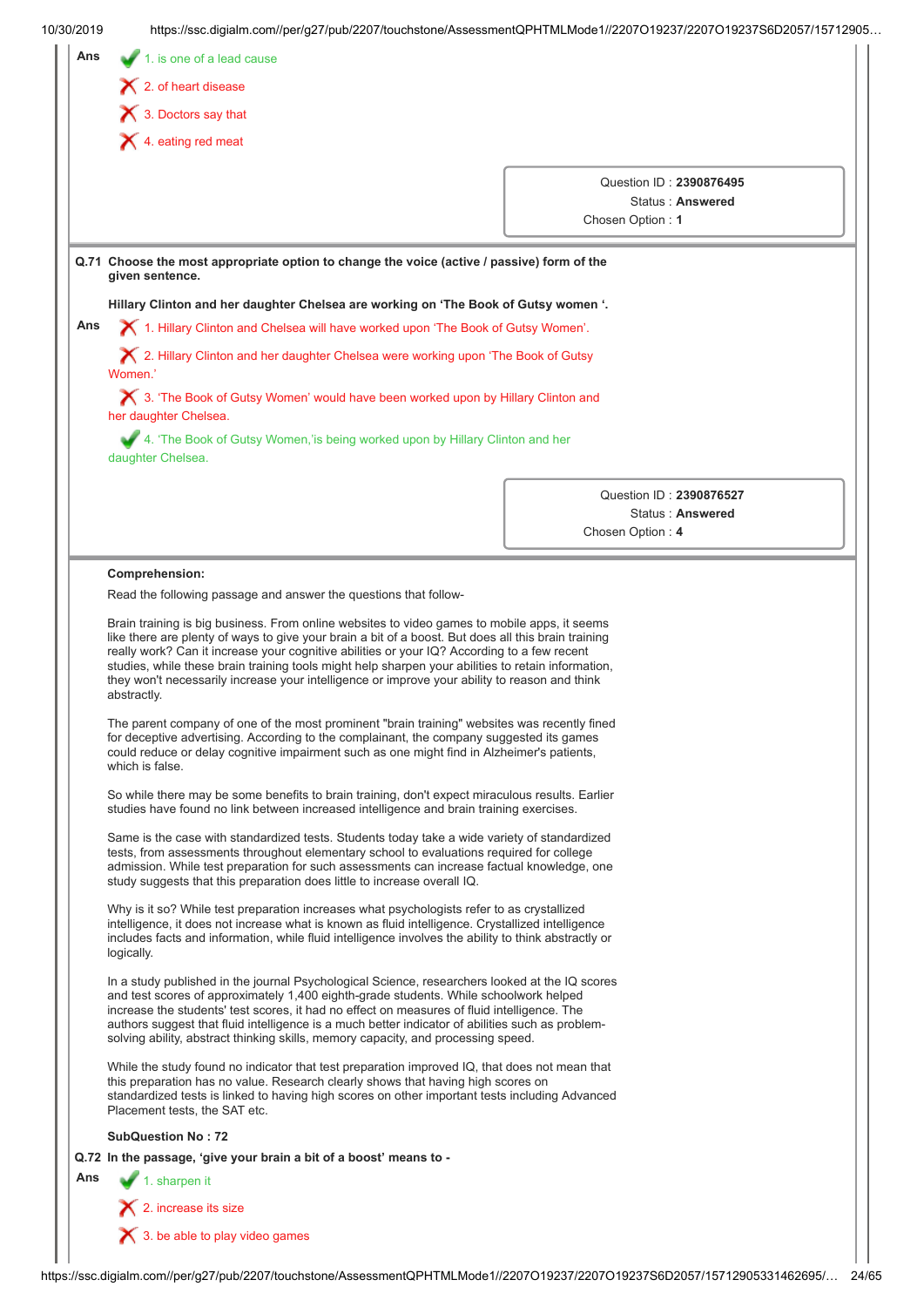Ans

✔ 1. is one of a lead cause

✘ 2. of heart disease

✘ 3. Doctors say that

✘ 4. eating red meat

Question ID : **2390876495**
Status : **Answered**
Chosen Option : **1**

---

**Q.71 Choose the most appropriate option to change the voice (active / passive) form of the given sentence.**

**Hillary Clinton and her daughter Chelsea are working on 'The Book of Gutsy women '.**

Ans

✘ 1. Hillary Clinton and Chelsea will have worked upon 'The Book of Gutsy Women'.

✘ 2. Hillary Clinton and her daughter Chelsea were working upon 'The Book of Gutsy Women.'

✘ 3. 'The Book of Gutsy Women' would have been worked upon by Hillary Clinton and her daughter Chelsea.

✔ 4. 'The Book of Gutsy Women,'is being worked upon by Hillary Clinton and her daughter Chelsea.

Question ID : **2390876527**
Status : **Answered**
Chosen Option : **4**

---

**Comprehension:**

Read the following passage and answer the questions that follow-

Brain training is big business. From online websites to video games to mobile apps, it seems like there are plenty of ways to give your brain a bit of a boost. But does all this brain training really work? Can it increase your cognitive abilities or your IQ? According to a few recent studies, while these brain training tools might help sharpen your abilities to retain information, they won't necessarily increase your intelligence or improve your ability to reason and think abstractly.

The parent company of one of the most prominent "brain training" websites was recently fined for deceptive advertising. According to the complainant, the company suggested its games could reduce or delay cognitive impairment such as one might find in Alzheimer's patients, which is false.

So while there may be some benefits to brain training, don't expect miraculous results. Earlier studies have found no link between increased intelligence and brain training exercises.

Same is the case with standardized tests. Students today take a wide variety of standardized tests, from assessments throughout elementary school to evaluations required for college admission. While test preparation for such assessments can increase factual knowledge, one study suggests that this preparation does little to increase overall IQ.

Why is it so? While test preparation increases what psychologists refer to as crystallized intelligence, it does not increase what is known as fluid intelligence. Crystallized intelligence includes facts and information, while fluid intelligence involves the ability to think abstractly or logically.

In a study published in the journal Psychological Science, researchers looked at the IQ scores and test scores of approximately 1,400 eighth-grade students. While schoolwork helped increase the students' test scores, it had no effect on measures of fluid intelligence. The authors suggest that fluid intelligence is a much better indicator of abilities such as problem-solving ability, abstract thinking skills, memory capacity, and processing speed.

While the study found no indicator that test preparation improved IQ, that does not mean that this preparation has no value. Research clearly shows that having high scores on standardized tests is linked to having high scores on other important tests including Advanced Placement tests, the SAT etc.

**SubQuestion No : 72**

**Q.72 In the passage, 'give your brain a bit of a boost' means to -**

Ans

✔ 1. sharpen it

✘ 2. increase its size

✘ 3. be able to play video games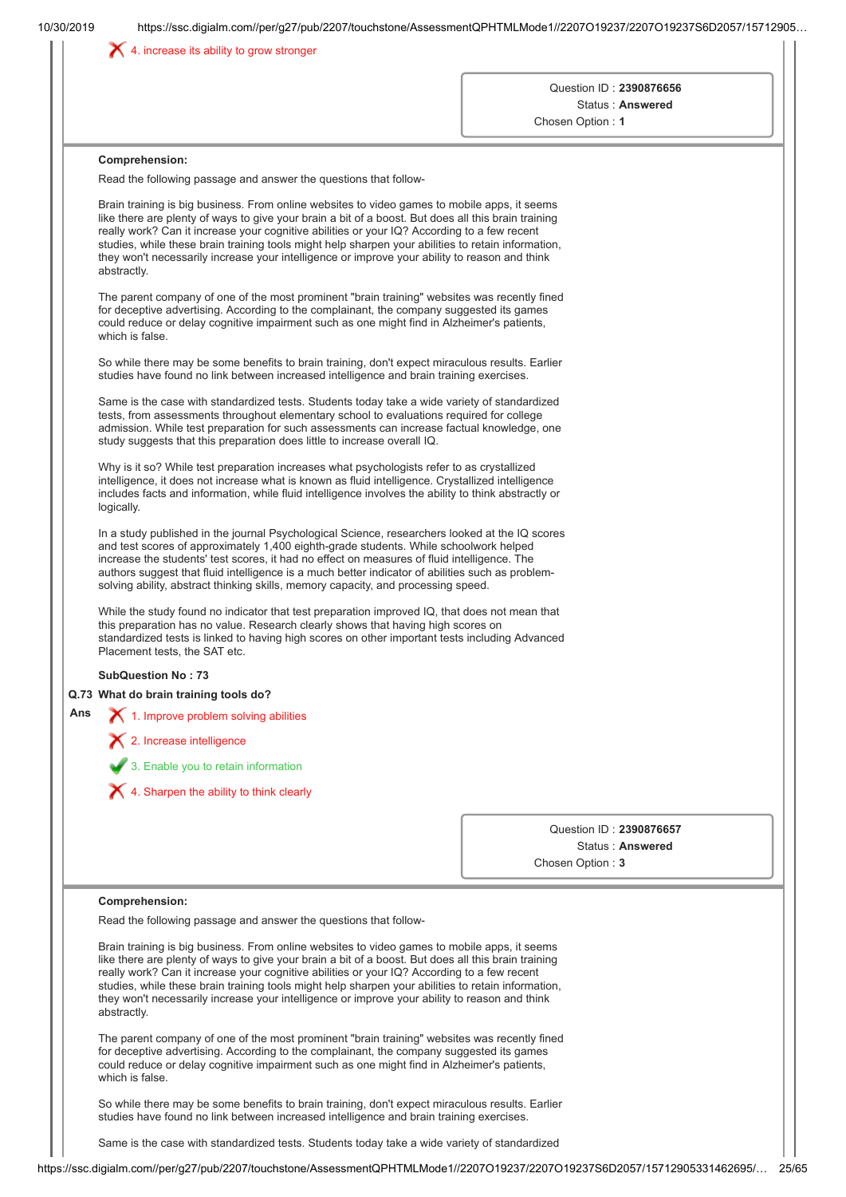✗ 4. increase its ability to grow stronger

Question ID : **2390876656**
Status : **Answered**
Chosen Option : **1**

**Comprehension:**

Read the following passage and answer the questions that follow-

Brain training is big business. From online websites to video games to mobile apps, it seems like there are plenty of ways to give your brain a bit of a boost. But does all this brain training really work? Can it increase your cognitive abilities or your IQ? According to a few recent studies, while these brain training tools might help sharpen your abilities to retain information, they won't necessarily increase your intelligence or improve your ability to reason and think abstractly.

The parent company of one of the most prominent "brain training" websites was recently fined for deceptive advertising. According to the complainant, the company suggested its games could reduce or delay cognitive impairment such as one might find in Alzheimer's patients, which is false.

So while there may be some benefits to brain training, don't expect miraculous results. Earlier studies have found no link between increased intelligence and brain training exercises.

Same is the case with standardized tests. Students today take a wide variety of standardized tests, from assessments throughout elementary school to evaluations required for college admission. While test preparation for such assessments can increase factual knowledge, one study suggests that this preparation does little to increase overall IQ.

Why is it so? While test preparation increases what psychologists refer to as crystallized intelligence, it does not increase what is known as fluid intelligence. Crystallized intelligence includes facts and information, while fluid intelligence involves the ability to think abstractly or logically.

In a study published in the journal Psychological Science, researchers looked at the IQ scores and test scores of approximately 1,400 eighth-grade students. While schoolwork helped increase the students' test scores, it had no effect on measures of fluid intelligence. The authors suggest that fluid intelligence is a much better indicator of abilities such as problem-solving ability, abstract thinking skills, memory capacity, and processing speed.

While the study found no indicator that test preparation improved IQ, that does not mean that this preparation has no value. Research clearly shows that having high scores on standardized tests is linked to having high scores on other important tests including Advanced Placement tests, the SAT etc.

**SubQuestion No : 73**

**Q.73 What do brain training tools do?**

**Ans**

✗ 1. Improve problem solving abilities

✗ 2. Increase intelligence

✓ 3. Enable you to retain information

✗ 4. Sharpen the ability to think clearly

Question ID : **2390876657**
Status : **Answered**
Chosen Option : **3**

**Comprehension:**

Read the following passage and answer the questions that follow-

Brain training is big business. From online websites to video games to mobile apps, it seems like there are plenty of ways to give your brain a bit of a boost. But does all this brain training really work? Can it increase your cognitive abilities or your IQ? According to a few recent studies, while these brain training tools might help sharpen your abilities to retain information, they won't necessarily increase your intelligence or improve your ability to reason and think abstractly.

The parent company of one of the most prominent "brain training" websites was recently fined for deceptive advertising. According to the complainant, the company suggested its games could reduce or delay cognitive impairment such as one might find in Alzheimer's patients, which is false.

So while there may be some benefits to brain training, don't expect miraculous results. Earlier studies have found no link between increased intelligence and brain training exercises.

Same is the case with standardized tests. Students today take a wide variety of standardized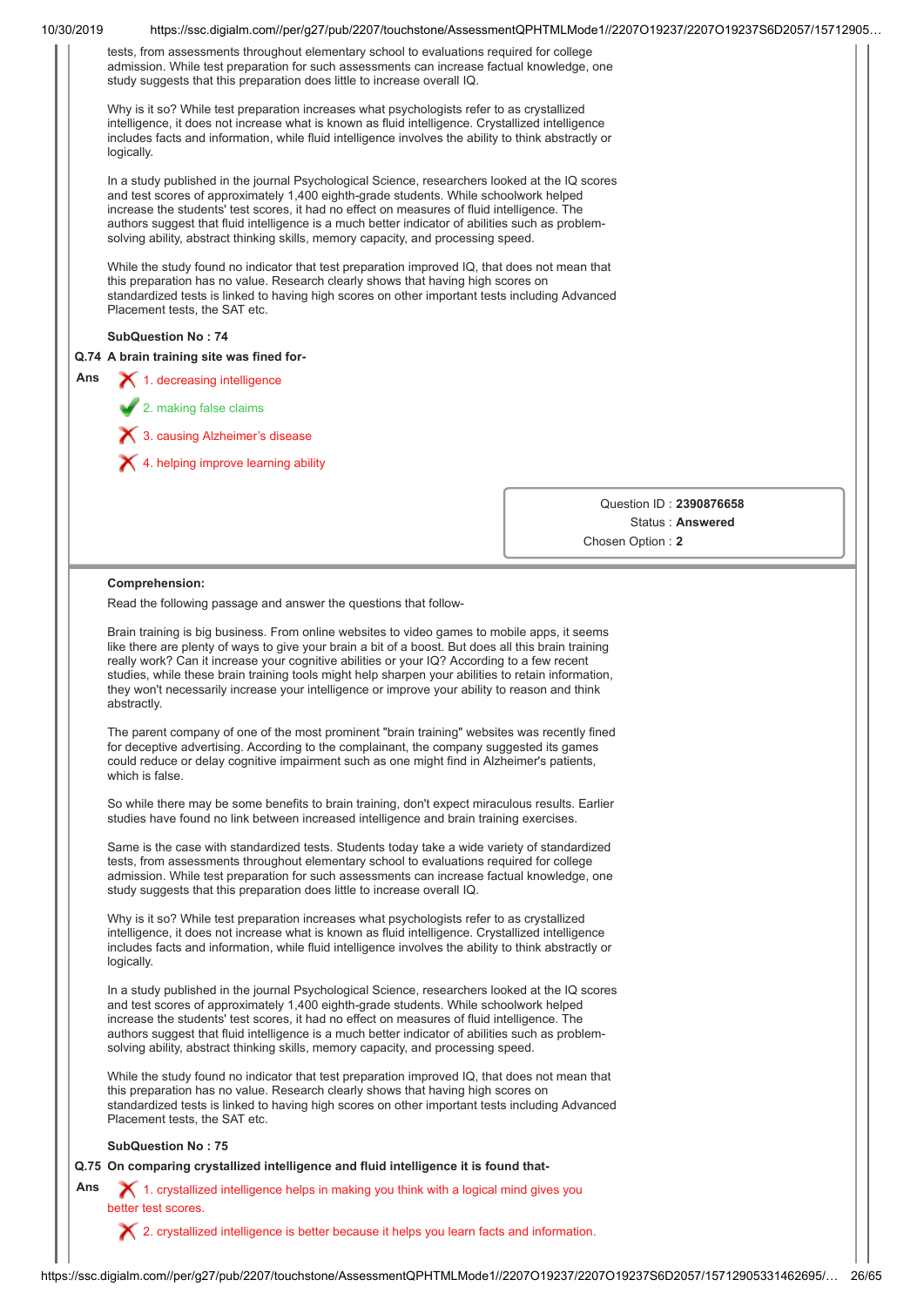tests, from assessments throughout elementary school to evaluations required for college admission. While test preparation for such assessments can increase factual knowledge, one study suggests that this preparation does little to increase overall IQ.

Why is it so? While test preparation increases what psychologists refer to as crystallized intelligence, it does not increase what is known as fluid intelligence. Crystallized intelligence includes facts and information, while fluid intelligence involves the ability to think abstractly or logically.

In a study published in the journal Psychological Science, researchers looked at the IQ scores and test scores of approximately 1,400 eighth-grade students. While schoolwork helped increase the students' test scores, it had no effect on measures of fluid intelligence. The authors suggest that fluid intelligence is a much better indicator of abilities such as problem-solving ability, abstract thinking skills, memory capacity, and processing speed.

While the study found no indicator that test preparation improved IQ, that does not mean that this preparation has no value. Research clearly shows that having high scores on standardized tests is linked to having high scores on other important tests including Advanced Placement tests, the SAT etc.

**SubQuestion No : 74**

**Q.74 A brain training site was fined for-**

Ans
1. decreasing intelligence ✗
2. making false claims ✓
3. causing Alzheimer's disease ✗
4. helping improve learning ability ✗

Question ID : **2390876658**
Status : **Answered**
Chosen Option : **2**

---

**Comprehension:**

Read the following passage and answer the questions that follow-

Brain training is big business. From online websites to video games to mobile apps, it seems like there are plenty of ways to give your brain a bit of a boost. But does all this brain training really work? Can it increase your cognitive abilities or your IQ? According to a few recent studies, while these brain training tools might help sharpen your abilities to retain information, they won't necessarily increase your intelligence or improve your ability to reason and think abstractly.

The parent company of one of the most prominent "brain training" websites was recently fined for deceptive advertising. According to the complainant, the company suggested its games could reduce or delay cognitive impairment such as one might find in Alzheimer's patients, which is false.

So while there may be some benefits to brain training, don't expect miraculous results. Earlier studies have found no link between increased intelligence and brain training exercises.

Same is the case with standardized tests. Students today take a wide variety of standardized tests, from assessments throughout elementary school to evaluations required for college admission. While test preparation for such assessments can increase factual knowledge, one study suggests that this preparation does little to increase overall IQ.

Why is it so? While test preparation increases what psychologists refer to as crystallized intelligence, it does not increase what is known as fluid intelligence. Crystallized intelligence includes facts and information, while fluid intelligence involves the ability to think abstractly or logically.

In a study published in the journal Psychological Science, researchers looked at the IQ scores and test scores of approximately 1,400 eighth-grade students. While schoolwork helped increase the students' test scores, it had no effect on measures of fluid intelligence. The authors suggest that fluid intelligence is a much better indicator of abilities such as problem-solving ability, abstract thinking skills, memory capacity, and processing speed.

While the study found no indicator that test preparation improved IQ, that does not mean that this preparation has no value. Research clearly shows that having high scores on standardized tests is linked to having high scores on other important tests including Advanced Placement tests, the SAT etc.

**SubQuestion No : 75**

**Q.75 On comparing crystallized intelligence and fluid intelligence it is found that-**

Ans
1. crystallized intelligence helps in making you think with a logical mind gives you better test scores. ✗
2. crystallized intelligence is better because it helps you learn facts and information. ✗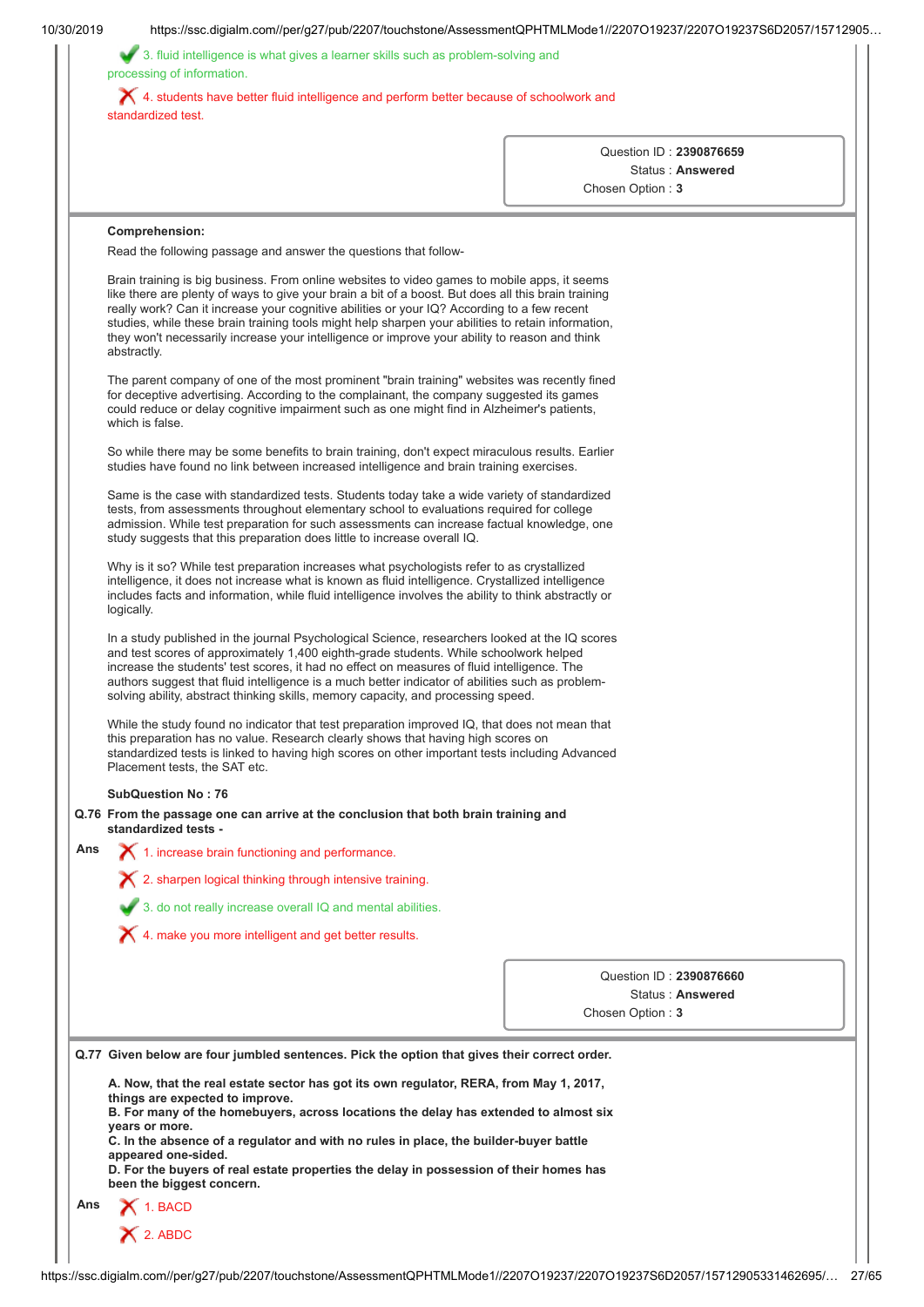✔ 3. fluid intelligence is what gives a learner skills such as problem-solving and processing of information.

✘ 4. students have better fluid intelligence and perform better because of schoolwork and standardized test.

| |
|---|
| Question ID : **2390876659** |
| Status : **Answered** |
| Chosen Option : **3** |

**Comprehension:**

Read the following passage and answer the questions that follow-

Brain training is big business. From online websites to video games to mobile apps, it seems like there are plenty of ways to give your brain a bit of a boost. But does all this brain training really work? Can it increase your cognitive abilities or your IQ? According to a few recent studies, while these brain training tools might help sharpen your abilities to retain information, they won't necessarily increase your intelligence or improve your ability to reason and think abstractly.

The parent company of one of the most prominent "brain training" websites was recently fined for deceptive advertising. According to the complainant, the company suggested its games could reduce or delay cognitive impairment such as one might find in Alzheimer's patients, which is false.

So while there may be some benefits to brain training, don't expect miraculous results. Earlier studies have found no link between increased intelligence and brain training exercises.

Same is the case with standardized tests. Students today take a wide variety of standardized tests, from assessments throughout elementary school to evaluations required for college admission. While test preparation for such assessments can increase factual knowledge, one study suggests that this preparation does little to increase overall IQ.

Why is it so? While test preparation increases what psychologists refer to as crystallized intelligence, it does not increase what is known as fluid intelligence. Crystallized intelligence includes facts and information, while fluid intelligence involves the ability to think abstractly or logically.

In a study published in the journal Psychological Science, researchers looked at the IQ scores and test scores of approximately 1,400 eighth-grade students. While schoolwork helped increase the students' test scores, it had no effect on measures of fluid intelligence. The authors suggest that fluid intelligence is a much better indicator of abilities such as problem-solving ability, abstract thinking skills, memory capacity, and processing speed.

While the study found no indicator that test preparation improved IQ, that does not mean that this preparation has no value. Research clearly shows that having high scores on standardized tests is linked to having high scores on other important tests including Advanced Placement tests, the SAT etc.

**SubQuestion No : 76**

**Q.76 From the passage one can arrive at the conclusion that both brain training and standardized tests -**

Ans

✘ 1. increase brain functioning and performance.

✘ 2. sharpen logical thinking through intensive training.

✔ 3. do not really increase overall IQ and mental abilities.

✘ 4. make you more intelligent and get better results.

| |
|---|
| Question ID : **2390876660** |
| Status : **Answered** |
| Chosen Option : **3** |

**Q.77 Given below are four jumbled sentences. Pick the option that gives their correct order.**

**A. Now, that the real estate sector has got its own regulator, RERA, from May 1, 2017, things are expected to improve.**
**B. For many of the homebuyers, across locations the delay has extended to almost six years or more.**
**C. In the absence of a regulator and with no rules in place, the builder-buyer battle appeared one-sided.**
**D. For the buyers of real estate properties the delay in possession of their homes has been the biggest concern.**

Ans

✘ 1. BACD

✘ 2. ABDC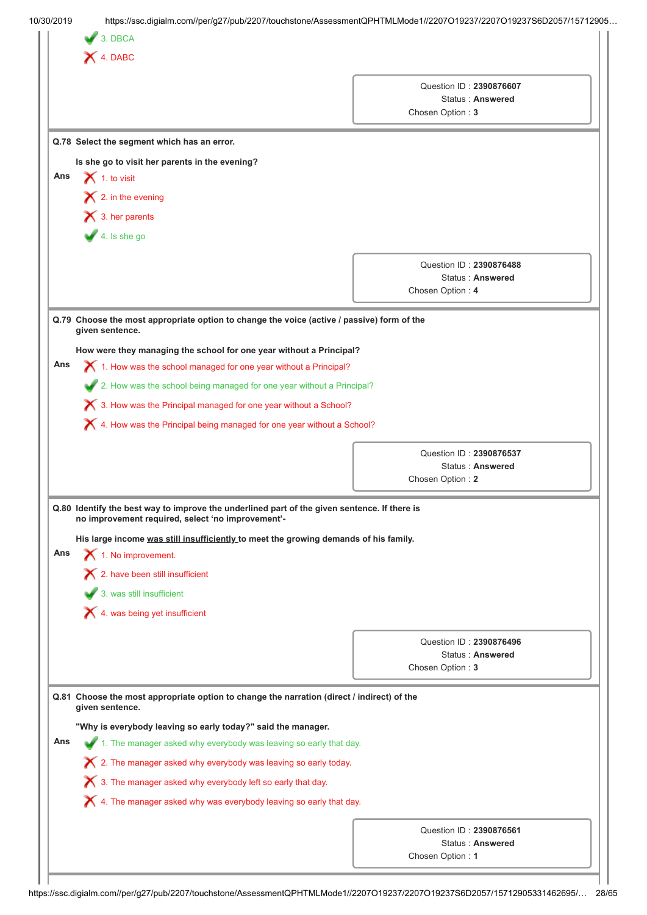✔ 3. DBCA

✘ 4. DABC

Question ID : **2390876607**
Status : **Answered**
Chosen Option : **3**

---

**Q.78 Select the segment which has an error.**

**Is she go to visit her parents in the evening?**

Ans

✘ 1. to visit

✘ 2. in the evening

✘ 3. her parents

✔ 4. Is she go

Question ID : **2390876488**
Status : **Answered**
Chosen Option : **4**

---

**Q.79 Choose the most appropriate option to change the voice (active / passive) form of the given sentence.**

**How were they managing the school for one year without a Principal?**

Ans

✘ 1. How was the school managed for one year without a Principal?

✔ 2. How was the school being managed for one year without a Principal?

✘ 3. How was the Principal managed for one year without a School?

✘ 4. How was the Principal being managed for one year without a School?

Question ID : **2390876537**
Status : **Answered**
Chosen Option : **2**

---

**Q.80 Identify the best way to improve the underlined part of the given sentence. If there is no improvement required, select 'no improvement'-**

**His large income <u>was still insufficiently</u> to meet the growing demands of his family.**

Ans

✘ 1. No improvement.

✘ 2. have been still insufficient

✔ 3. was still insufficient

✘ 4. was being yet insufficient

Question ID : **2390876496**
Status : **Answered**
Chosen Option : **3**

---

**Q.81 Choose the most appropriate option to change the narration (direct / indirect) of the given sentence.**

**"Why is everybody leaving so early today?" said the manager.**

Ans

✔ 1. The manager asked why everybody was leaving so early that day.

✘ 2. The manager asked why everybody was leaving so early today.

✘ 3. The manager asked why everybody left so early that day.

✘ 4. The manager asked why was everybody leaving so early that day.

Question ID : **2390876561**
Status : **Answered**
Chosen Option : **1**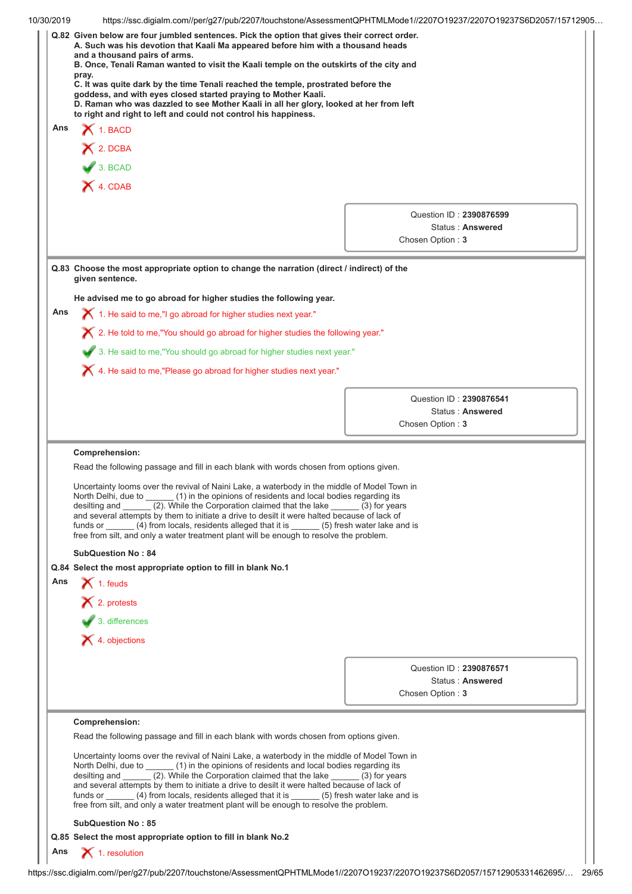**Q.82 Given below are four jumbled sentences. Pick the option that gives their correct order.**
**A. Such was his devotion that Kaali Ma appeared before him with a thousand heads and a thousand pairs of arms.**
**B. Once, Tenali Raman wanted to visit the Kaali temple on the outskirts of the city and pray.**
**C. It was quite dark by the time Tenali reached the temple, prostrated before the goddess, and with eyes closed started praying to Mother Kaali.**
**D. Raman who was dazzled to see Mother Kaali in all her glory, looked at her from left to right and right to left and could not control his happiness.**

Ans
1. BACD
2. DCBA
3. BCAD
4. CDAB

Question ID : **2390876599**
Status : **Answered**
Chosen Option : **3**

---

**Q.83 Choose the most appropriate option to change the narration (direct / indirect) of the given sentence.**

**He advised me to go abroad for higher studies the following year.**

Ans
1. He said to me,"I go abroad for higher studies next year."
2. He told to me,"You should go abroad for higher studies the following year."
3. He said to me,"You should go abroad for higher studies next year."
4. He said to me,"Please go abroad for higher studies next year."

Question ID : **2390876541**
Status : **Answered**
Chosen Option : **3**

---

**Comprehension:**

Read the following passage and fill in each blank with words chosen from options given.

Uncertainty looms over the revival of Naini Lake, a waterbody in the middle of Model Town in North Delhi, due to ______ (1) in the opinions of residents and local bodies regarding its desilting and ______ (2). While the Corporation claimed that the lake ______ (3) for years and several attempts by them to initiate a drive to desilt it were halted because of lack of funds or ______ (4) from locals, residents alleged that it is ______ (5) fresh water lake and is free from silt, and only a water treatment plant will be enough to resolve the problem.

**SubQuestion No : 84**

**Q.84 Select the most appropriate option to fill in blank No.1**

Ans
1. feuds
2. protests
3. differences
4. objections

Question ID : **2390876571**
Status : **Answered**
Chosen Option : **3**

---

**Comprehension:**

Read the following passage and fill in each blank with words chosen from options given.

Uncertainty looms over the revival of Naini Lake, a waterbody in the middle of Model Town in North Delhi, due to ______ (1) in the opinions of residents and local bodies regarding its desilting and ______ (2). While the Corporation claimed that the lake ______ (3) for years and several attempts by them to initiate a drive to desilt it were halted because of lack of funds or ______ (4) from locals, residents alleged that it is ______ (5) fresh water lake and is free from silt, and only a water treatment plant will be enough to resolve the problem.

**SubQuestion No : 85**

**Q.85 Select the most appropriate option to fill in blank No.2**

Ans
1. resolution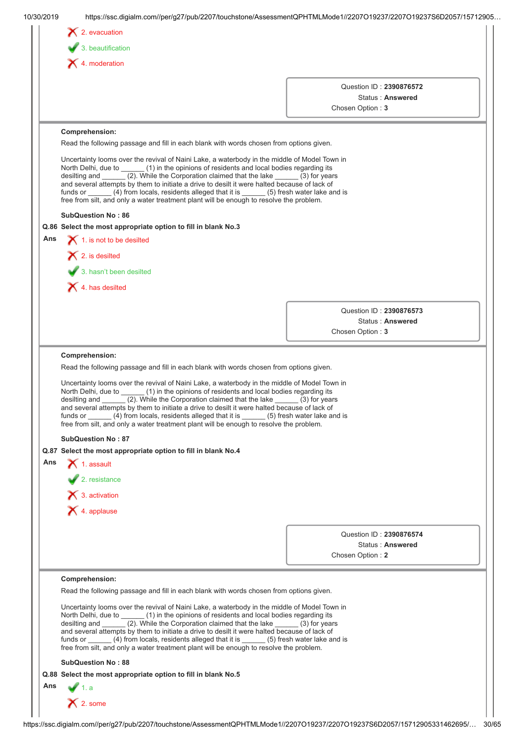2. evacuation

3. beautification

4. moderation

Question ID : **2390876572**
Status : **Answered**
Chosen Option : **3**

---

**Comprehension:**

Read the following passage and fill in each blank with words chosen from options given.

Uncertainty looms over the revival of Naini Lake, a waterbody in the middle of Model Town in North Delhi, due to ______ (1) in the opinions of residents and local bodies regarding its desilting and ______ (2). While the Corporation claimed that the lake ______ (3) for years and several attempts by them to initiate a drive to desilt it were halted because of lack of funds or ______ (4) from locals, residents alleged that it is ______ (5) fresh water lake and is free from silt, and only a water treatment plant will be enough to resolve the problem.

**SubQuestion No : 86**

**Q.86 Select the most appropriate option to fill in blank No.3**

**Ans**

1. is not to be desilted

2. is desilted

3. hasn't been desilted

4. has desilted

Question ID : **2390876573**
Status : **Answered**
Chosen Option : **3**

---

**Comprehension:**

Read the following passage and fill in each blank with words chosen from options given.

Uncertainty looms over the revival of Naini Lake, a waterbody in the middle of Model Town in North Delhi, due to ______ (1) in the opinions of residents and local bodies regarding its desilting and ______ (2). While the Corporation claimed that the lake ______ (3) for years and several attempts by them to initiate a drive to desilt it were halted because of lack of funds or ______ (4) from locals, residents alleged that it is ______ (5) fresh water lake and is free from silt, and only a water treatment plant will be enough to resolve the problem.

**SubQuestion No : 87**

**Q.87 Select the most appropriate option to fill in blank No.4**

**Ans**

1. assault

2. resistance

3. activation

4. applause

Question ID : **2390876574**
Status : **Answered**
Chosen Option : **2**

---

**Comprehension:**

Read the following passage and fill in each blank with words chosen from options given.

Uncertainty looms over the revival of Naini Lake, a waterbody in the middle of Model Town in North Delhi, due to ______ (1) in the opinions of residents and local bodies regarding its desilting and ______ (2). While the Corporation claimed that the lake ______ (3) for years and several attempts by them to initiate a drive to desilt it were halted because of lack of funds or ______ (4) from locals, residents alleged that it is ______ (5) fresh water lake and is free from silt, and only a water treatment plant will be enough to resolve the problem.

**SubQuestion No : 88**

**Q.88 Select the most appropriate option to fill in blank No.5**

**Ans**

1. a

2. some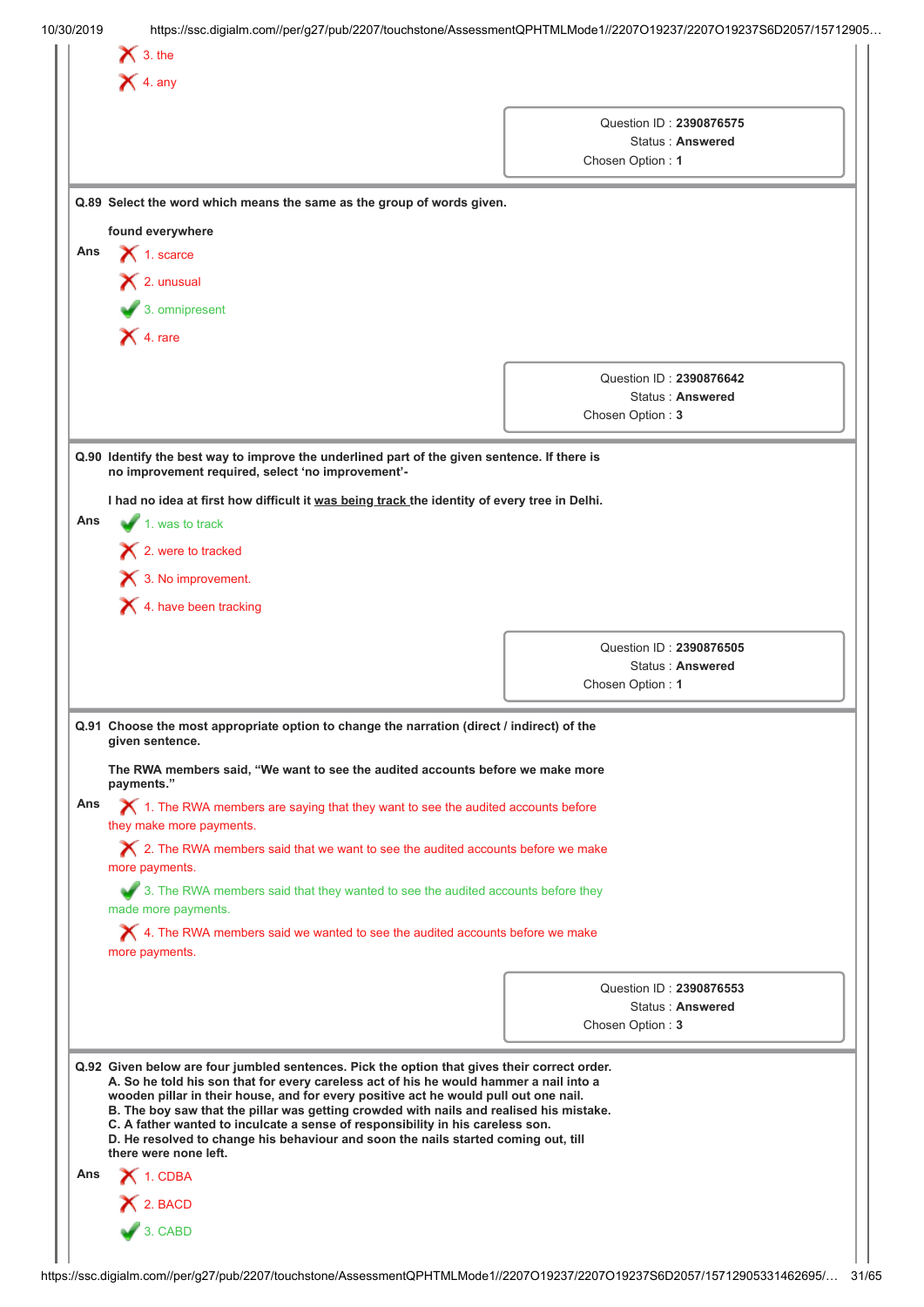3. the

4. any

Question ID : **2390876575**
Status : **Answered**
Chosen Option : **1**

**Q.89 Select the word which means the same as the group of words given.**

**found everywhere**

**Ans**

1. scarce
2. unusual
3. omnipresent ✔
4. rare

Question ID : **2390876642**
Status : **Answered**
Chosen Option : **3**

**Q.90 Identify the best way to improve the underlined part of the given sentence. If there is no improvement required, select 'no improvement'-**

**I had no idea at first how difficult it <u>was being track</u> the identity of every tree in Delhi.**

**Ans**

1. was to track ✔
2. were to tracked
3. No improvement.
4. have been tracking

Question ID : **2390876505**
Status : **Answered**
Chosen Option : **1**

**Q.91 Choose the most appropriate option to change the narration (direct / indirect) of the given sentence.**

**The RWA members said, "We want to see the audited accounts before we make more payments."**

**Ans**

1. The RWA members are saying that they want to see the audited accounts before they make more payments.
2. The RWA members said that we want to see the audited accounts before we make more payments.
3. The RWA members said that they wanted to see the audited accounts before they made more payments. ✔
4. The RWA members said we wanted to see the audited accounts before we make more payments.

Question ID : **2390876553**
Status : **Answered**
Chosen Option : **3**

**Q.92 Given below are four jumbled sentences. Pick the option that gives their correct order.**
**A. So he told his son that for every careless act of his he would hammer a nail into a wooden pillar in their house, and for every positive act he would pull out one nail.**
**B. The boy saw that the pillar was getting crowded with nails and realised his mistake.**
**C. A father wanted to inculcate a sense of responsibility in his careless son.**
**D. He resolved to change his behaviour and soon the nails started coming out, till there were none left.**

**Ans**

1. CDBA
2. BACD
3. CABD ✔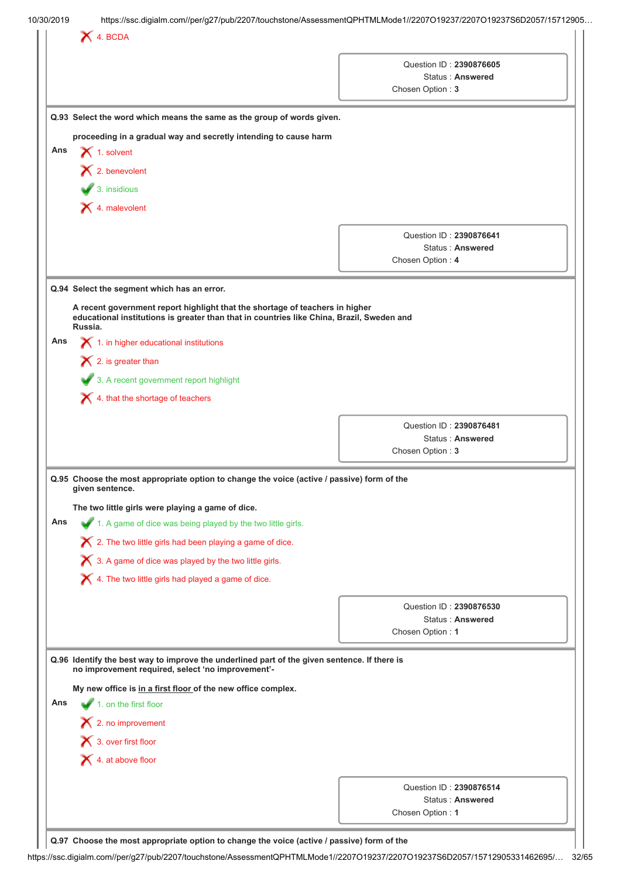❌ 4. BCDA

Question ID : **2390876605**
Status : **Answered**
Chosen Option : **3**

**Q.93 Select the word which means the same as the group of words given.**

**proceeding in a gradual way and secretly intending to cause harm**

Ans
❌ 1. solvent
❌ 2. benevolent
✅ 3. insidious
❌ 4. malevolent

Question ID : **2390876641**
Status : **Answered**
Chosen Option : **4**

**Q.94 Select the segment which has an error.**

**A recent government report highlight that the shortage of teachers in higher educational institutions is greater than that in countries like China, Brazil, Sweden and Russia.**

Ans
❌ 1. in higher educational institutions
❌ 2. is greater than
✅ 3. A recent government report highlight
❌ 4. that the shortage of teachers

Question ID : **2390876481**
Status : **Answered**
Chosen Option : **3**

**Q.95 Choose the most appropriate option to change the voice (active / passive) form of the given sentence.**

**The two little girls were playing a game of dice.**

Ans
✅ 1. A game of dice was being played by the two little girls.
❌ 2. The two little girls had been playing a game of dice.
❌ 3. A game of dice was played by the two little girls.
❌ 4. The two little girls had played a game of dice.

Question ID : **2390876530**
Status : **Answered**
Chosen Option : **1**

**Q.96 Identify the best way to improve the underlined part of the given sentence. If there is no improvement required, select 'no improvement'-**

**My new office is <u>in a first floor</u> of the new office complex.**

Ans
✅ 1. on the first floor
❌ 2. no improvement
❌ 3. over first floor
❌ 4. at above floor

Question ID : **2390876514**
Status : **Answered**
Chosen Option : **1**

**Q.97 Choose the most appropriate option to change the voice (active / passive) form of the**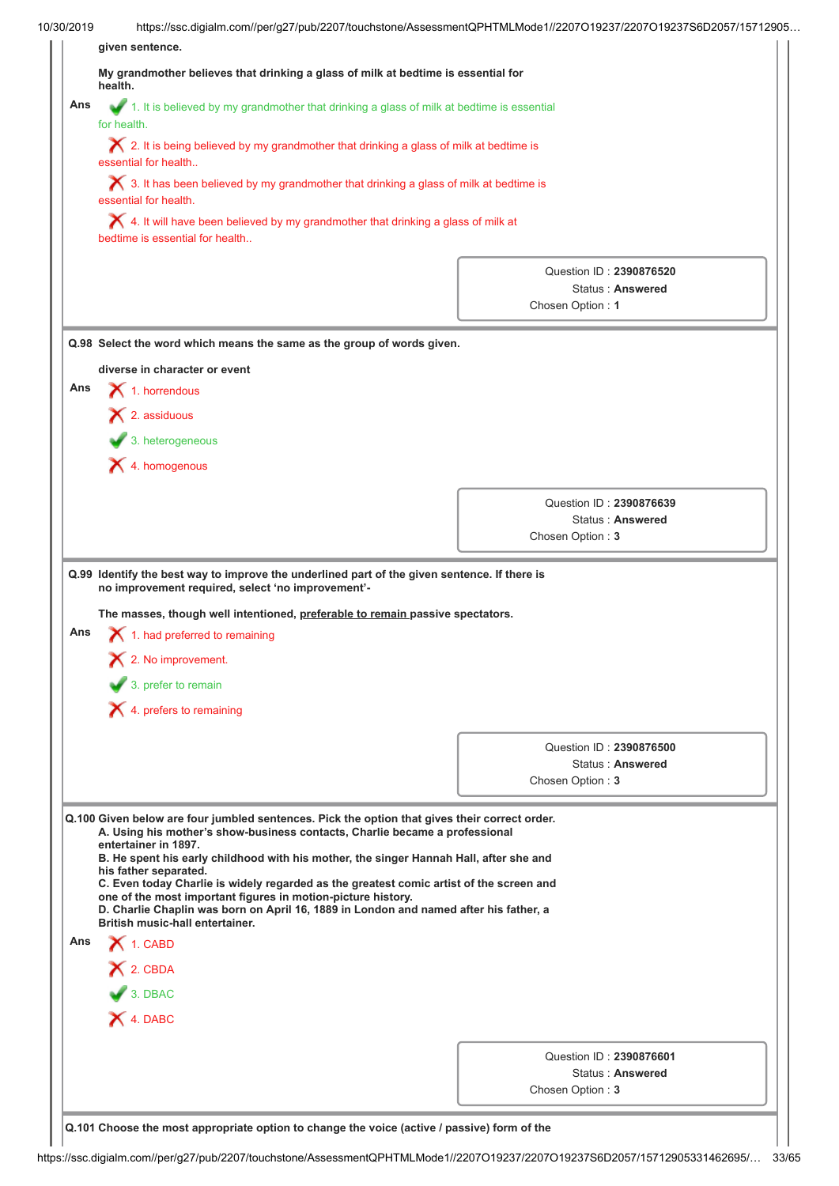given sentence.

**My grandmother believes that drinking a glass of milk at bedtime is essential for health.**

Ans

✔ 1. It is believed by my grandmother that drinking a glass of milk at bedtime is essential for health.

✗ 2. It is being believed by my grandmother that drinking a glass of milk at bedtime is essential for health..

✗ 3. It has been believed by my grandmother that drinking a glass of milk at bedtime is essential for health.

✗ 4. It will have been believed by my grandmother that drinking a glass of milk at bedtime is essential for health..

Question ID : **2390876520**
Status : **Answered**
Chosen Option : **1**

---

**Q.98 Select the word which means the same as the group of words given.**

**diverse in character or event**

Ans

✗ 1. horrendous

✗ 2. assiduous

✔ 3. heterogeneous

✗ 4. homogenous

Question ID : **2390876639**
Status : **Answered**
Chosen Option : **3**

---

**Q.99 Identify the best way to improve the underlined part of the given sentence. If there is no improvement required, select 'no improvement'-**

**The masses, though well intentioned, <u>preferable to remain</u> passive spectators.**

Ans

✗ 1. had preferred to remaining

✗ 2. No improvement.

✔ 3. prefer to remain

✗ 4. prefers to remaining

Question ID : **2390876500**
Status : **Answered**
Chosen Option : **3**

---

**Q.100 Given below are four jumbled sentences. Pick the option that gives their correct order.**
**A. Using his mother's show-business contacts, Charlie became a professional entertainer in 1897.**
**B. He spent his early childhood with his mother, the singer Hannah Hall, after she and his father separated.**
**C. Even today Charlie is widely regarded as the greatest comic artist of the screen and one of the most important figures in motion-picture history.**
**D. Charlie Chaplin was born on April 16, 1889 in London and named after his father, a British music-hall entertainer.**

Ans

✗ 1. CABD

✗ 2. CBDA

✔ 3. DBAC

✗ 4. DABC

Question ID : **2390876601**
Status : **Answered**
Chosen Option : **3**

---

**Q.101 Choose the most appropriate option to change the voice (active / passive) form of the**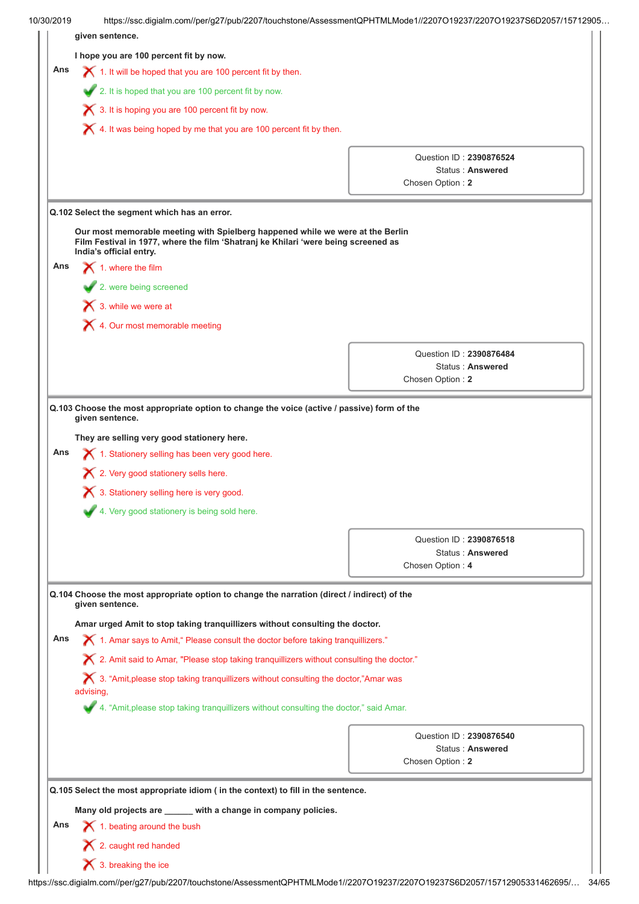given sentence.

**I hope you are 100 percent fit by now.**

Ans
1. It will be hoped that you are 100 percent fit by then. ✗
2. It is hoped that you are 100 percent fit by now. ✓
3. It is hoping you are 100 percent fit by now. ✗
4. It was being hoped by me that you are 100 percent fit by then. ✗

Question ID : **2390876524**
Status : **Answered**
Chosen Option : **2**

---

**Q.102 Select the segment which has an error.**

**Our most memorable meeting with Spielberg happened while we were at the Berlin Film Festival in 1977, where the film 'Shatranj ke Khilari 'were being screened as India's official entry.**

Ans
1. where the film ✗
2. were being screened ✓
3. while we were at ✗
4. Our most memorable meeting ✗

Question ID : **2390876484**
Status : **Answered**
Chosen Option : **2**

---

**Q.103 Choose the most appropriate option to change the voice (active / passive) form of the given sentence.**

**They are selling very good stationery here.**

Ans
1. Stationery selling has been very good here. ✗
2. Very good stationery sells here. ✗
3. Stationery selling here is very good. ✗
4. Very good stationery is being sold here. ✓

Question ID : **2390876518**
Status : **Answered**
Chosen Option : **4**

---

**Q.104 Choose the most appropriate option to change the narration (direct / indirect) of the given sentence.**

**Amar urged Amit to stop taking tranquillizers without consulting the doctor.**

Ans
1. Amar says to Amit," Please consult the doctor before taking tranquillizers." ✗
2. Amit said to Amar, "Please stop taking tranquillizers without consulting the doctor." ✗
3. "Amit,please stop taking tranquillizers without consulting the doctor,"Amar was advising, ✗
4. "Amit,please stop taking tranquillizers without consulting the doctor," said Amar. ✓

Question ID : **2390876540**
Status : **Answered**
Chosen Option : **2**

---

**Q.105 Select the most appropriate idiom ( in the context) to fill in the sentence.**

**Many old projects are ______ with a change in company policies.**

Ans
1. beating around the bush ✗
2. caught red handed ✗
3. breaking the ice ✗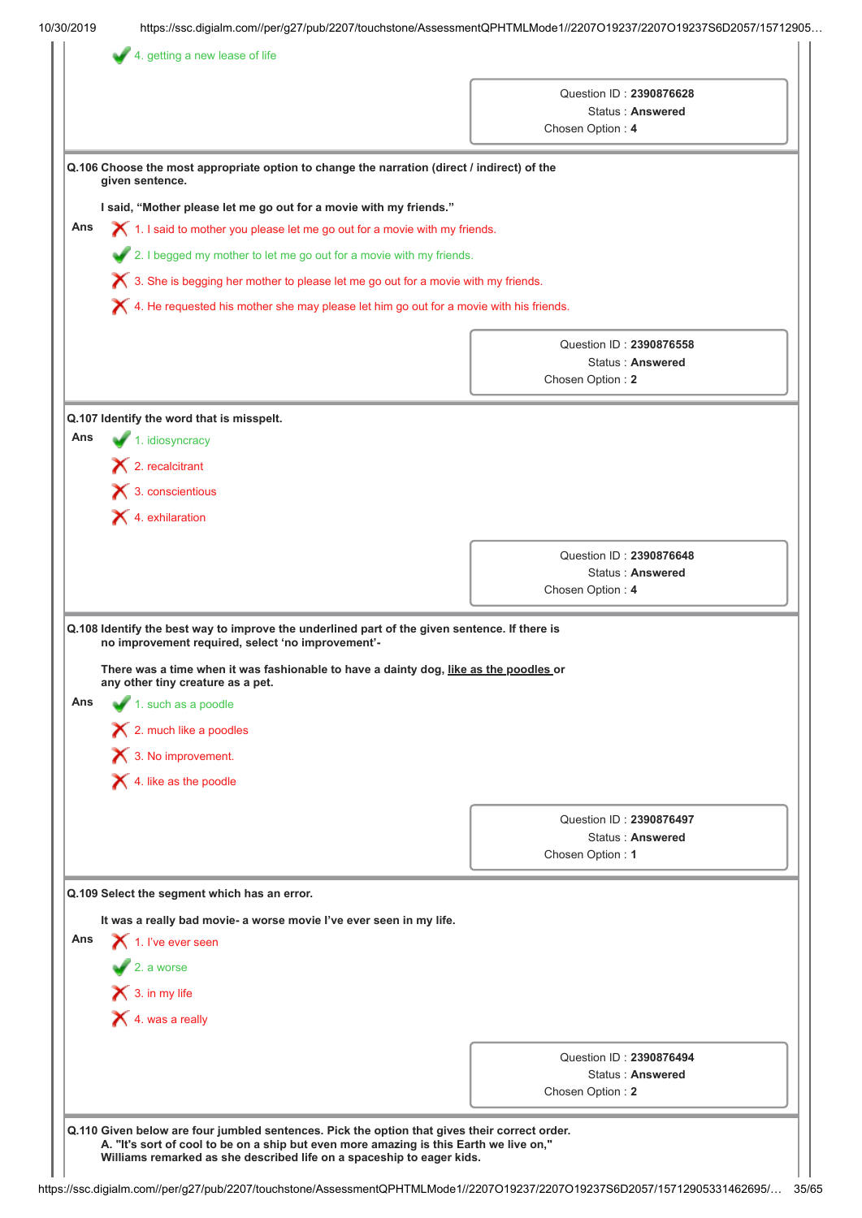✔ 4. getting a new lease of life

Question ID : **2390876628**
Status : **Answered**
Chosen Option : **4**

**Q.106 Choose the most appropriate option to change the narration (direct / indirect) of the given sentence.**

**I said, "Mother please let me go out for a movie with my friends."**

**Ans**

✘ 1. I said to mother you please let me go out for a movie with my friends.

✔ 2. I begged my mother to let me go out for a movie with my friends.

✘ 3. She is begging her mother to please let me go out for a movie with my friends.

✘ 4. He requested his mother she may please let him go out for a movie with his friends.

Question ID : **2390876558**
Status : **Answered**
Chosen Option : **2**

**Q.107 Identify the word that is misspelt.**

**Ans**

✔ 1. idiosyncracy

✘ 2. recalcitrant

✘ 3. conscientious

✘ 4. exhilaration

Question ID : **2390876648**
Status : **Answered**
Chosen Option : **4**

**Q.108 Identify the best way to improve the underlined part of the given sentence. If there is no improvement required, select 'no improvement'-**

**There was a time when it was fashionable to have a dainty dog, <u>like as the poodles</u> or any other tiny creature as a pet.**

**Ans**

✔ 1. such as a poodle

✘ 2. much like a poodles

✘ 3. No improvement.

✘ 4. like as the poodle

Question ID : **2390876497**
Status : **Answered**
Chosen Option : **1**

**Q.109 Select the segment which has an error.**

**It was a really bad movie- a worse movie I've ever seen in my life.**

**Ans**

✘ 1. I've ever seen

✔ 2. a worse

✘ 3. in my life

✘ 4. was a really

Question ID : **2390876494**
Status : **Answered**
Chosen Option : **2**

**Q.110 Given below are four jumbled sentences. Pick the option that gives their correct order.**
**A. "It's sort of cool to be on a ship but even more amazing is this Earth we live on," Williams remarked as she described life on a spaceship to eager kids.**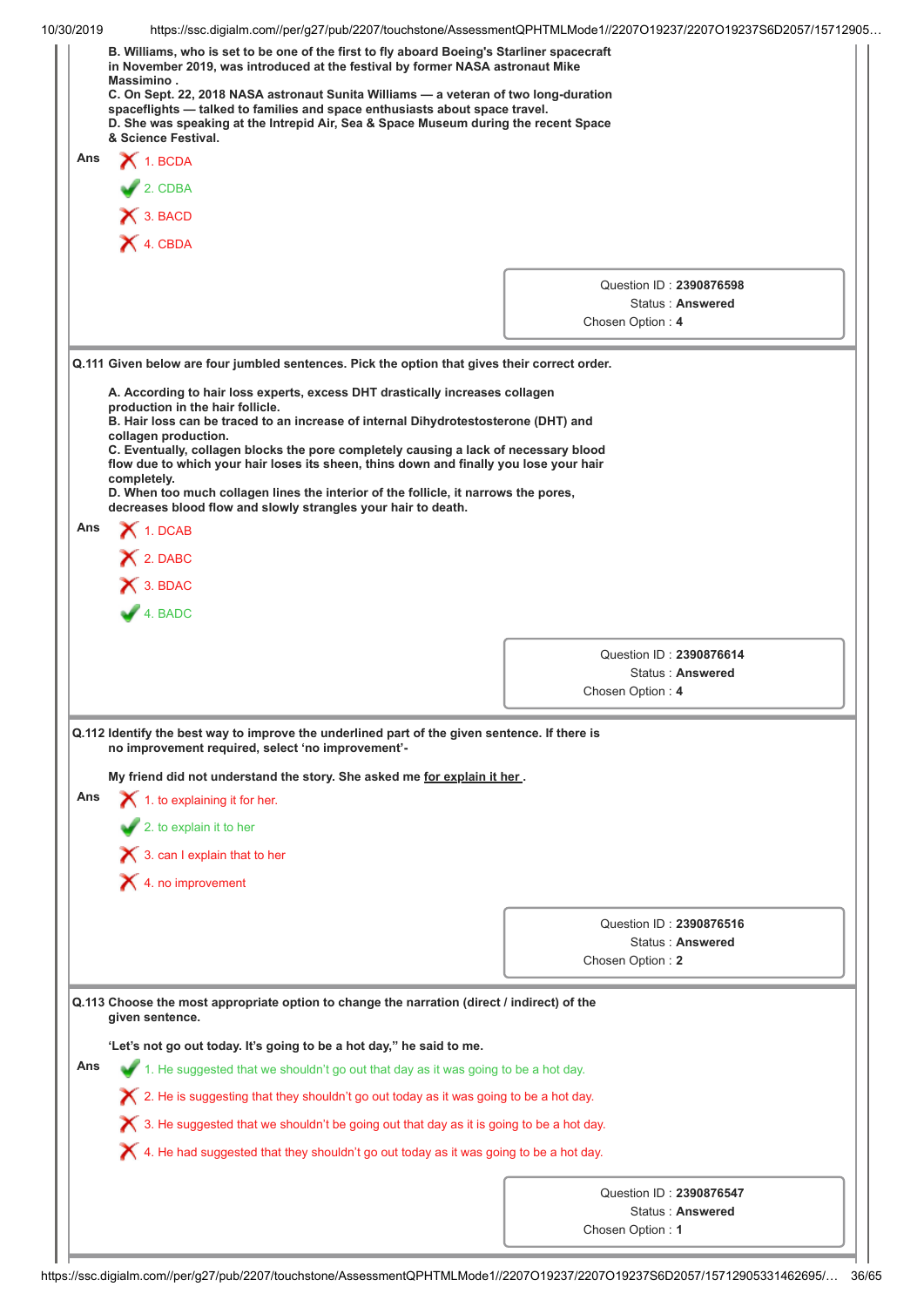B. Williams, who is set to be one of the first to fly aboard Boeing's Starliner spacecraft in November 2019, was introduced at the festival by former NASA astronaut Mike Massimino .
C. On Sept. 22, 2018 NASA astronaut Sunita Williams — a veteran of two long-duration spaceflights — talked to families and space enthusiasts about space travel.
D. She was speaking at the Intrepid Air, Sea & Space Museum during the recent Space & Science Festival.

Ans
1. BCDA ✗
2. CDBA ✓
3. BACD ✗
4. CBDA ✗

Question ID : 2390876598
Status : Answered
Chosen Option : 4

**Q.111 Given below are four jumbled sentences. Pick the option that gives their correct order.**

A. According to hair loss experts, excess DHT drastically increases collagen production in the hair follicle.
B. Hair loss can be traced to an increase of internal Dihydrotestosterone (DHT) and collagen production.
C. Eventually, collagen blocks the pore completely causing a lack of necessary blood flow due to which your hair loses its sheen, thins down and finally you lose your hair completely.
D. When too much collagen lines the interior of the follicle, it narrows the pores, decreases blood flow and slowly strangles your hair to death.

Ans
1. DCAB ✗
2. DABC ✗
3. BDAC ✗
4. BADC ✓

Question ID : 2390876614
Status : Answered
Chosen Option : 4

**Q.112 Identify the best way to improve the underlined part of the given sentence. If there is no improvement required, select 'no improvement'-**

My friend did not understand the story. She asked me <u>for explain it her</u> .

Ans
1. to explaining it for her. ✗
2. to explain it to her ✓
3. can I explain that to her ✗
4. no improvement ✗

Question ID : 2390876516
Status : Answered
Chosen Option : 2

**Q.113 Choose the most appropriate option to change the narration (direct / indirect) of the given sentence.**

'Let's not go out today. It's going to be a hot day," he said to me.

Ans
1. He suggested that we shouldn't go out that day as it was going to be a hot day. ✓
2. He is suggesting that they shouldn't go out today as it was going to be a hot day. ✗
3. He suggested that we shouldn't be going out that day as it is going to be a hot day. ✗
4. He had suggested that they shouldn't go out today as it was going to be a hot day. ✗

Question ID : 2390876547
Status : Answered
Chosen Option : 1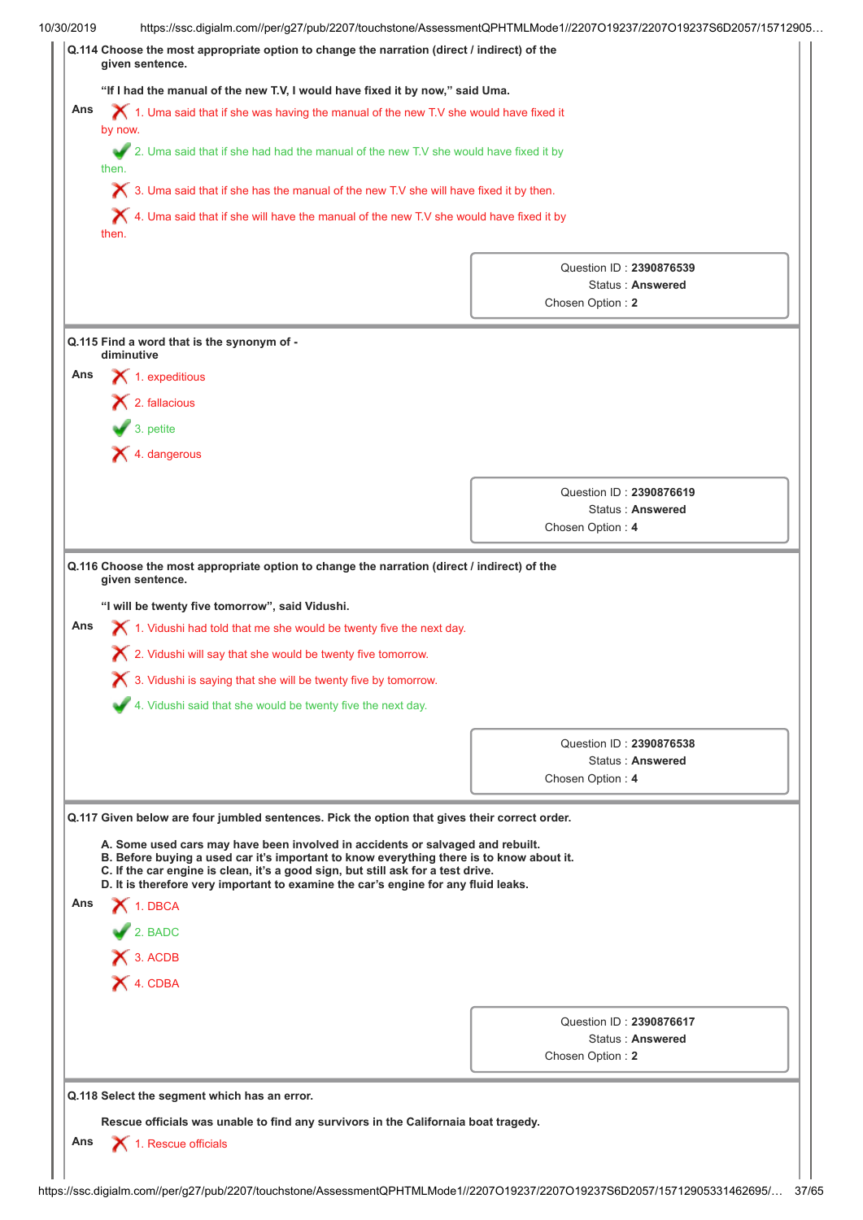**Q.114 Choose the most appropriate option to change the narration (direct / indirect) of the given sentence.**

**"If I had the manual of the new T.V, I would have fixed it by now," said Uma.**

Ans

1. Uma said that if she was having the manual of the new T.V she would have fixed it by now. ✗
2. Uma said that if she had had the manual of the new T.V she would have fixed it by then. ✓
3. Uma said that if she has the manual of the new T.V she will have fixed it by then. ✗
4. Uma said that if she will have the manual of the new T.V she would have fixed it by then. ✗

| |
|---|
| Question ID : **2390876539** |
| Status : **Answered** |
| Chosen Option : **2** |

**Q.115 Find a word that is the synonym of - diminutive**

Ans

1. expeditious ✗
2. fallacious ✗
3. petite ✓
4. dangerous ✗

| |
|---|
| Question ID : **2390876619** |
| Status : **Answered** |
| Chosen Option : **4** |

**Q.116 Choose the most appropriate option to change the narration (direct / indirect) of the given sentence.**

**"I will be twenty five tomorrow", said Vidushi.**

Ans

1. Vidushi had told that me she would be twenty five the next day. ✗
2. Vidushi will say that she would be twenty five tomorrow. ✗
3. Vidushi is saying that she will be twenty five by tomorrow. ✗
4. Vidushi said that she would be twenty five the next day. ✓

| |
|---|
| Question ID : **2390876538** |
| Status : **Answered** |
| Chosen Option : **4** |

**Q.117 Given below are four jumbled sentences. Pick the option that gives their correct order.**

**A. Some used cars may have been involved in accidents or salvaged and rebuilt.**
**B. Before buying a used car it's important to know everything there is to know about it.**
**C. If the car engine is clean, it's a good sign, but still ask for a test drive.**
**D. It is therefore very important to examine the car's engine for any fluid leaks.**

Ans

1. DBCA ✗
2. BADC ✓
3. ACDB ✗
4. CDBA ✗

| |
|---|
| Question ID : **2390876617** |
| Status : **Answered** |
| Chosen Option : **2** |

**Q.118 Select the segment which has an error.**

**Rescue officials was unable to find any survivors in the Californaia boat tragedy.**

Ans

1. Rescue officials ✗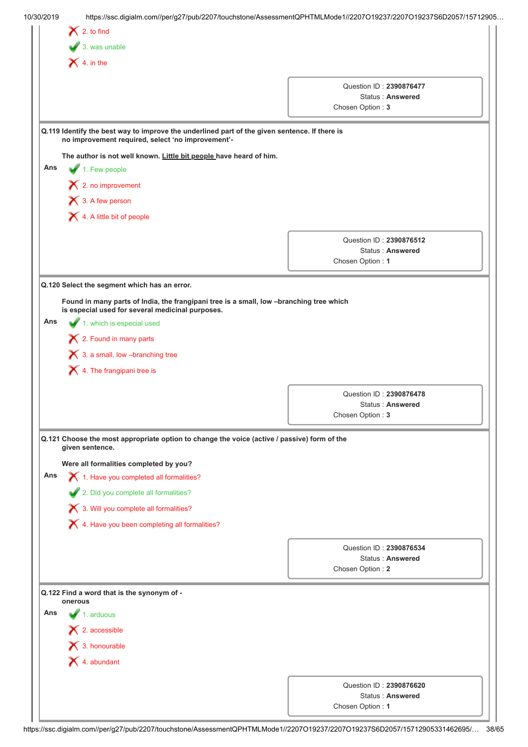2. to find

3. was unable

4. in the

Question ID : **2390876477**
Status : **Answered**
Chosen Option : **3**

**Q.119 Identify the best way to improve the underlined part of the given sentence. If there is no improvement required, select 'no improvement'-**

**The author is not well known. <u>Little bit people</u> have heard of him.**

Ans

1. Few people

2. no improvement

3. A few person

4. A little bit of people

Question ID : **2390876512**
Status : **Answered**
Chosen Option : **1**

**Q.120 Select the segment which has an error.**

**Found in many parts of India, the frangipani tree is a small, low –branching tree which is especial used for several medicinal purposes.**

Ans

1. which is especial used

2. Found in many parts

3. a small, low –branching tree

4. The frangipani tree is

Question ID : **2390876478**
Status : **Answered**
Chosen Option : **3**

**Q.121 Choose the most appropriate option to change the voice (active / passive) form of the given sentence.**

**Were all formalities completed by you?**

Ans

1. Have you completed all formalities?

2. Did you complete all formalities?

3. Will you complete all formalities?

4. Have you been completing all formalities?

Question ID : **2390876534**
Status : **Answered**
Chosen Option : **2**

**Q.122 Find a word that is the synonym of - onerous**

Ans

1. arduous

2. accessible

3. honourable

4. abundant

Question ID : **2390876620**
Status : **Answered**
Chosen Option : **1**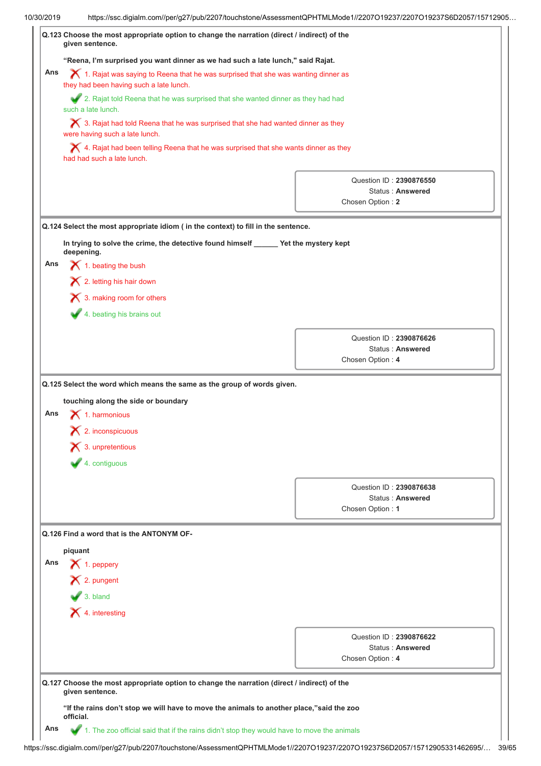**Q.123 Choose the most appropriate option to change the narration (direct / indirect) of the given sentence.**

**"Reena, I'm surprised you want dinner as we had such a late lunch," said Rajat.**

Ans

✗ 1. Rajat was saying to Reena that he was surprised that she was wanting dinner as they had been having such a late lunch.

✓ 2. Rajat told Reena that he was surprised that she wanted dinner as they had had such a late lunch.

✗ 3. Rajat had told Reena that he was surprised that she had wanted dinner as they were having such a late lunch.

✗ 4. Rajat had been telling Reena that he was surprised that she wants dinner as they had had such a late lunch.

Question ID : **2390876550**
Status : **Answered**
Chosen Option : **2**

**Q.124 Select the most appropriate idiom ( in the context) to fill in the sentence.**

**In trying to solve the crime, the detective found himself ______ Yet the mystery kept deepening.**

Ans

✗ 1. beating the bush

✗ 2. letting his hair down

✗ 3. making room for others

✓ 4. beating his brains out

Question ID : **2390876626**
Status : **Answered**
Chosen Option : **4**

**Q.125 Select the word which means the same as the group of words given.**

**touching along the side or boundary**

Ans

✗ 1. harmonious

✗ 2. inconspicuous

✗ 3. unpretentious

✓ 4. contiguous

Question ID : **2390876638**
Status : **Answered**
Chosen Option : **1**

**Q.126 Find a word that is the ANTONYM OF-**

**piquant**

Ans

✗ 1. peppery

✗ 2. pungent

✓ 3. bland

✗ 4. interesting

Question ID : **2390876622**
Status : **Answered**
Chosen Option : **4**

**Q.127 Choose the most appropriate option to change the narration (direct / indirect) of the given sentence.**

**"If the rains don't stop we will have to move the animals to another place," said the zoo official.**

Ans

✓ 1. The zoo official said that if the rains didn't stop they would have to move the animals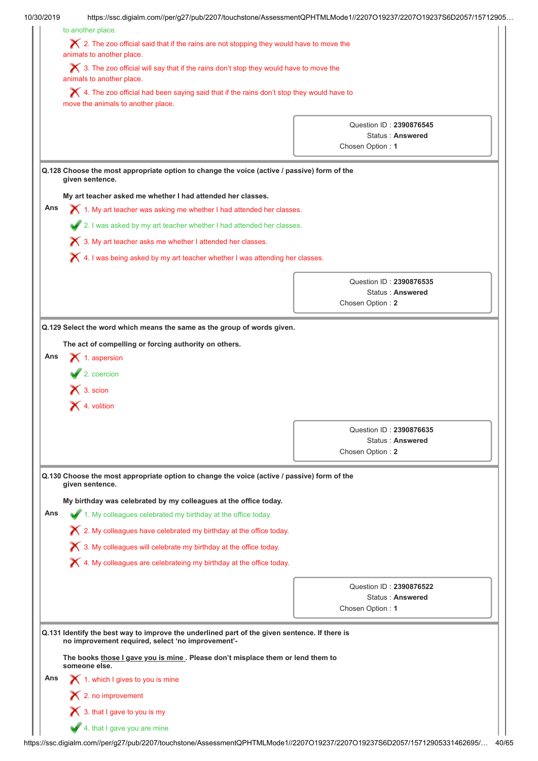to another place.

✗ 2. The zoo official said that if the rains are not stopping they would have to move the animals to another place.

✗ 3. The zoo official will say that if the rains don't stop they would have to move the animals to another place.

✗ 4. The zoo official had been saying said that if the rains don't stop they would have to move the animals to another place.

Question ID : **2390876545**
Status : **Answered**
Chosen Option : **1**

---

**Q.128 Choose the most appropriate option to change the voice (active / passive) form of the given sentence.**

**My art teacher asked me whether I had attended her classes.**

**Ans**

✗ 1. My art teacher was asking me whether I had attended her classes.

✔ 2. I was asked by my art teacher whether I had attended her classes.

✗ 3. My art teacher asks me whether I attended her classes.

✗ 4. I was being asked by my art teacher whether I was attending her classes.

Question ID : **2390876535**
Status : **Answered**
Chosen Option : **2**

---

**Q.129 Select the word which means the same as the group of words given.**

**The act of compelling or forcing authority on others.**

**Ans**

✗ 1. aspersion

✔ 2. coercion

✗ 3. scion

✗ 4. volition

Question ID : **2390876635**
Status : **Answered**
Chosen Option : **2**

---

**Q.130 Choose the most appropriate option to change the voice (active / passive) form of the given sentence.**

**My birthday was celebrated by my colleagues at the office today.**

**Ans**

✔ 1. My colleagues celebrated my birthday at the office today.

✗ 2. My colleagues have celebrated my birthday at the office today.

✗ 3. My colleagues will celebrate my birthday at the office today.

✗ 4. My colleagues are celebrateing my birthday at the office today.

Question ID : **2390876522**
Status : **Answered**
Chosen Option : **1**

---

**Q.131 Identify the best way to improve the underlined part of the given sentence. If there is no improvement required, select 'no improvement'-**

**The books <u>those I gave you is mine</u> . Please don't misplace them or lend them to someone else.**

**Ans**

✗ 1. which I gives to you is mine

✗ 2. no improvement

✗ 3. that I gave to you is my

✔ 4. that I gave you are mine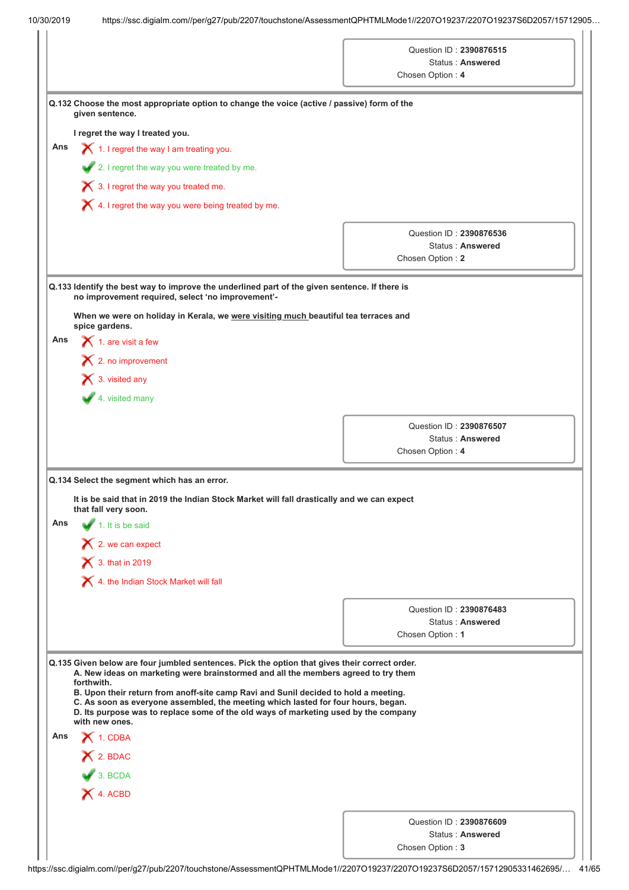| Question ID : **2390876515** |
|---|
| Status : **Answered** |
| Chosen Option : **4** |

**Q.132 Choose the most appropriate option to change the voice (active / passive) form of the given sentence.**

**I regret the way I treated you.**

Ans

- ✗ 1. I regret the way I am treating you.
- ✓ 2. I regret the way you were treated by me.
- ✗ 3. I regret the way you treated me.
- ✗ 4. I regret the way you were being treated by me.

| Question ID : **2390876536** |
|---|
| Status : **Answered** |
| Chosen Option : **2** |

**Q.133 Identify the best way to improve the underlined part of the given sentence. If there is no improvement required, select 'no improvement'-**

**When we were on holiday in Kerala, we <u>were visiting much</u> beautiful tea terraces and spice gardens.**

Ans

- ✗ 1. are visit a few
- ✗ 2. no improvement
- ✗ 3. visited any
- ✓ 4. visited many

| Question ID : **2390876507** |
|---|
| Status : **Answered** |
| Chosen Option : **4** |

**Q.134 Select the segment which has an error.**

**It is be said that in 2019 the Indian Stock Market will fall drastically and we can expect that fall very soon.**

Ans

- ✓ 1. It is be said
- ✗ 2. we can expect
- ✗ 3. that in 2019
- ✗ 4. the Indian Stock Market will fall

| Question ID : **2390876483** |
|---|
| Status : **Answered** |
| Chosen Option : **1** |

**Q.135 Given below are four jumbled sentences. Pick the option that gives their correct order.**
**A. New ideas on marketing were brainstormed and all the members agreed to try them forthwith.**
**B. Upon their return from anoff-site camp Ravi and Sunil decided to hold a meeting.**
**C. As soon as everyone assembled, the meeting which lasted for four hours, began.**
**D. Its purpose was to replace some of the old ways of marketing used by the company with new ones.**

Ans

- ✗ 1. CDBA
- ✗ 2. BDAC
- ✓ 3. BCDA
- ✗ 4. ACBD

| Question ID : **2390876609** |
|---|
| Status : **Answered** |
| Chosen Option : **3** |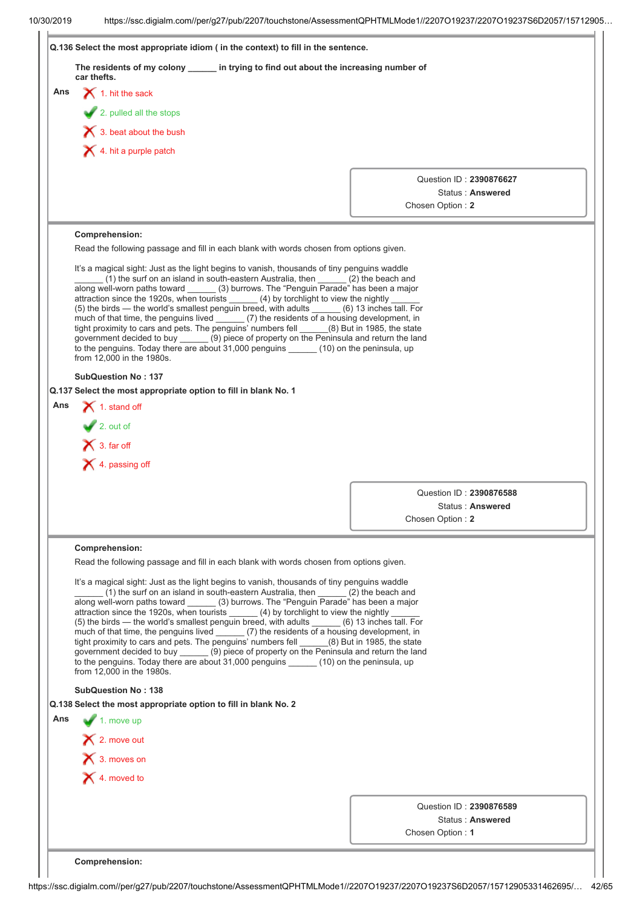**Q.136 Select the most appropriate idiom ( in the context) to fill in the sentence.**

**The residents of my colony ______ in trying to find out about the increasing number of car thefts.**

Ans

1. hit the sack ✗
2. pulled all the stops ✓
3. beat about the bush ✗
4. hit a purple patch ✗

Question ID : **2390876627**
Status : **Answered**
Chosen Option : **2**

---

**Comprehension:**

Read the following passage and fill in each blank with words chosen from options given.

It's a magical sight: Just as the light begins to vanish, thousands of tiny penguins waddle ______ (1) the surf on an island in south-eastern Australia, then ______ (2) the beach and along well-worn paths toward ______ (3) burrows. The "Penguin Parade" has been a major attraction since the 1920s, when tourists ______ (4) by torchlight to view the nightly ______ (5) the birds — the world's smallest penguin breed, with adults ______ (6) 13 inches tall. For much of that time, the penguins lived ______ (7) the residents of a housing development, in tight proximity to cars and pets. The penguins' numbers fell ______(8) But in 1985, the state government decided to buy ______ (9) piece of property on the Peninsula and return the land to the penguins. Today there are about 31,000 penguins ______ (10) on the peninsula, up from 12,000 in the 1980s.

**SubQuestion No : 137**

**Q.137 Select the most appropriate option to fill in blank No. 1**

Ans

1. stand off ✗
2. out of ✓
3. far off ✗
4. passing off ✗

Question ID : **2390876588**
Status : **Answered**
Chosen Option : **2**

---

**Comprehension:**

Read the following passage and fill in each blank with words chosen from options given.

It's a magical sight: Just as the light begins to vanish, thousands of tiny penguins waddle ______ (1) the surf on an island in south-eastern Australia, then ______ (2) the beach and along well-worn paths toward ______ (3) burrows. The "Penguin Parade" has been a major attraction since the 1920s, when tourists ______ (4) by torchlight to view the nightly ______ (5) the birds — the world's smallest penguin breed, with adults ______ (6) 13 inches tall. For much of that time, the penguins lived ______ (7) the residents of a housing development, in tight proximity to cars and pets. The penguins' numbers fell ______(8) But in 1985, the state government decided to buy ______ (9) piece of property on the Peninsula and return the land to the penguins. Today there are about 31,000 penguins ______ (10) on the peninsula, up from 12,000 in the 1980s.

**SubQuestion No : 138**

**Q.138 Select the most appropriate option to fill in blank No. 2**

Ans

1. move up ✓
2. move out ✗
3. moves on ✗
4. moved to ✗

Question ID : **2390876589**
Status : **Answered**
Chosen Option : **1**

---

**Comprehension:**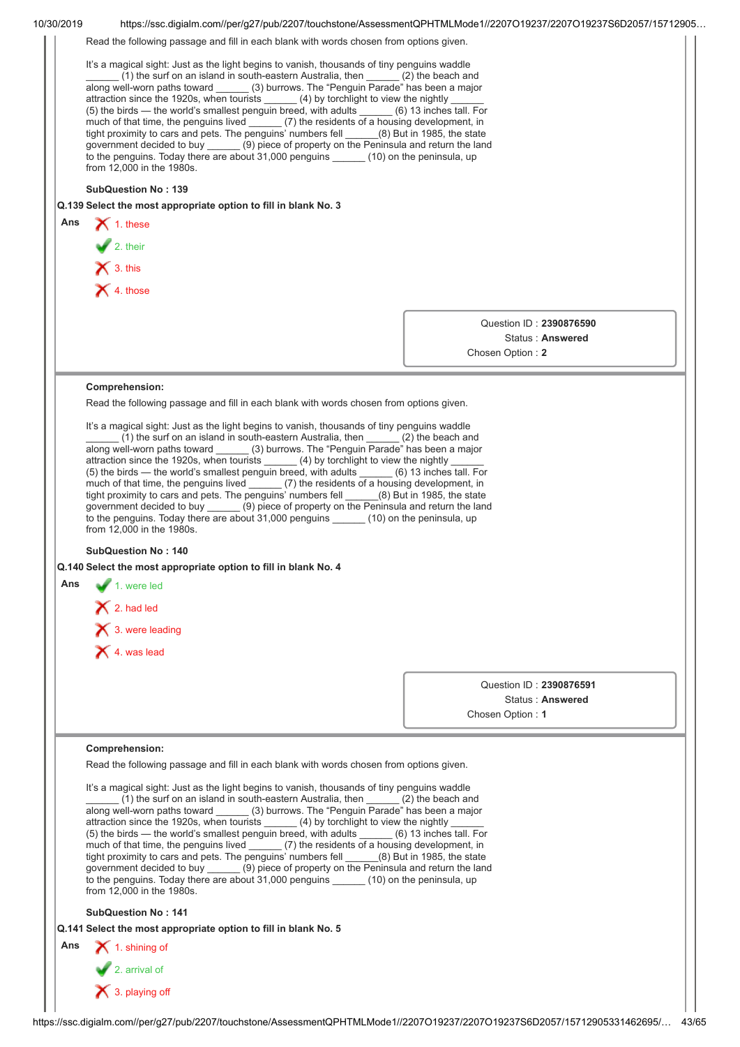Read the following passage and fill in each blank with words chosen from options given.

It's a magical sight: Just as the light begins to vanish, thousands of tiny penguins waddle ______ (1) the surf on an island in south-eastern Australia, then ______ (2) the beach and along well-worn paths toward ______ (3) burrows. The "Penguin Parade" has been a major attraction since the 1920s, when tourists ______ (4) by torchlight to view the nightly ______ (5) the birds — the world's smallest penguin breed, with adults ______ (6) 13 inches tall. For much of that time, the penguins lived ______ (7) the residents of a housing development, in tight proximity to cars and pets. The penguins' numbers fell ______(8) But in 1985, the state government decided to buy ______ (9) piece of property on the Peninsula and return the land to the penguins. Today there are about 31,000 penguins ______ (10) on the peninsula, up from 12,000 in the 1980s.

**SubQuestion No : 139**

**Q.139 Select the most appropriate option to fill in blank No. 3**

**Ans**

1. these ✗
2. their ✓
3. this ✗
4. those ✗

Question ID : **2390876590**
Status : **Answered**
Chosen Option : **2**

---

**Comprehension:**

Read the following passage and fill in each blank with words chosen from options given.

It's a magical sight: Just as the light begins to vanish, thousands of tiny penguins waddle ______ (1) the surf on an island in south-eastern Australia, then ______ (2) the beach and along well-worn paths toward ______ (3) burrows. The "Penguin Parade" has been a major attraction since the 1920s, when tourists ______ (4) by torchlight to view the nightly ______ (5) the birds — the world's smallest penguin breed, with adults ______ (6) 13 inches tall. For much of that time, the penguins lived ______ (7) the residents of a housing development, in tight proximity to cars and pets. The penguins' numbers fell ______(8) But in 1985, the state government decided to buy ______ (9) piece of property on the Peninsula and return the land to the penguins. Today there are about 31,000 penguins ______ (10) on the peninsula, up from 12,000 in the 1980s.

**SubQuestion No : 140**

**Q.140 Select the most appropriate option to fill in blank No. 4**

**Ans**

1. were led ✓
2. had led ✗
3. were leading ✗
4. was lead ✗

Question ID : **2390876591**
Status : **Answered**
Chosen Option : **1**

---

**Comprehension:**

Read the following passage and fill in each blank with words chosen from options given.

It's a magical sight: Just as the light begins to vanish, thousands of tiny penguins waddle ______ (1) the surf on an island in south-eastern Australia, then ______ (2) the beach and along well-worn paths toward ______ (3) burrows. The "Penguin Parade" has been a major attraction since the 1920s, when tourists ______ (4) by torchlight to view the nightly ______ (5) the birds — the world's smallest penguin breed, with adults ______ (6) 13 inches tall. For much of that time, the penguins lived ______ (7) the residents of a housing development, in tight proximity to cars and pets. The penguins' numbers fell ______(8) But in 1985, the state government decided to buy ______ (9) piece of property on the Peninsula and return the land to the penguins. Today there are about 31,000 penguins ______ (10) on the peninsula, up from 12,000 in the 1980s.

**SubQuestion No : 141**

**Q.141 Select the most appropriate option to fill in blank No. 5**

**Ans**

1. shining of ✗
2. arrival of ✓
3. playing off ✗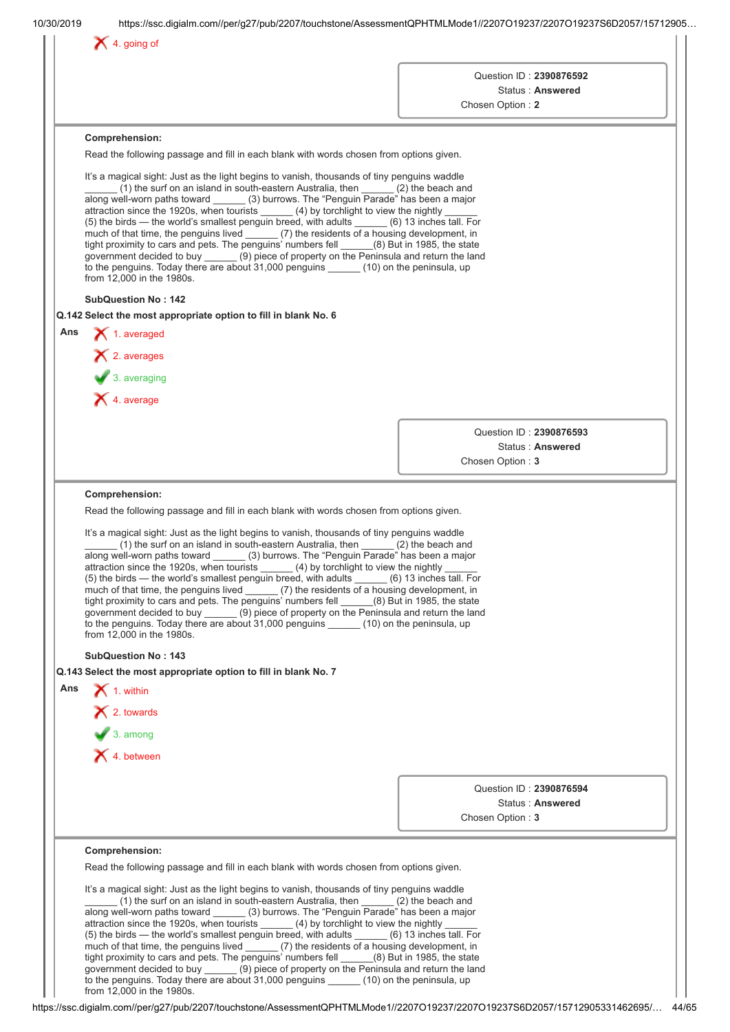4. going of

Question ID : **2390876592**
Status : **Answered**
Chosen Option : **2**

**Comprehension:**

Read the following passage and fill in each blank with words chosen from options given.

It's a magical sight: Just as the light begins to vanish, thousands of tiny penguins waddle ______ (1) the surf on an island in south-eastern Australia, then ______ (2) the beach and along well-worn paths toward ______ (3) burrows. The "Penguin Parade" has been a major attraction since the 1920s, when tourists ______ (4) by torchlight to view the nightly ______ (5) the birds — the world's smallest penguin breed, with adults ______ (6) 13 inches tall. For much of that time, the penguins lived ______ (7) the residents of a housing development, in tight proximity to cars and pets. The penguins' numbers fell ______(8) But in 1985, the state government decided to buy ______ (9) piece of property on the Peninsula and return the land to the penguins. Today there are about 31,000 penguins ______ (10) on the peninsula, up from 12,000 in the 1980s.

**SubQuestion No : 142**

**Q.142 Select the most appropriate option to fill in blank No. 6**

**Ans**

1. averaged
2. averages
3. averaging ✔
4. average

Question ID : **2390876593**
Status : **Answered**
Chosen Option : **3**

**Comprehension:**

Read the following passage and fill in each blank with words chosen from options given.

It's a magical sight: Just as the light begins to vanish, thousands of tiny penguins waddle ______ (1) the surf on an island in south-eastern Australia, then ______ (2) the beach and along well-worn paths toward ______ (3) burrows. The "Penguin Parade" has been a major attraction since the 1920s, when tourists ______ (4) by torchlight to view the nightly ______ (5) the birds — the world's smallest penguin breed, with adults ______ (6) 13 inches tall. For much of that time, the penguins lived ______ (7) the residents of a housing development, in tight proximity to cars and pets. The penguins' numbers fell ______(8) But in 1985, the state government decided to buy ______ (9) piece of property on the Peninsula and return the land to the penguins. Today there are about 31,000 penguins ______ (10) on the peninsula, up from 12,000 in the 1980s.

**SubQuestion No : 143**

**Q.143 Select the most appropriate option to fill in blank No. 7**

**Ans**

1. within
2. towards
3. among ✔
4. between

Question ID : **2390876594**
Status : **Answered**
Chosen Option : **3**

**Comprehension:**

Read the following passage and fill in each blank with words chosen from options given.

It's a magical sight: Just as the light begins to vanish, thousands of tiny penguins waddle ______ (1) the surf on an island in south-eastern Australia, then ______ (2) the beach and along well-worn paths toward ______ (3) burrows. The "Penguin Parade" has been a major attraction since the 1920s, when tourists ______ (4) by torchlight to view the nightly ______ (5) the birds — the world's smallest penguin breed, with adults ______ (6) 13 inches tall. For much of that time, the penguins lived ______ (7) the residents of a housing development, in tight proximity to cars and pets. The penguins' numbers fell ______(8) But in 1985, the state government decided to buy ______ (9) piece of property on the Peninsula and return the land to the penguins. Today there are about 31,000 penguins ______ (10) on the peninsula, up from 12,000 in the 1980s.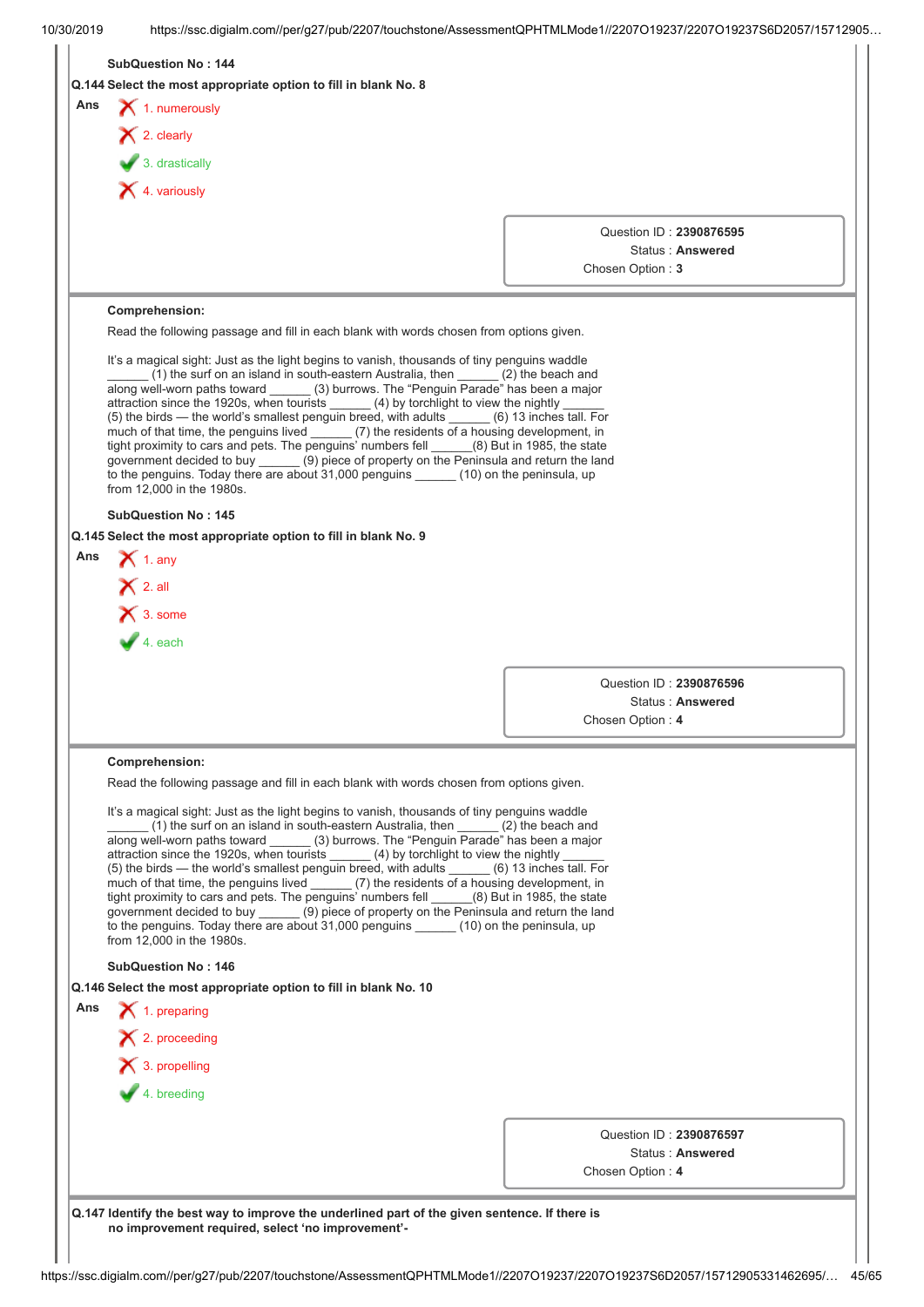SubQuestion No : 144

**Q.144 Select the most appropriate option to fill in blank No. 8**

Ans
1. numerously
2. clearly
3. drastically ✔
4. variously

Question ID : **2390876595**
Status : **Answered**
Chosen Option : **3**

---

**Comprehension:**

Read the following passage and fill in each blank with words chosen from options given.

It's a magical sight: Just as the light begins to vanish, thousands of tiny penguins waddle ______ (1) the surf on an island in south-eastern Australia, then ______ (2) the beach and along well-worn paths toward ______ (3) burrows. The "Penguin Parade" has been a major attraction since the 1920s, when tourists ______ (4) by torchlight to view the nightly ______ (5) the birds — the world's smallest penguin breed, with adults ______ (6) 13 inches tall. For much of that time, the penguins lived ______ (7) the residents of a housing development, in tight proximity to cars and pets. The penguins' numbers fell ______(8) But in 1985, the state government decided to buy ______ (9) piece of property on the Peninsula and return the land to the penguins. Today there are about 31,000 penguins ______ (10) on the peninsula, up from 12,000 in the 1980s.

SubQuestion No : 145

**Q.145 Select the most appropriate option to fill in blank No. 9**

Ans
1. any
2. all
3. some
4. each ✔

Question ID : **2390876596**
Status : **Answered**
Chosen Option : **4**

---

**Comprehension:**

Read the following passage and fill in each blank with words chosen from options given.

It's a magical sight: Just as the light begins to vanish, thousands of tiny penguins waddle ______ (1) the surf on an island in south-eastern Australia, then ______ (2) the beach and along well-worn paths toward ______ (3) burrows. The "Penguin Parade" has been a major attraction since the 1920s, when tourists ______ (4) by torchlight to view the nightly ______ (5) the birds — the world's smallest penguin breed, with adults ______ (6) 13 inches tall. For much of that time, the penguins lived ______ (7) the residents of a housing development, in tight proximity to cars and pets. The penguins' numbers fell ______(8) But in 1985, the state government decided to buy ______ (9) piece of property on the Peninsula and return the land to the penguins. Today there are about 31,000 penguins ______ (10) on the peninsula, up from 12,000 in the 1980s.

SubQuestion No : 146

**Q.146 Select the most appropriate option to fill in blank No. 10**

Ans
1. preparing
2. proceeding
3. propelling
4. breeding ✔

Question ID : **2390876597**
Status : **Answered**
Chosen Option : **4**

---

**Q.147 Identify the best way to improve the underlined part of the given sentence. If there is no improvement required, select 'no improvement'-**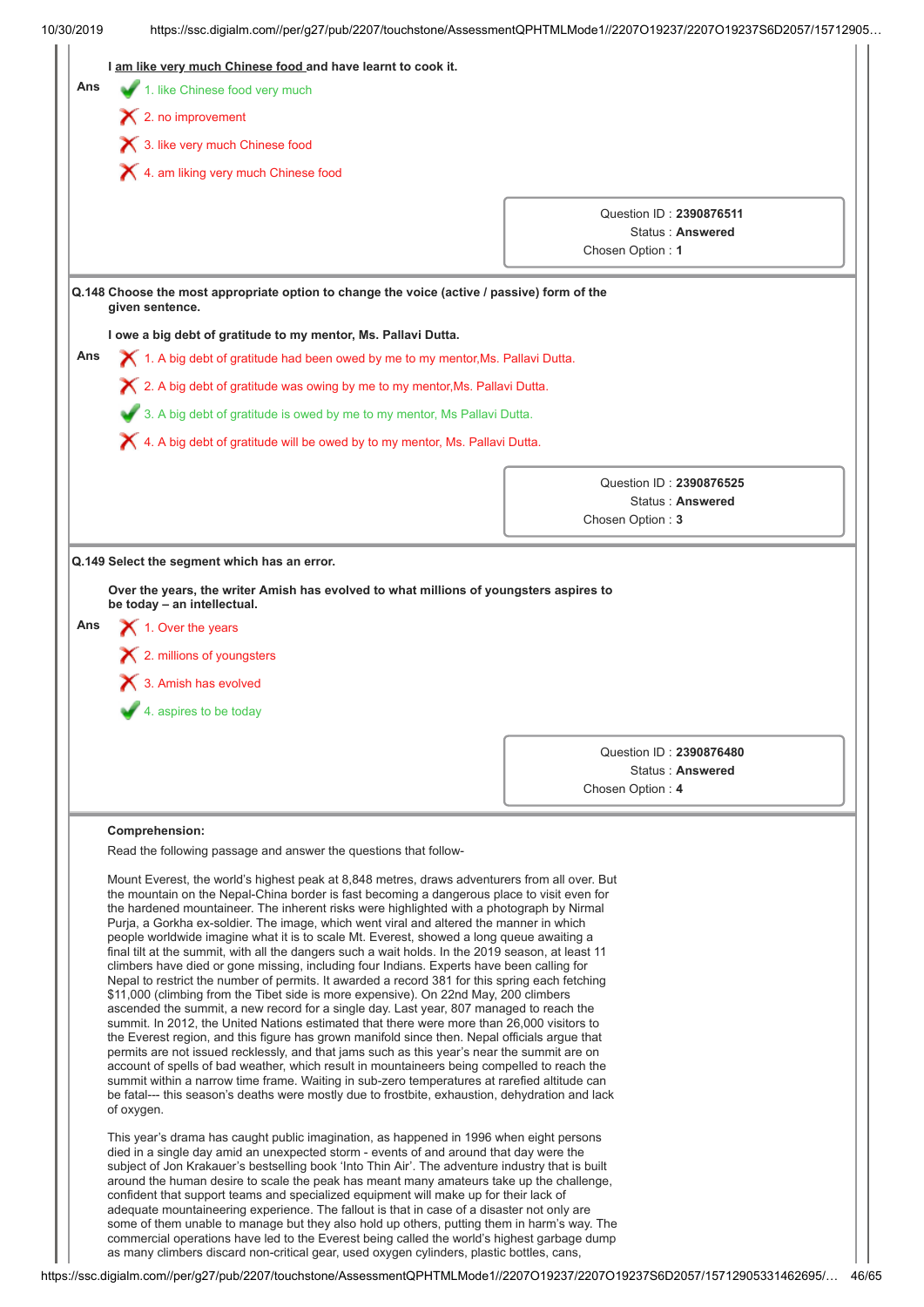I am like very much Chinese food and have learnt to cook it.

Ans
1. like Chinese food very much
2. no improvement
3. like very much Chinese food
4. am liking very much Chinese food

Question ID : **2390876511**
Status : **Answered**
Chosen Option : **1**

**Q.148 Choose the most appropriate option to change the voice (active / passive) form of the given sentence.**

**I owe a big debt of gratitude to my mentor, Ms. Pallavi Dutta.**

Ans
1. A big debt of gratitude had been owed by me to my mentor,Ms. Pallavi Dutta.
2. A big debt of gratitude was owing by me to my mentor,Ms. Pallavi Dutta.
3. A big debt of gratitude is owed by me to my mentor, Ms Pallavi Dutta.
4. A big debt of gratitude will be owed by to my mentor, Ms. Pallavi Dutta.

Question ID : **2390876525**
Status : **Answered**
Chosen Option : **3**

**Q.149 Select the segment which has an error.**

**Over the years, the writer Amish has evolved to what millions of youngsters aspires to be today – an intellectual.**

Ans
1. Over the years
2. millions of youngsters
3. Amish has evolved
4. aspires to be today

Question ID : **2390876480**
Status : **Answered**
Chosen Option : **4**

**Comprehension:**

Read the following passage and answer the questions that follow-

Mount Everest, the world's highest peak at 8,848 metres, draws adventurers from all over. But the mountain on the Nepal-China border is fast becoming a dangerous place to visit even for the hardened mountaineer. The inherent risks were highlighted with a photograph by Nirmal Purja, a Gorkha ex-soldier. The image, which went viral and altered the manner in which people worldwide imagine what it is to scale Mt. Everest, showed a long queue awaiting a final tilt at the summit, with all the dangers such a wait holds. In the 2019 season, at least 11 climbers have died or gone missing, including four Indians. Experts have been calling for Nepal to restrict the number of permits. It awarded a record 381 for this spring each fetching $11,000 (climbing from the Tibet side is more expensive). On 22nd May, 200 climbers ascended the summit, a new record for a single day. Last year, 807 managed to reach the summit. In 2012, the United Nations estimated that there were more than 26,000 visitors to the Everest region, and this figure has grown manifold since then. Nepal officials argue that permits are not issued recklessly, and that jams such as this year's near the summit are on account of spells of bad weather, which result in mountaineers being compelled to reach the summit within a narrow time frame. Waiting in sub-zero temperatures at rarefied altitude can be fatal--- this season's deaths were mostly due to frostbite, exhaustion, dehydration and lack of oxygen.

This year's drama has caught public imagination, as happened in 1996 when eight persons died in a single day amid an unexpected storm - events of and around that day were the subject of Jon Krakauer's bestselling book 'Into Thin Air'. The adventure industry that is built around the human desire to scale the peak has meant many amateurs take up the challenge, confident that support teams and specialized equipment will make up for their lack of adequate mountaineering experience. The fallout is that in case of a disaster not only are some of them unable to manage but they also hold up others, putting them in harm's way. The commercial operations have led to the Everest being called the world's highest garbage dump as many climbers discard non-critical gear, used oxygen cylinders, plastic bottles, cans,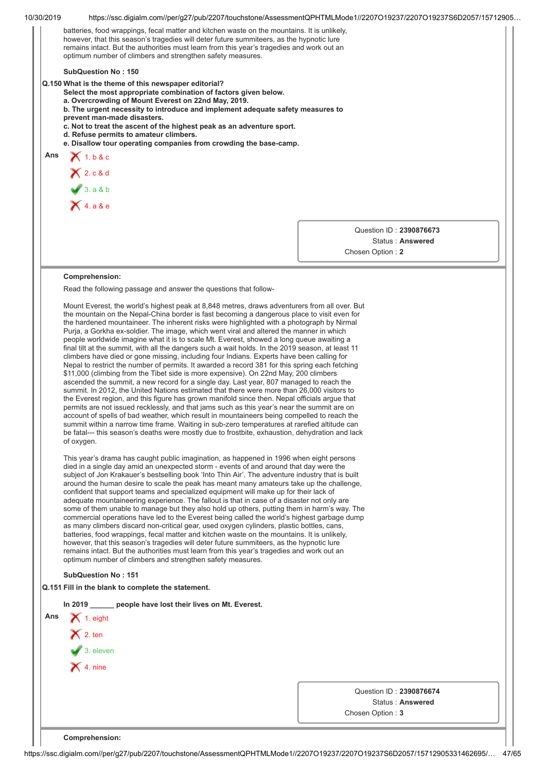batteries, food wrappings, fecal matter and kitchen waste on the mountains. It is unlikely, however, that this season's tragedies will deter future summiteers, as the hypnotic lure remains intact. But the authorities must learn from this year's tragedies and work out an optimum number of climbers and strengthen safety measures.

**SubQuestion No : 150**

**Q.150 What is the theme of this newspaper editorial?**
**Select the most appropriate combination of factors given below.**
**a. Overcrowding of Mount Everest on 22nd May, 2019.**
**b. The urgent necessity to introduce and implement adequate safety measures to prevent man-made disasters.**
**c. Not to treat the ascent of the highest peak as an adventure sport.**
**d. Refuse permits to amateur climbers.**
**e. Disallow tour operating companies from crowding the base-camp.**

**Ans**
- ✗ 1. b & c
- ✗ 2. c & d
- ✓ 3. a & b
- ✗ 4. a & e

Question ID : **2390876673**
Status : **Answered**
Chosen Option : **2**

---

**Comprehension:**

Read the following passage and answer the questions that follow-

Mount Everest, the world's highest peak at 8,848 metres, draws adventurers from all over. But the mountain on the Nepal-China border is fast becoming a dangerous place to visit even for the hardened mountaineer. The inherent risks were highlighted with a photograph by Nirmal Purja, a Gorkha ex-soldier. The image, which went viral and altered the manner in which people worldwide imagine what it is to scale Mt. Everest, showed a long queue awaiting a final tilt at the summit, with all the dangers such a wait holds. In the 2019 season, at least 11 climbers have died or gone missing, including four Indians. Experts have been calling for Nepal to restrict the number of permits. It awarded a record 381 for this spring each fetching $11,000 (climbing from the Tibet side is more expensive). On 22nd May, 200 climbers ascended the summit, a new record for a single day. Last year, 807 managed to reach the summit. In 2012, the United Nations estimated that there were more than 26,000 visitors to the Everest region, and this figure has grown manifold since then. Nepal officials argue that permits are not issued recklessly, and that jams such as this year's near the summit are on account of spells of bad weather, which result in mountaineers being compelled to reach the summit within a narrow time frame. Waiting in sub-zero temperatures at rarefied altitude can be fatal--- this season's deaths were mostly due to frostbite, exhaustion, dehydration and lack of oxygen.

This year's drama has caught public imagination, as happened in 1996 when eight persons died in a single day amid an unexpected storm - events of and around that day were the subject of Jon Krakauer's bestselling book 'Into Thin Air'. The adventure industry that is built around the human desire to scale the peak has meant many amateurs take up the challenge, confident that support teams and specialized equipment will make up for their lack of adequate mountaineering experience. The fallout is that in case of a disaster not only are some of them unable to manage but they also hold up others, putting them in harm's way. The commercial operations have led to the Everest being called the world's highest garbage dump as many climbers discard non-critical gear, used oxygen cylinders, plastic bottles, cans, batteries, food wrappings, fecal matter and kitchen waste on the mountains. It is unlikely, however, that this season's tragedies will deter future summiteers, as the hypnotic lure remains intact. But the authorities must learn from this year's tragedies and work out an optimum number of climbers and strengthen safety measures.

**SubQuestion No : 151**

**Q.151 Fill in the blank to complete the statement.**

**In 2019 ______ people have lost their lives on Mt. Everest.**

**Ans**
- ✗ 1. eight
- ✗ 2. ten
- ✓ 3. eleven
- ✗ 4. nine

Question ID : **2390876674**
Status : **Answered**
Chosen Option : **3**

---

**Comprehension:**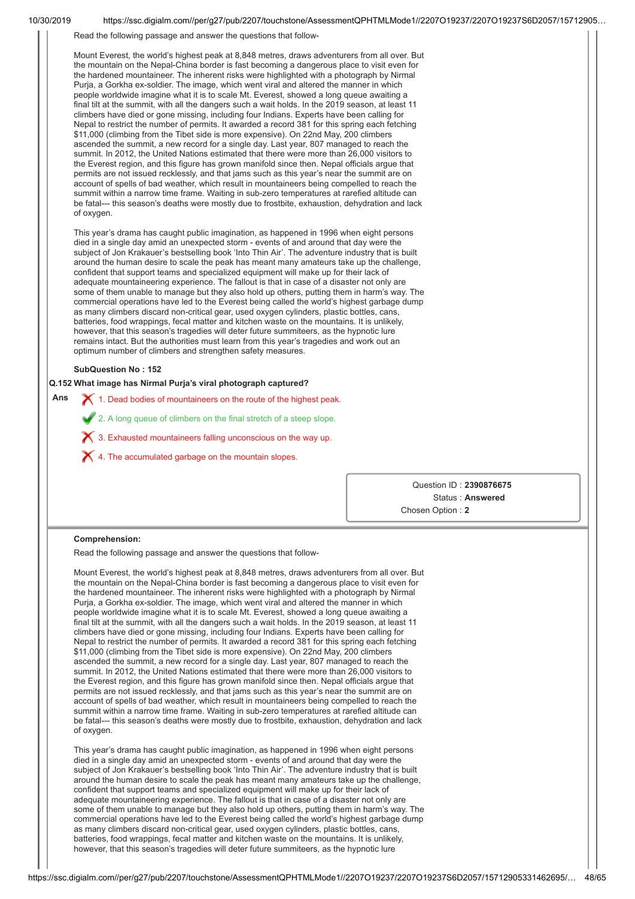Read the following passage and answer the questions that follow-

Mount Everest, the world's highest peak at 8,848 metres, draws adventurers from all over. But the mountain on the Nepal-China border is fast becoming a dangerous place to visit even for the hardened mountaineer. The inherent risks were highlighted with a photograph by Nirmal Purja, a Gorkha ex-soldier. The image, which went viral and altered the manner in which people worldwide imagine what it is to scale Mt. Everest, showed a long queue awaiting a final tilt at the summit, with all the dangers such a wait holds. In the 2019 season, at least 11 climbers have died or gone missing, including four Indians. Experts have been calling for Nepal to restrict the number of permits. It awarded a record 381 for this spring each fetching $11,000 (climbing from the Tibet side is more expensive). On 22nd May, 200 climbers ascended the summit, a new record for a single day. Last year, 807 managed to reach the summit. In 2012, the United Nations estimated that there were more than 26,000 visitors to the Everest region, and this figure has grown manifold since then. Nepal officials argue that permits are not issued recklessly, and that jams such as this year's near the summit are on account of spells of bad weather, which result in mountaineers being compelled to reach the summit within a narrow time frame. Waiting in sub-zero temperatures at rarefied altitude can be fatal--- this season's deaths were mostly due to frostbite, exhaustion, dehydration and lack of oxygen.

This year's drama has caught public imagination, as happened in 1996 when eight persons died in a single day amid an unexpected storm - events of and around that day were the subject of Jon Krakauer's bestselling book 'Into Thin Air'. The adventure industry that is built around the human desire to scale the peak has meant many amateurs take up the challenge, confident that support teams and specialized equipment will make up for their lack of adequate mountaineering experience. The fallout is that in case of a disaster not only are some of them unable to manage but they also hold up others, putting them in harm's way. The commercial operations have led to the Everest being called the world's highest garbage dump as many climbers discard non-critical gear, used oxygen cylinders, plastic bottles, cans, batteries, food wrappings, fecal matter and kitchen waste on the mountains. It is unlikely, however, that this season's tragedies will deter future summiteers, as the hypnotic lure remains intact. But the authorities must learn from this year's tragedies and work out an optimum number of climbers and strengthen safety measures.

**SubQuestion No : 152**

**Q.152 What image has Nirmal Purja's viral photograph captured?**

**Ans**

1. Dead bodies of mountaineers on the route of the highest peak. ✗
2. A long queue of climbers on the final stretch of a steep slope. ✓
3. Exhausted mountaineers falling unconscious on the way up. ✗
4. The accumulated garbage on the mountain slopes. ✗

Question ID : **2390876675**
Status : **Answered**
Chosen Option : **2**

---

**Comprehension:**

Read the following passage and answer the questions that follow-

Mount Everest, the world's highest peak at 8,848 metres, draws adventurers from all over. But the mountain on the Nepal-China border is fast becoming a dangerous place to visit even for the hardened mountaineer. The inherent risks were highlighted with a photograph by Nirmal Purja, a Gorkha ex-soldier. The image, which went viral and altered the manner in which people worldwide imagine what it is to scale Mt. Everest, showed a long queue awaiting a final tilt at the summit, with all the dangers such a wait holds. In the 2019 season, at least 11 climbers have died or gone missing, including four Indians. Experts have been calling for Nepal to restrict the number of permits. It awarded a record 381 for this spring each fetching $11,000 (climbing from the Tibet side is more expensive). On 22nd May, 200 climbers ascended the summit, a new record for a single day. Last year, 807 managed to reach the summit. In 2012, the United Nations estimated that there were more than 26,000 visitors to the Everest region, and this figure has grown manifold since then. Nepal officials argue that permits are not issued recklessly, and that jams such as this year's near the summit are on account of spells of bad weather, which result in mountaineers being compelled to reach the summit within a narrow time frame. Waiting in sub-zero temperatures at rarefied altitude can be fatal--- this season's deaths were mostly due to frostbite, exhaustion, dehydration and lack of oxygen.

This year's drama has caught public imagination, as happened in 1996 when eight persons died in a single day amid an unexpected storm - events of and around that day were the subject of Jon Krakauer's bestselling book 'Into Thin Air'. The adventure industry that is built around the human desire to scale the peak has meant many amateurs take up the challenge, confident that support teams and specialized equipment will make up for their lack of adequate mountaineering experience. The fallout is that in case of a disaster not only are some of them unable to manage but they also hold up others, putting them in harm's way. The commercial operations have led to the Everest being called the world's highest garbage dump as many climbers discard non-critical gear, used oxygen cylinders, plastic bottles, cans, batteries, food wrappings, fecal matter and kitchen waste on the mountains. It is unlikely, however, that this season's tragedies will deter future summiteers, as the hypnotic lure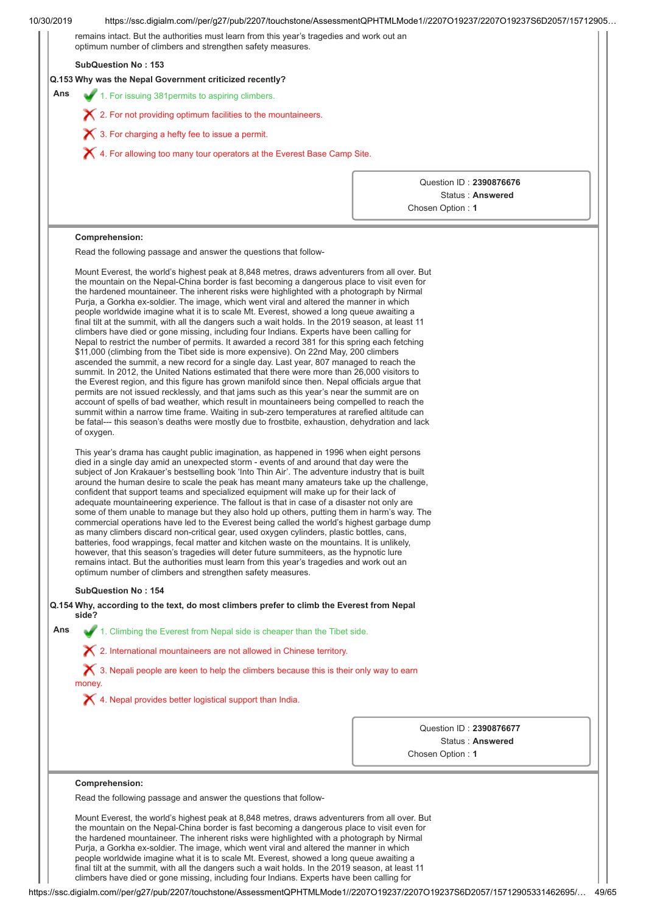remains intact. But the authorities must learn from this year's tragedies and work out an optimum number of climbers and strengthen safety measures.

**SubQuestion No : 153**

**Q.153 Why was the Nepal Government criticized recently?**

**Ans**

✔ 1. For issuing 381permits to aspiring climbers.

✘ 2. For not providing optimum facilities to the mountaineers.

✘ 3. For charging a hefty fee to issue a permit.

✘ 4. For allowing too many tour operators at the Everest Base Camp Site.

Question ID : **2390876676**
Status : **Answered**
Chosen Option : **1**

**Comprehension:**

Read the following passage and answer the questions that follow-

Mount Everest, the world's highest peak at 8,848 metres, draws adventurers from all over. But the mountain on the Nepal-China border is fast becoming a dangerous place to visit even for the hardened mountaineer. The inherent risks were highlighted with a photograph by Nirmal Purja, a Gorkha ex-soldier. The image, which went viral and altered the manner in which people worldwide imagine what it is to scale Mt. Everest, showed a long queue awaiting a final tilt at the summit, with all the dangers such a wait holds. In the 2019 season, at least 11 climbers have died or gone missing, including four Indians. Experts have been calling for Nepal to restrict the number of permits. It awarded a record 381 for this spring each fetching $11,000 (climbing from the Tibet side is more expensive). On 22nd May, 200 climbers ascended the summit, a new record for a single day. Last year, 807 managed to reach the summit. In 2012, the United Nations estimated that there were more than 26,000 visitors to the Everest region, and this figure has grown manifold since then. Nepal officials argue that permits are not issued recklessly, and that jams such as this year's near the summit are on account of spells of bad weather, which result in mountaineers being compelled to reach the summit within a narrow time frame. Waiting in sub-zero temperatures at rarefied altitude can be fatal--- this season's deaths were mostly due to frostbite, exhaustion, dehydration and lack of oxygen.

This year's drama has caught public imagination, as happened in 1996 when eight persons died in a single day amid an unexpected storm - events of and around that day were the subject of Jon Krakauer's bestselling book 'Into Thin Air'. The adventure industry that is built around the human desire to scale the peak has meant many amateurs take up the challenge, confident that support teams and specialized equipment will make up for their lack of adequate mountaineering experience. The fallout is that in case of a disaster not only are some of them unable to manage but they also hold up others, putting them in harm's way. The commercial operations have led to the Everest being called the world's highest garbage dump as many climbers discard non-critical gear, used oxygen cylinders, plastic bottles, cans, batteries, food wrappings, fecal matter and kitchen waste on the mountains. It is unlikely, however, that this season's tragedies will deter future summiteers, as the hypnotic lure remains intact. But the authorities must learn from this year's tragedies and work out an optimum number of climbers and strengthen safety measures.

**SubQuestion No : 154**

**Q.154 Why, according to the text, do most climbers prefer to climb the Everest from Nepal side?**

**Ans**

✔ 1. Climbing the Everest from Nepal side is cheaper than the Tibet side.

✘ 2. International mountaineers are not allowed in Chinese territory.

✘ 3. Nepali people are keen to help the climbers because this is their only way to earn money.

✘ 4. Nepal provides better logistical support than India.

Question ID : **2390876677**
Status : **Answered**
Chosen Option : **1**

**Comprehension:**

Read the following passage and answer the questions that follow-

Mount Everest, the world's highest peak at 8,848 metres, draws adventurers from all over. But the mountain on the Nepal-China border is fast becoming a dangerous place to visit even for the hardened mountaineer. The inherent risks were highlighted with a photograph by Nirmal Purja, a Gorkha ex-soldier. The image, which went viral and altered the manner in which people worldwide imagine what it is to scale Mt. Everest, showed a long queue awaiting a final tilt at the summit, with all the dangers such a wait holds. In the 2019 season, at least 11 climbers have died or gone missing, including four Indians. Experts have been calling for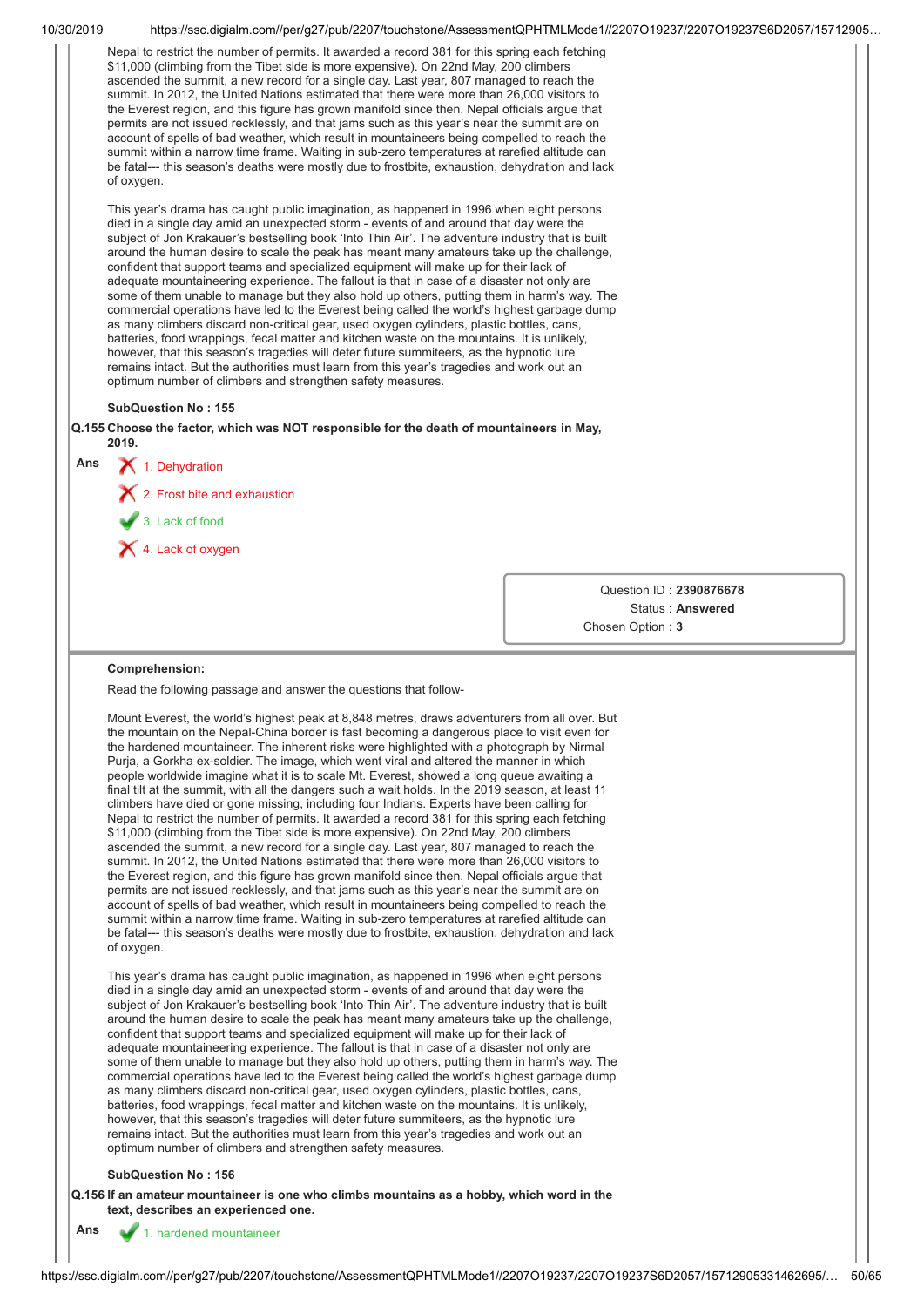Nepal to restrict the number of permits. It awarded a record 381 for this spring each fetching $11,000 (climbing from the Tibet side is more expensive). On 22nd May, 200 climbers ascended the summit, a new record for a single day. Last year, 807 managed to reach the summit. In 2012, the United Nations estimated that there were more than 26,000 visitors to the Everest region, and this figure has grown manifold since then. Nepal officials argue that permits are not issued recklessly, and that jams such as this year's near the summit are on account of spells of bad weather, which result in mountaineers being compelled to reach the summit within a narrow time frame. Waiting in sub-zero temperatures at rarefied altitude can be fatal--- this season's deaths were mostly due to frostbite, exhaustion, dehydration and lack of oxygen.

This year's drama has caught public imagination, as happened in 1996 when eight persons died in a single day amid an unexpected storm - events of and around that day were the subject of Jon Krakauer's bestselling book 'Into Thin Air'. The adventure industry that is built around the human desire to scale the peak has meant many amateurs take up the challenge, confident that support teams and specialized equipment will make up for their lack of adequate mountaineering experience. The fallout is that in case of a disaster not only are some of them unable to manage but they also hold up others, putting them in harm's way. The commercial operations have led to the Everest being called the world's highest garbage dump as many climbers discard non-critical gear, used oxygen cylinders, plastic bottles, cans, batteries, food wrappings, fecal matter and kitchen waste on the mountains. It is unlikely, however, that this season's tragedies will deter future summiteers, as the hypnotic lure remains intact. But the authorities must learn from this year's tragedies and work out an optimum number of climbers and strengthen safety measures.

**SubQuestion No : 155**

**Q.155 Choose the factor, which was NOT responsible for the death of mountaineers in May, 2019.**

**Ans**

1. Dehydration ✗
2. Frost bite and exhaustion ✗
3. Lack of food ✓
4. Lack of oxygen ✗

Question ID : **2390876678**
Status : **Answered**
Chosen Option : **3**

---

**Comprehension:**

Read the following passage and answer the questions that follow-

Mount Everest, the world's highest peak at 8,848 metres, draws adventurers from all over. But the mountain on the Nepal-China border is fast becoming a dangerous place to visit even for the hardened mountaineer. The inherent risks were highlighted with a photograph by Nirmal Purja, a Gorkha ex-soldier. The image, which went viral and altered the manner in which people worldwide imagine what it is to scale Mt. Everest, showed a long queue awaiting a final tilt at the summit, with all the dangers such a wait holds. In the 2019 season, at least 11 climbers have died or gone missing, including four Indians. Experts have been calling for Nepal to restrict the number of permits. It awarded a record 381 for this spring each fetching $11,000 (climbing from the Tibet side is more expensive). On 22nd May, 200 climbers ascended the summit, a new record for a single day. Last year, 807 managed to reach the summit. In 2012, the United Nations estimated that there were more than 26,000 visitors to the Everest region, and this figure has grown manifold since then. Nepal officials argue that permits are not issued recklessly, and that jams such as this year's near the summit are on account of spells of bad weather, which result in mountaineers being compelled to reach the summit within a narrow time frame. Waiting in sub-zero temperatures at rarefied altitude can be fatal--- this season's deaths were mostly due to frostbite, exhaustion, dehydration and lack of oxygen.

This year's drama has caught public imagination, as happened in 1996 when eight persons died in a single day amid an unexpected storm - events of and around that day were the subject of Jon Krakauer's bestselling book 'Into Thin Air'. The adventure industry that is built around the human desire to scale the peak has meant many amateurs take up the challenge, confident that support teams and specialized equipment will make up for their lack of adequate mountaineering experience. The fallout is that in case of a disaster not only are some of them unable to manage but they also hold up others, putting them in harm's way. The commercial operations have led to the Everest being called the world's highest garbage dump as many climbers discard non-critical gear, used oxygen cylinders, plastic bottles, cans, batteries, food wrappings, fecal matter and kitchen waste on the mountains. It is unlikely, however, that this season's tragedies will deter future summiteers, as the hypnotic lure remains intact. But the authorities must learn from this year's tragedies and work out an optimum number of climbers and strengthen safety measures.

**SubQuestion No : 156**

**Q.156 If an amateur mountaineer is one who climbs mountains as a hobby, which word in the text, describes an experienced one.**

**Ans**

1. hardened mountaineer ✓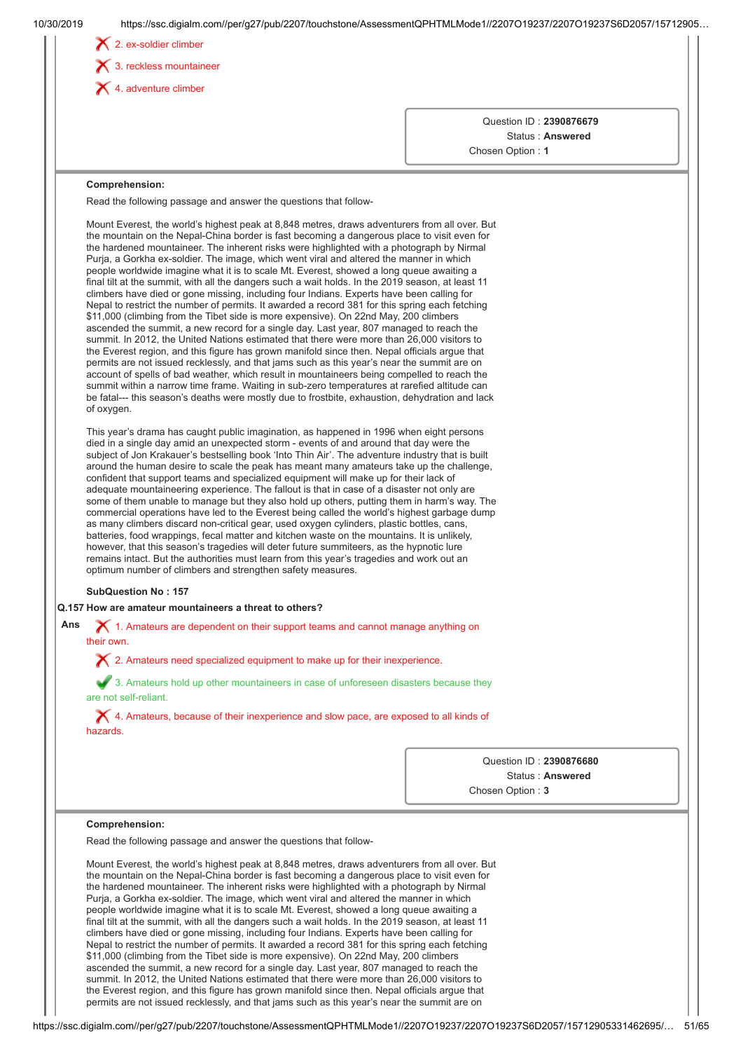2. ex-soldier climber

3. reckless mountaineer

4. adventure climber

Question ID : **2390876679**
Status : **Answered**
Chosen Option : **1**

**Comprehension:**

Read the following passage and answer the questions that follow-

Mount Everest, the world's highest peak at 8,848 metres, draws adventurers from all over. But the mountain on the Nepal-China border is fast becoming a dangerous place to visit even for the hardened mountaineer. The inherent risks were highlighted with a photograph by Nirmal Purja, a Gorkha ex-soldier. The image, which went viral and altered the manner in which people worldwide imagine what it is to scale Mt. Everest, showed a long queue awaiting a final tilt at the summit, with all the dangers such a wait holds. In the 2019 season, at least 11 climbers have died or gone missing, including four Indians. Experts have been calling for Nepal to restrict the number of permits. It awarded a record 381 for this spring each fetching $11,000 (climbing from the Tibet side is more expensive). On 22nd May, 200 climbers ascended the summit, a new record for a single day. Last year, 807 managed to reach the summit. In 2012, the United Nations estimated that there were more than 26,000 visitors to the Everest region, and this figure has grown manifold since then. Nepal officials argue that permits are not issued recklessly, and that jams such as this year's near the summit are on account of spells of bad weather, which result in mountaineers being compelled to reach the summit within a narrow time frame. Waiting in sub-zero temperatures at rarefied altitude can be fatal--- this season's deaths were mostly due to frostbite, exhaustion, dehydration and lack of oxygen.

This year's drama has caught public imagination, as happened in 1996 when eight persons died in a single day amid an unexpected storm - events of and around that day were the subject of Jon Krakauer's bestselling book 'Into Thin Air'. The adventure industry that is built around the human desire to scale the peak has meant many amateurs take up the challenge, confident that support teams and specialized equipment will make up for their lack of adequate mountaineering experience. The fallout is that in case of a disaster not only are some of them unable to manage but they also hold up others, putting them in harm's way. The commercial operations have led to the Everest being called the world's highest garbage dump as many climbers discard non-critical gear, used oxygen cylinders, plastic bottles, cans, batteries, food wrappings, fecal matter and kitchen waste on the mountains. It is unlikely, however, that this season's tragedies will deter future summiteers, as the hypnotic lure remains intact. But the authorities must learn from this year's tragedies and work out an optimum number of climbers and strengthen safety measures.

**SubQuestion No : 157**

**Q.157 How are amateur mountaineers a threat to others?**

**Ans**

1. Amateurs are dependent on their support teams and cannot manage anything on their own.

2. Amateurs need specialized equipment to make up for their inexperience.

3. Amateurs hold up other mountaineers in case of unforeseen disasters because they are not self-reliant. ✔

4. Amateurs, because of their inexperience and slow pace, are exposed to all kinds of hazards.

Question ID : **2390876680**
Status : **Answered**
Chosen Option : **3**

**Comprehension:**

Read the following passage and answer the questions that follow-

Mount Everest, the world's highest peak at 8,848 metres, draws adventurers from all over. But the mountain on the Nepal-China border is fast becoming a dangerous place to visit even for the hardened mountaineer. The inherent risks were highlighted with a photograph by Nirmal Purja, a Gorkha ex-soldier. The image, which went viral and altered the manner in which people worldwide imagine what it is to scale Mt. Everest, showed a long queue awaiting a final tilt at the summit, with all the dangers such a wait holds. In the 2019 season, at least 11 climbers have died or gone missing, including four Indians. Experts have been calling for Nepal to restrict the number of permits. It awarded a record 381 for this spring each fetching $11,000 (climbing from the Tibet side is more expensive). On 22nd May, 200 climbers ascended the summit, a new record for a single day. Last year, 807 managed to reach the summit. In 2012, the United Nations estimated that there were more than 26,000 visitors to the Everest region, and this figure has grown manifold since then. Nepal officials argue that permits are not issued recklessly, and that jams such as this year's near the summit are on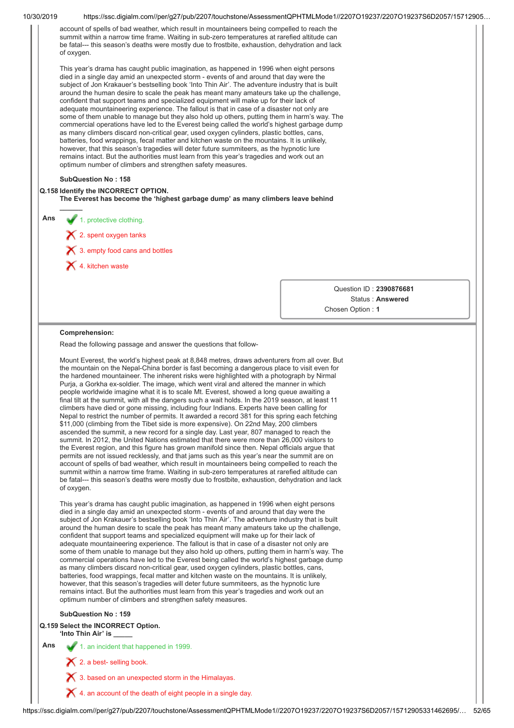account of spells of bad weather, which result in mountaineers being compelled to reach the summit within a narrow time frame. Waiting in sub-zero temperatures at rarefied altitude can be fatal--- this season's deaths were mostly due to frostbite, exhaustion, dehydration and lack of oxygen.

This year's drama has caught public imagination, as happened in 1996 when eight persons died in a single day amid an unexpected storm - events of and around that day were the subject of Jon Krakauer's bestselling book 'Into Thin Air'. The adventure industry that is built around the human desire to scale the peak has meant many amateurs take up the challenge, confident that support teams and specialized equipment will make up for their lack of adequate mountaineering experience. The fallout is that in case of a disaster not only are some of them unable to manage but they also hold up others, putting them in harm's way. The commercial operations have led to the Everest being called the world's highest garbage dump as many climbers discard non-critical gear, used oxygen cylinders, plastic bottles, cans, batteries, food wrappings, fecal matter and kitchen waste on the mountains. It is unlikely, however, that this season's tragedies will deter future summiteers, as the hypnotic lure remains intact. But the authorities must learn from this year's tragedies and work out an optimum number of climbers and strengthen safety measures.

**SubQuestion No : 158**

**Q.158 Identify the INCORRECT OPTION.**
**The Everest has become the 'highest garbage dump' as many climbers leave behind ______**

Ans
1. protective clothing. ✔
2. spent oxygen tanks ✘
3. empty food cans and bottles ✘
4. kitchen waste ✘

| |
|---|
| Question ID : **2390876681** |
| Status : **Answered** |
| Chosen Option : **1** |

**Comprehension:**

Read the following passage and answer the questions that follow-

Mount Everest, the world's highest peak at 8,848 metres, draws adventurers from all over. But the mountain on the Nepal-China border is fast becoming a dangerous place to visit even for the hardened mountaineer. The inherent risks were highlighted with a photograph by Nirmal Purja, a Gorkha ex-soldier. The image, which went viral and altered the manner in which people worldwide imagine what it is to scale Mt. Everest, showed a long queue awaiting a final tilt at the summit, with all the dangers such a wait holds. In the 2019 season, at least 11 climbers have died or gone missing, including four Indians. Experts have been calling for Nepal to restrict the number of permits. It awarded a record 381 for this spring each fetching $11,000 (climbing from the Tibet side is more expensive). On 22nd May, 200 climbers ascended the summit, a new record for a single day. Last year, 807 managed to reach the summit. In 2012, the United Nations estimated that there were more than 26,000 visitors to the Everest region, and this figure has grown manifold since then. Nepal officials argue that permits are not issued recklessly, and that jams such as this year's near the summit are on account of spells of bad weather, which result in mountaineers being compelled to reach the summit within a narrow time frame. Waiting in sub-zero temperatures at rarefied altitude can be fatal--- this season's deaths were mostly due to frostbite, exhaustion, dehydration and lack of oxygen.

This year's drama has caught public imagination, as happened in 1996 when eight persons died in a single day amid an unexpected storm - events of and around that day were the subject of Jon Krakauer's bestselling book 'Into Thin Air'. The adventure industry that is built around the human desire to scale the peak has meant many amateurs take up the challenge, confident that support teams and specialized equipment will make up for their lack of adequate mountaineering experience. The fallout is that in case of a disaster not only are some of them unable to manage but they also hold up others, putting them in harm's way. The commercial operations have led to the Everest being called the world's highest garbage dump as many climbers discard non-critical gear, used oxygen cylinders, plastic bottles, cans, batteries, food wrappings, fecal matter and kitchen waste on the mountains. It is unlikely, however, that this season's tragedies will deter future summiteers, as the hypnotic lure remains intact. But the authorities must learn from this year's tragedies and work out an optimum number of climbers and strengthen safety measures.

**SubQuestion No : 159**

**Q.159 Select the INCORRECT Option.**
**'Into Thin Air' is ______**

Ans
1. an incident that happened in 1999. ✔
2. a best- selling book. ✘
3. based on an unexpected storm in the Himalayas. ✘
4. an account of the death of eight people in a single day. ✘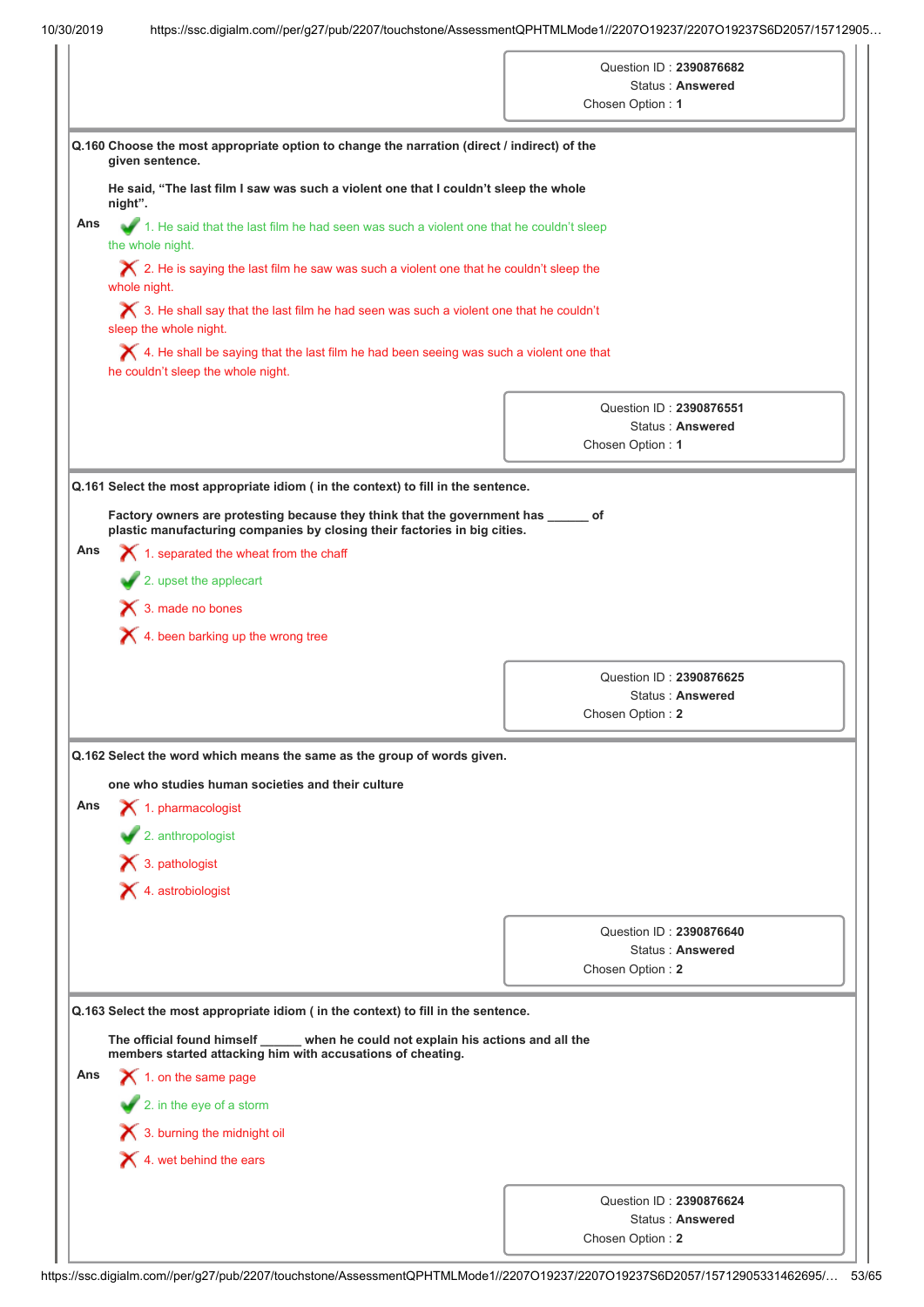| Question ID : **2390876682** |
|---|
| Status : **Answered** |
| Chosen Option : **1** |

**Q.160 Choose the most appropriate option to change the narration (direct / indirect) of the given sentence.**

**He said, "The last film I saw was such a violent one that I couldn't sleep the whole night".**

Ans

✔ 1. He said that the last film he had seen was such a violent one that he couldn't sleep the whole night.

✘ 2. He is saying the last film he saw was such a violent one that he couldn't sleep the whole night.

✘ 3. He shall say that the last film he had seen was such a violent one that he couldn't sleep the whole night.

✘ 4. He shall be saying that the last film he had been seeing was such a violent one that he couldn't sleep the whole night.

| Question ID : **2390876551** |
|---|
| Status : **Answered** |
| Chosen Option : **1** |

**Q.161 Select the most appropriate idiom ( in the context) to fill in the sentence.**

**Factory owners are protesting because they think that the government has ______ of plastic manufacturing companies by closing their factories in big cities.**

Ans

✘ 1. separated the wheat from the chaff

✔ 2. upset the applecart

✘ 3. made no bones

✘ 4. been barking up the wrong tree

| Question ID : **2390876625** |
|---|
| Status : **Answered** |
| Chosen Option : **2** |

**Q.162 Select the word which means the same as the group of words given.**

**one who studies human societies and their culture**

Ans

✘ 1. pharmacologist

✔ 2. anthropologist

✘ 3. pathologist

✘ 4. astrobiologist

| Question ID : **2390876640** |
|---|
| Status : **Answered** |
| Chosen Option : **2** |

**Q.163 Select the most appropriate idiom ( in the context) to fill in the sentence.**

**The official found himself ______ when he could not explain his actions and all the members started attacking him with accusations of cheating.**

Ans

✘ 1. on the same page

✔ 2. in the eye of a storm

✘ 3. burning the midnight oil

✘ 4. wet behind the ears

| Question ID : **2390876624** |
|---|
| Status : **Answered** |
| Chosen Option : **2** |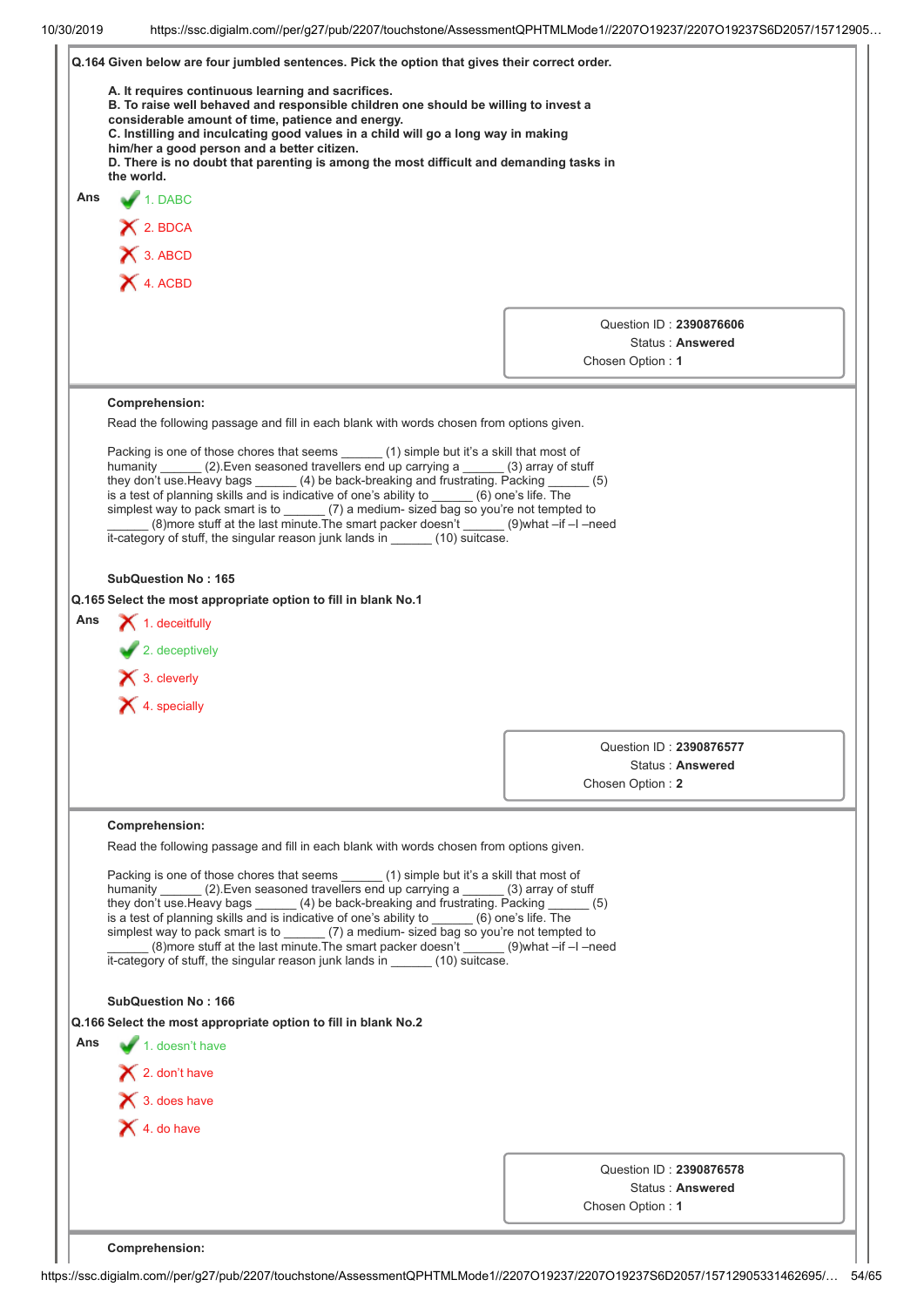**Q.164 Given below are four jumbled sentences. Pick the option that gives their correct order.**

**A. It requires continuous learning and sacrifices.**
**B. To raise well behaved and responsible children one should be willing to invest a considerable amount of time, patience and energy.**
**C. Instilling and inculcating good values in a child will go a long way in making him/her a good person and a better citizen.**
**D. There is no doubt that parenting is among the most difficult and demanding tasks in the world.**

Ans
1. DABC ✔
2. BDCA ✘
3. ABCD ✘
4. ACBD ✘

Question ID : **2390876606**
Status : **Answered**
Chosen Option : **1**

---

**Comprehension:**

Read the following passage and fill in each blank with words chosen from options given.

Packing is one of those chores that seems ______ (1) simple but it's a skill that most of humanity ______ (2).Even seasoned travellers end up carrying a ______ (3) array of stuff they don't use.Heavy bags ______ (4) be back-breaking and frustrating. Packing ______ (5) is a test of planning skills and is indicative of one's ability to ______ (6) one's life. The simplest way to pack smart is to ______ (7) a medium- sized bag so you're not tempted to ______ (8)more stuff at the last minute.The smart packer doesn't ______ (9)what –if –I –need it-category of stuff, the singular reason junk lands in ______ (10) suitcase.

**SubQuestion No : 165**

**Q.165 Select the most appropriate option to fill in blank No.1**

Ans
1. deceitfully ✘
2. deceptively ✔
3. cleverly ✘
4. specially ✘

Question ID : **2390876577**
Status : **Answered**
Chosen Option : **2**

---

**Comprehension:**

Read the following passage and fill in each blank with words chosen from options given.

Packing is one of those chores that seems ______ (1) simple but it's a skill that most of humanity ______ (2).Even seasoned travellers end up carrying a ______ (3) array of stuff they don't use.Heavy bags ______ (4) be back-breaking and frustrating. Packing ______ (5) is a test of planning skills and is indicative of one's ability to ______ (6) one's life. The simplest way to pack smart is to ______ (7) a medium- sized bag so you're not tempted to ______ (8)more stuff at the last minute.The smart packer doesn't ______ (9)what –if –I –need it-category of stuff, the singular reason junk lands in ______ (10) suitcase.

**SubQuestion No : 166**

**Q.166 Select the most appropriate option to fill in blank No.2**

Ans
1. doesn't have ✔
2. don't have ✘
3. does have ✘
4. do have ✘

Question ID : **2390876578**
Status : **Answered**
Chosen Option : **1**

---

**Comprehension:**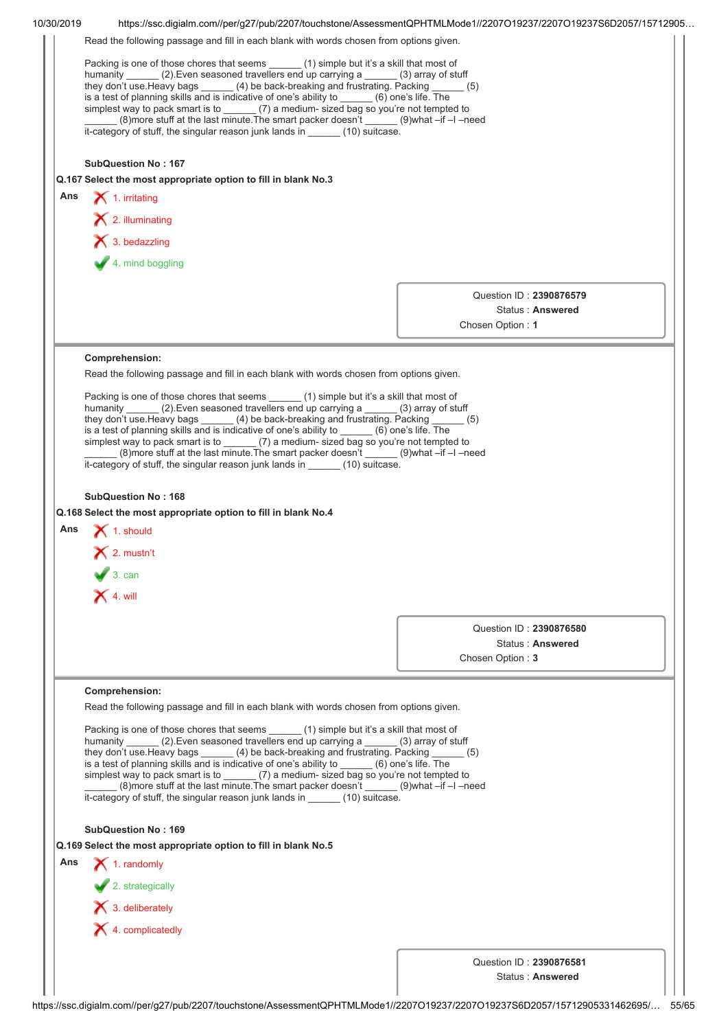Read the following passage and fill in each blank with words chosen from options given.

Packing is one of those chores that seems ______ (1) simple but it's a skill that most of humanity ______ (2).Even seasoned travellers end up carrying a ______ (3) array of stuff they don't use.Heavy bags ______ (4) be back-breaking and frustrating. Packing ______ (5) is a test of planning skills and is indicative of one's ability to ______ (6) one's life. The simplest way to pack smart is to ______ (7) a medium- sized bag so you're not tempted to ______ (8)more stuff at the last minute.The smart packer doesn't ______ (9)what –if –I –need it-category of stuff, the singular reason junk lands in ______ (10) suitcase.

**SubQuestion No : 167**

**Q.167 Select the most appropriate option to fill in blank No.3**

**Ans**
1. irritating ✗
2. illuminating ✗
3. bedazzling ✗
4. mind boggling ✓

Question ID : **2390876579**
Status : **Answered**
Chosen Option : **1**

---

**Comprehension:**

Read the following passage and fill in each blank with words chosen from options given.

Packing is one of those chores that seems ______ (1) simple but it's a skill that most of humanity ______ (2).Even seasoned travellers end up carrying a ______ (3) array of stuff they don't use.Heavy bags ______ (4) be back-breaking and frustrating. Packing ______ (5) is a test of planning skills and is indicative of one's ability to ______ (6) one's life. The simplest way to pack smart is to ______ (7) a medium- sized bag so you're not tempted to ______ (8)more stuff at the last minute.The smart packer doesn't ______ (9)what –if –I –need it-category of stuff, the singular reason junk lands in ______ (10) suitcase.

**SubQuestion No : 168**

**Q.168 Select the most appropriate option to fill in blank No.4**

**Ans**
1. should ✗
2. mustn't ✗
3. can ✓
4. will ✗

Question ID : **2390876580**
Status : **Answered**
Chosen Option : **3**

---

**Comprehension:**

Read the following passage and fill in each blank with words chosen from options given.

Packing is one of those chores that seems ______ (1) simple but it's a skill that most of humanity ______ (2).Even seasoned travellers end up carrying a ______ (3) array of stuff they don't use.Heavy bags ______ (4) be back-breaking and frustrating. Packing ______ (5) is a test of planning skills and is indicative of one's ability to ______ (6) one's life. The simplest way to pack smart is to ______ (7) a medium- sized bag so you're not tempted to ______ (8)more stuff at the last minute.The smart packer doesn't ______ (9)what –if –I –need it-category of stuff, the singular reason junk lands in ______ (10) suitcase.

**SubQuestion No : 169**

**Q.169 Select the most appropriate option to fill in blank No.5**

**Ans**
1. randomly ✗
2. strategically ✓
3. deliberately ✗
4. complicatedly ✗

Question ID : **2390876581**
Status : **Answered**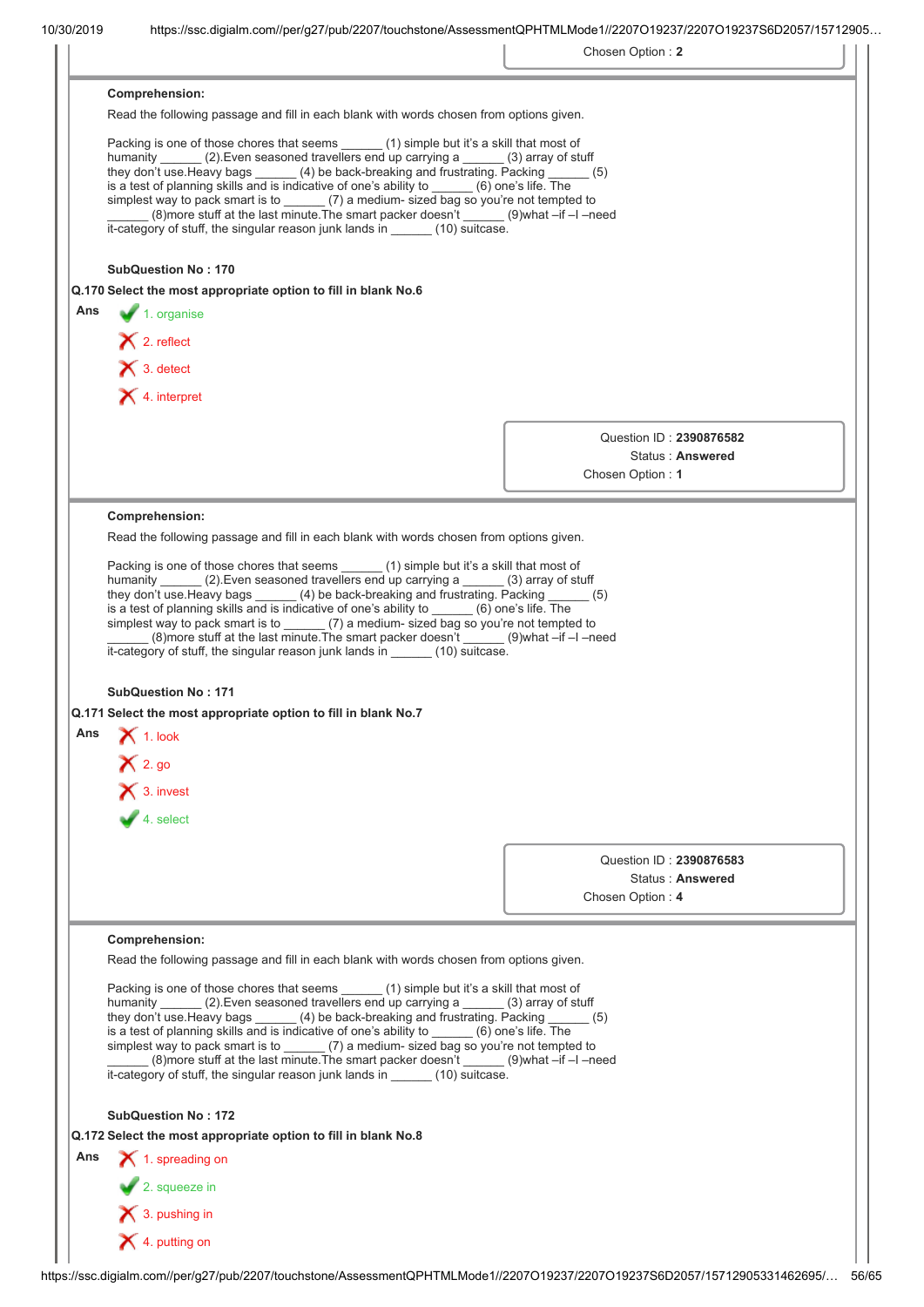Chosen Option : 2

**Comprehension:**

Read the following passage and fill in each blank with words chosen from options given.

Packing is one of those chores that seems ______ (1) simple but it's a skill that most of humanity ______ (2).Even seasoned travellers end up carrying a ______ (3) array of stuff they don't use.Heavy bags ______ (4) be back-breaking and frustrating. Packing ______ (5) is a test of planning skills and is indicative of one's ability to ______ (6) one's life. The simplest way to pack smart is to ______ (7) a medium- sized bag so you're not tempted to ______ (8)more stuff at the last minute.The smart packer doesn't ______ (9)what –if –I –need it-category of stuff, the singular reason junk lands in ______ (10) suitcase.

**SubQuestion No : 170**

**Q.170 Select the most appropriate option to fill in blank No.6**

Ans
1. organise ✔
2. reflect ✘
3. detect ✘
4. interpret ✘

Question ID : **2390876582**
Status : **Answered**
Chosen Option : **1**

**Comprehension:**

Read the following passage and fill in each blank with words chosen from options given.

Packing is one of those chores that seems ______ (1) simple but it's a skill that most of humanity ______ (2).Even seasoned travellers end up carrying a ______ (3) array of stuff they don't use.Heavy bags ______ (4) be back-breaking and frustrating. Packing ______ (5) is a test of planning skills and is indicative of one's ability to ______ (6) one's life. The simplest way to pack smart is to ______ (7) a medium- sized bag so you're not tempted to ______ (8)more stuff at the last minute.The smart packer doesn't ______ (9)what –if –I –need it-category of stuff, the singular reason junk lands in ______ (10) suitcase.

**SubQuestion No : 171**

**Q.171 Select the most appropriate option to fill in blank No.7**

Ans
1. look ✘
2. go ✘
3. invest ✘
4. select ✔

Question ID : **2390876583**
Status : **Answered**
Chosen Option : **4**

**Comprehension:**

Read the following passage and fill in each blank with words chosen from options given.

Packing is one of those chores that seems ______ (1) simple but it's a skill that most of humanity ______ (2).Even seasoned travellers end up carrying a ______ (3) array of stuff they don't use.Heavy bags ______ (4) be back-breaking and frustrating. Packing ______ (5) is a test of planning skills and is indicative of one's ability to ______ (6) one's life. The simplest way to pack smart is to ______ (7) a medium- sized bag so you're not tempted to ______ (8)more stuff at the last minute.The smart packer doesn't ______ (9)what –if –I –need it-category of stuff, the singular reason junk lands in ______ (10) suitcase.

**SubQuestion No : 172**

**Q.172 Select the most appropriate option to fill in blank No.8**

Ans
1. spreading on ✘
2. squeeze in ✔
3. pushing in ✘
4. putting on ✘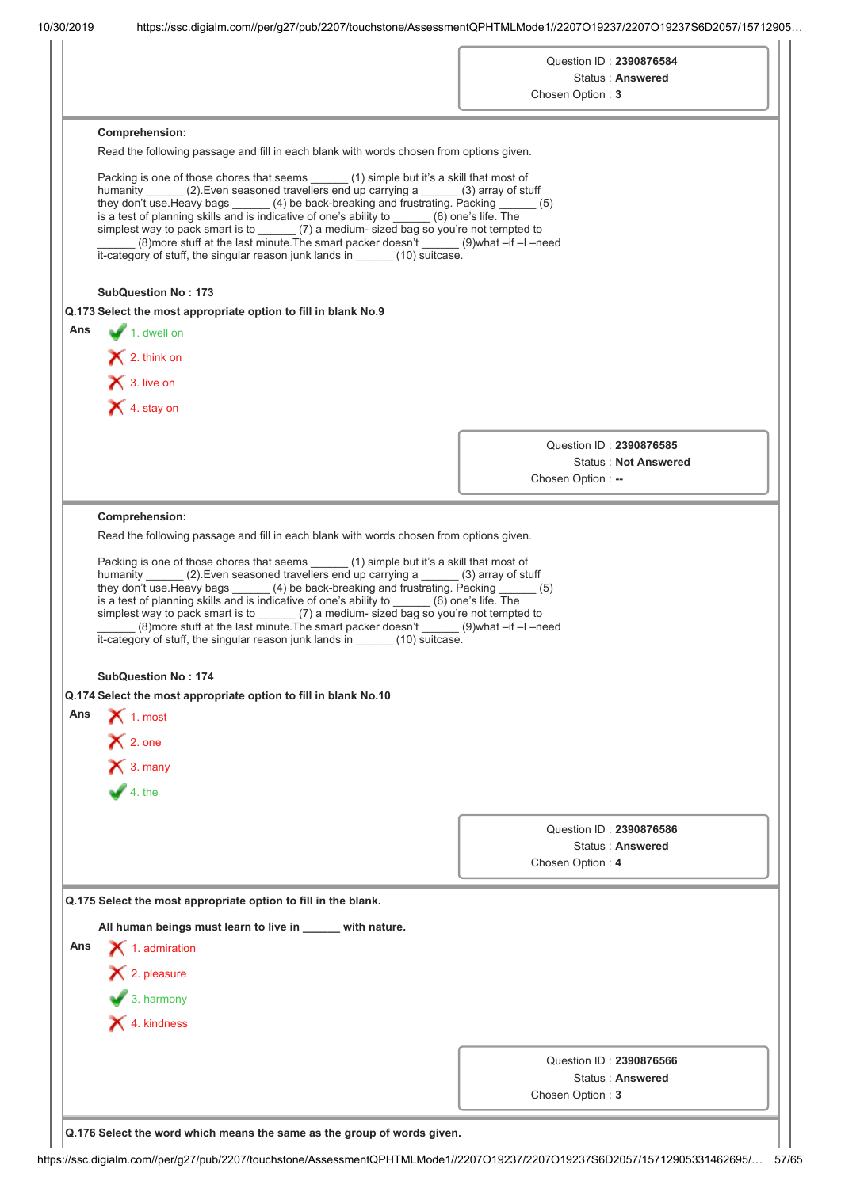| Question ID : **2390876584** |
|---|
| Status : **Answered** |
| Chosen Option : **3** |

**Comprehension:**

Read the following passage and fill in each blank with words chosen from options given.

Packing is one of those chores that seems ______ (1) simple but it's a skill that most of humanity ______ (2).Even seasoned travellers end up carrying a ______ (3) array of stuff they don't use.Heavy bags ______ (4) be back-breaking and frustrating. Packing ______ (5) is a test of planning skills and is indicative of one's ability to ______ (6) one's life. The simplest way to pack smart is to ______ (7) a medium- sized bag so you're not tempted to ______ (8)more stuff at the last minute.The smart packer doesn't ______ (9)what –if –I –need it-category of stuff, the singular reason junk lands in ______ (10) suitcase.

**SubQuestion No : 173**

**Q.173 Select the most appropriate option to fill in blank No.9**

Ans
1. dwell on ✔
2. think on ✘
3. live on ✘
4. stay on ✘

| Question ID : **2390876585** |
|---|
| Status : **Not Answered** |
| Chosen Option : **--** |

**Comprehension:**

Read the following passage and fill in each blank with words chosen from options given.

Packing is one of those chores that seems ______ (1) simple but it's a skill that most of humanity ______ (2).Even seasoned travellers end up carrying a ______ (3) array of stuff they don't use.Heavy bags ______ (4) be back-breaking and frustrating. Packing ______ (5) is a test of planning skills and is indicative of one's ability to ______ (6) one's life. The simplest way to pack smart is to ______ (7) a medium- sized bag so you're not tempted to ______ (8)more stuff at the last minute.The smart packer doesn't ______ (9)what –if –I –need it-category of stuff, the singular reason junk lands in ______ (10) suitcase.

**SubQuestion No : 174**

**Q.174 Select the most appropriate option to fill in blank No.10**

Ans
1. most ✘
2. one ✘
3. many ✘
4. the ✔

| Question ID : **2390876586** |
|---|
| Status : **Answered** |
| Chosen Option : **4** |

**Q.175 Select the most appropriate option to fill in the blank.**

**All human beings must learn to live in ______ with nature.**

Ans
1. admiration ✘
2. pleasure ✘
3. harmony ✔
4. kindness ✘

| Question ID : **2390876566** |
|---|
| Status : **Answered** |
| Chosen Option : **3** |

**Q.176 Select the word which means the same as the group of words given.**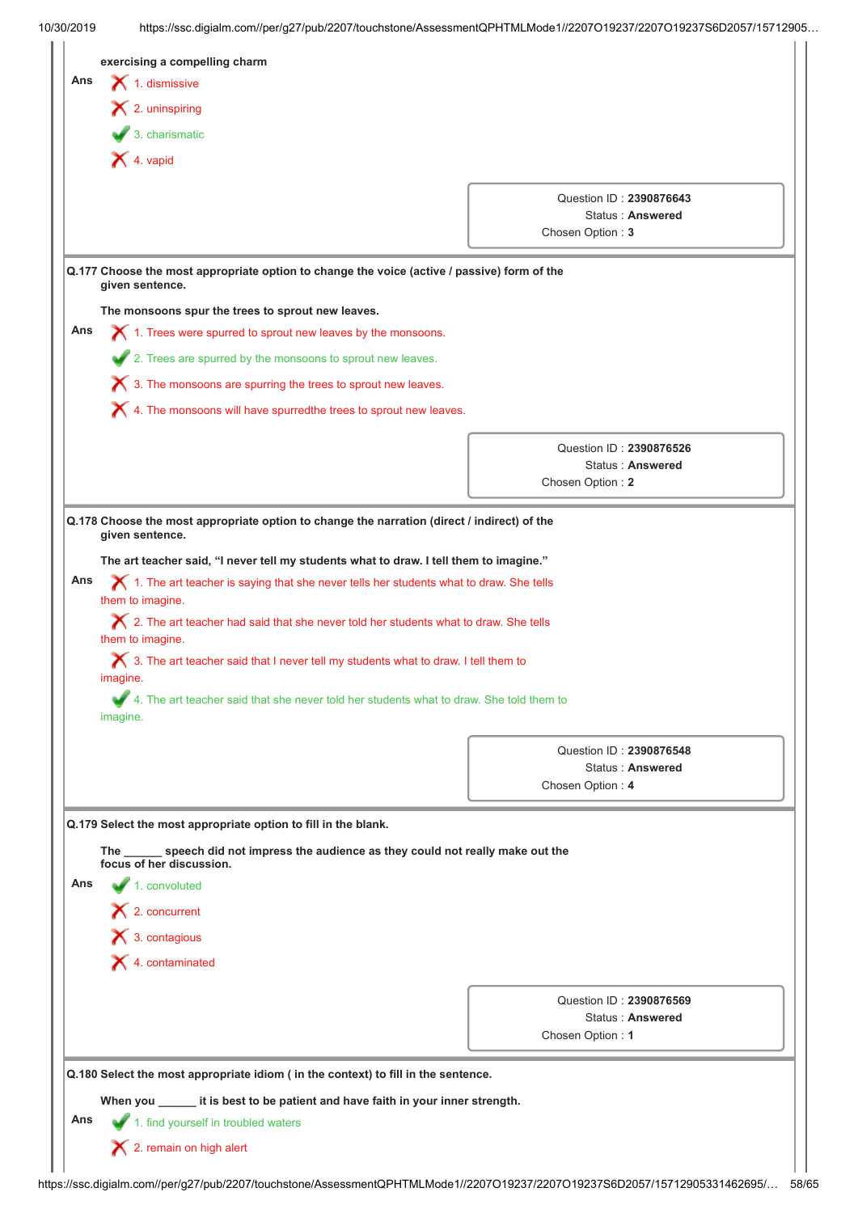**exercising a compelling charm**

Ans
- ✗ 1. dismissive
- ✗ 2. uninspiring
- ✓ 3. charismatic
- ✗ 4. vapid

Question ID : **2390876643**
Status : **Answered**
Chosen Option : **3**

---

**Q.177 Choose the most appropriate option to change the voice (active / passive) form of the given sentence.**

**The monsoons spur the trees to sprout new leaves.**

Ans
- ✗ 1. Trees were spurred to sprout new leaves by the monsoons.
- ✓ 2. Trees are spurred by the monsoons to sprout new leaves.
- ✗ 3. The monsoons are spurring the trees to sprout new leaves.
- ✗ 4. The monsoons will have spurredthe trees to sprout new leaves.

Question ID : **2390876526**
Status : **Answered**
Chosen Option : **2**

---

**Q.178 Choose the most appropriate option to change the narration (direct / indirect) of the given sentence.**

**The art teacher said, "I never tell my students what to draw. I tell them to imagine."**

Ans
- ✗ 1. The art teacher is saying that she never tells her students what to draw. She tells them to imagine.
- ✗ 2. The art teacher had said that she never told her students what to draw. She tells them to imagine.
- ✗ 3. The art teacher said that I never tell my students what to draw. I tell them to imagine.
- ✓ 4. The art teacher said that she never told her students what to draw. She told them to imagine.

Question ID : **2390876548**
Status : **Answered**
Chosen Option : **4**

---

**Q.179 Select the most appropriate option to fill in the blank.**

**The ______ speech did not impress the audience as they could not really make out the focus of her discussion.**

Ans
- ✓ 1. convoluted
- ✗ 2. concurrent
- ✗ 3. contagious
- ✗ 4. contaminated

Question ID : **2390876569**
Status : **Answered**
Chosen Option : **1**

---

**Q.180 Select the most appropriate idiom ( in the context) to fill in the sentence.**

**When you ______ it is best to be patient and have faith in your inner strength.**

Ans
- ✓ 1. find yourself in troubled waters
- ✗ 2. remain on high alert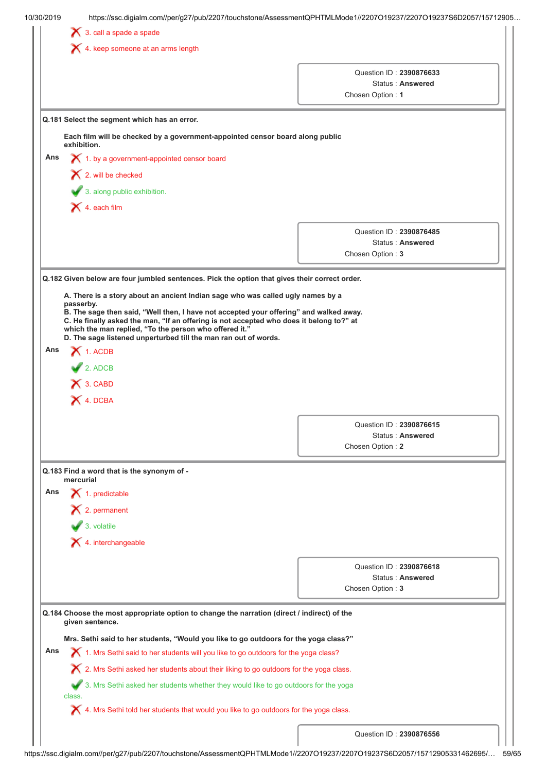3. call a spade a spade

4. keep someone at an arms length

Question ID : **2390876633**
Status : **Answered**
Chosen Option : **1**

**Q.181 Select the segment which has an error.**

**Each film will be checked by a government-appointed censor board along public exhibition.**

Ans

1. by a government-appointed censor board

2. will be checked

3. along public exhibition. ✔

4. each film

Question ID : **2390876485**
Status : **Answered**
Chosen Option : **3**

**Q.182 Given below are four jumbled sentences. Pick the option that gives their correct order.**

**A. There is a story about an ancient Indian sage who was called ugly names by a passerby.**
**B. The sage then said, "Well then, I have not accepted your offering" and walked away.**
**C. He finally asked the man, "If an offering is not accepted who does it belong to?" at which the man replied, "To the person who offered it."**
**D. The sage listened unperturbed till the man ran out of words.**

Ans

1. ACDB

2. ADCB ✔

3. CABD

4. DCBA

Question ID : **2390876615**
Status : **Answered**
Chosen Option : **2**

**Q.183 Find a word that is the synonym of - mercurial**

Ans

1. predictable

2. permanent

3. volatile ✔

4. interchangeable

Question ID : **2390876618**
Status : **Answered**
Chosen Option : **3**

**Q.184 Choose the most appropriate option to change the narration (direct / indirect) of the given sentence.**

**Mrs. Sethi said to her students, "Would you like to go outdoors for the yoga class?"**

Ans

1. Mrs Sethi said to her students will you like to go outdoors for the yoga class?

2. Mrs Sethi asked her students about their liking to go outdoors for the yoga class.

3. Mrs Sethi asked her students whether they would like to go outdoors for the yoga class. ✔

4. Mrs Sethi told her students that would you like to go outdoors for the yoga class.

Question ID : **2390876556**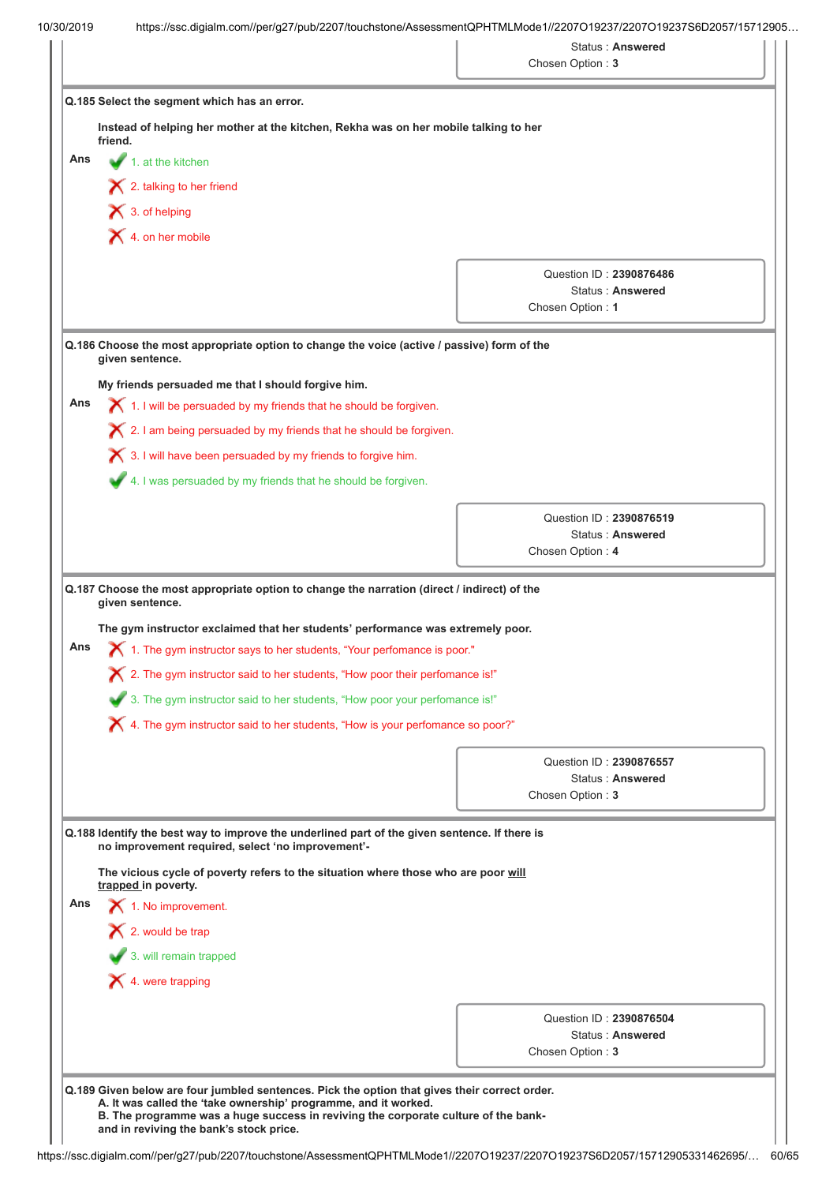Status : **Answered**
Chosen Option : **3**

**Q.185 Select the segment which has an error.**

**Instead of helping her mother at the kitchen, Rekha was on her mobile talking to her friend.**

Ans

✔ 1. at the kitchen

✘ 2. talking to her friend

✘ 3. of helping

✘ 4. on her mobile

Question ID : **2390876486**
Status : **Answered**
Chosen Option : **1**

**Q.186 Choose the most appropriate option to change the voice (active / passive) form of the given sentence.**

**My friends persuaded me that I should forgive him.**

Ans

✘ 1. I will be persuaded by my friends that he should be forgiven.

✘ 2. I am being persuaded by my friends that he should be forgiven.

✘ 3. I will have been persuaded by my friends to forgive him.

✔ 4. I was persuaded by my friends that he should be forgiven.

Question ID : **2390876519**
Status : **Answered**
Chosen Option : **4**

**Q.187 Choose the most appropriate option to change the narration (direct / indirect) of the given sentence.**

**The gym instructor exclaimed that her students' performance was extremely poor.**

Ans

✘ 1. The gym instructor says to her students, "Your perfomance is poor."

✘ 2. The gym instructor said to her students, "How poor their perfomance is!"

✔ 3. The gym instructor said to her students, "How poor your perfomance is!"

✘ 4. The gym instructor said to her students, "How is your perfomance so poor?"

Question ID : **2390876557**
Status : **Answered**
Chosen Option : **3**

**Q.188 Identify the best way to improve the underlined part of the given sentence. If there is no improvement required, select 'no improvement'-**

**The vicious cycle of poverty refers to the situation where those who are poor <u>will trapped</u> in poverty.**

Ans

✘ 1. No improvement.

✘ 2. would be trap

✔ 3. will remain trapped

✘ 4. were trapping

Question ID : **2390876504**
Status : **Answered**
Chosen Option : **3**

**Q.189 Given below are four jumbled sentences. Pick the option that gives their correct order.**
**A. It was called the 'take ownership' programme, and it worked.**
**B. The programme was a huge success in reviving the corporate culture of the bank- and in reviving the bank's stock price.**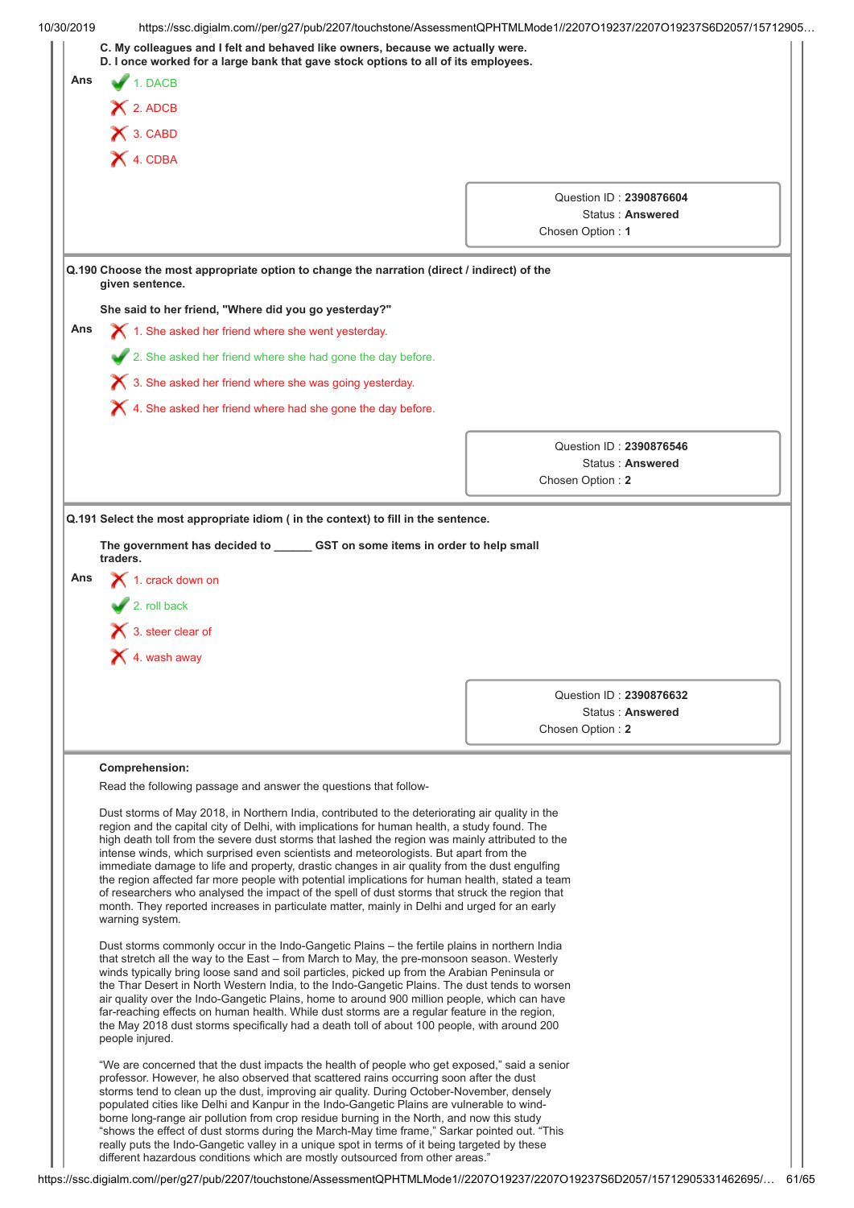C. My colleagues and I felt and behaved like owners, because we actually were.
D. I once worked for a large bank that gave stock options to all of its employees.

Ans
1. DACB ✔
2. ADCB ✘
3. CABD ✘
4. CDBA ✘

Question ID : **2390876604**
Status : **Answered**
Chosen Option : **1**

**Q.190 Choose the most appropriate option to change the narration (direct / indirect) of the given sentence.**

**She said to her friend, "Where did you go yesterday?"**

Ans
1. She asked her friend where she went yesterday. ✘
2. She asked her friend where she had gone the day before. ✔
3. She asked her friend where she was going yesterday. ✘
4. She asked her friend where had she gone the day before. ✘

Question ID : **2390876546**
Status : **Answered**
Chosen Option : **2**

**Q.191 Select the most appropriate idiom ( in the context) to fill in the sentence.**

**The government has decided to ______ GST on some items in order to help small traders.**

Ans
1. crack down on ✘
2. roll back ✔
3. steer clear of ✘
4. wash away ✘

Question ID : **2390876632**
Status : **Answered**
Chosen Option : **2**

**Comprehension:**

Read the following passage and answer the questions that follow-

Dust storms of May 2018, in Northern India, contributed to the deteriorating air quality in the region and the capital city of Delhi, with implications for human health, a study found. The high death toll from the severe dust storms that lashed the region was mainly attributed to the intense winds, which surprised even scientists and meteorologists. But apart from the immediate damage to life and property, drastic changes in air quality from the dust engulfing the region affected far more people with potential implications for human health, stated a team of researchers who analysed the impact of the spell of dust storms that struck the region that month. They reported increases in particulate matter, mainly in Delhi and urged for an early warning system.

Dust storms commonly occur in the Indo-Gangetic Plains – the fertile plains in northern India that stretch all the way to the East – from March to May, the pre-monsoon season. Westerly winds typically bring loose sand and soil particles, picked up from the Arabian Peninsula or the Thar Desert in North Western India, to the Indo-Gangetic Plains. The dust tends to worsen air quality over the Indo-Gangetic Plains, home to around 900 million people, which can have far-reaching effects on human health. While dust storms are a regular feature in the region, the May 2018 dust storms specifically had a death toll of about 100 people, with around 200 people injured.

"We are concerned that the dust impacts the health of people who get exposed," said a senior professor. However, he also observed that scattered rains occurring soon after the dust storms tend to clean up the dust, improving air quality. During October-November, densely populated cities like Delhi and Kanpur in the Indo-Gangetic Plains are vulnerable to wind-borne long-range air pollution from crop residue burning in the North, and now this study "shows the effect of dust storms during the March-May time frame," Sarkar pointed out. "This really puts the Indo-Gangetic valley in a unique spot in terms of it being targeted by these different hazardous conditions which are mostly outsourced from other areas."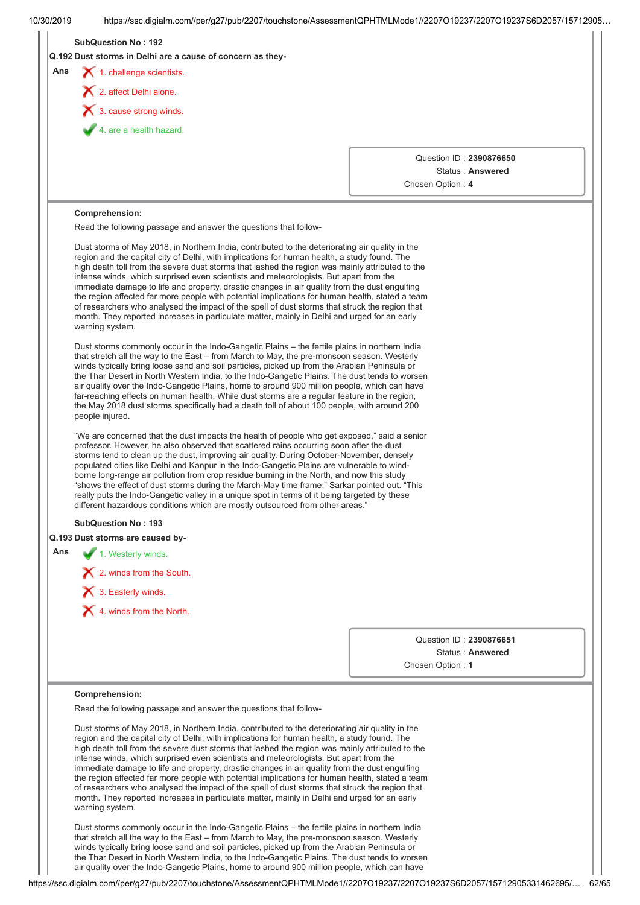**SubQuestion No : 192**

**Q.192 Dust storms in Delhi are a cause of concern as they-**

**Ans**

✗ 1. challenge scientists.

✗ 2. affect Delhi alone.

✗ 3. cause strong winds.

✔ 4. are a health hazard.

Question ID : **2390876650**
Status : **Answered**
Chosen Option : **4**

**Comprehension:**

Read the following passage and answer the questions that follow-

Dust storms of May 2018, in Northern India, contributed to the deteriorating air quality in the region and the capital city of Delhi, with implications for human health, a study found. The high death toll from the severe dust storms that lashed the region was mainly attributed to the intense winds, which surprised even scientists and meteorologists. But apart from the immediate damage to life and property, drastic changes in air quality from the dust engulfing the region affected far more people with potential implications for human health, stated a team of researchers who analysed the impact of the spell of dust storms that struck the region that month. They reported increases in particulate matter, mainly in Delhi and urged for an early warning system.

Dust storms commonly occur in the Indo-Gangetic Plains – the fertile plains in northern India that stretch all the way to the East – from March to May, the pre-monsoon season. Westerly winds typically bring loose sand and soil particles, picked up from the Arabian Peninsula or the Thar Desert in North Western India, to the Indo-Gangetic Plains. The dust tends to worsen air quality over the Indo-Gangetic Plains, home to around 900 million people, which can have far-reaching effects on human health. While dust storms are a regular feature in the region, the May 2018 dust storms specifically had a death toll of about 100 people, with around 200 people injured.

"We are concerned that the dust impacts the health of people who get exposed," said a senior professor. However, he also observed that scattered rains occurring soon after the dust storms tend to clean up the dust, improving air quality. During October-November, densely populated cities like Delhi and Kanpur in the Indo-Gangetic Plains are vulnerable to wind-borne long-range air pollution from crop residue burning in the North, and now this study "shows the effect of dust storms during the March-May time frame," Sarkar pointed out. "This really puts the Indo-Gangetic valley in a unique spot in terms of it being targeted by these different hazardous conditions which are mostly outsourced from other areas."

**SubQuestion No : 193**

**Q.193 Dust storms are caused by-**

**Ans**

✔ 1. Westerly winds.

✗ 2. winds from the South.

✗ 3. Easterly winds.

✗ 4. winds from the North.

Question ID : **2390876651**
Status : **Answered**
Chosen Option : **1**

**Comprehension:**

Read the following passage and answer the questions that follow-

Dust storms of May 2018, in Northern India, contributed to the deteriorating air quality in the region and the capital city of Delhi, with implications for human health, a study found. The high death toll from the severe dust storms that lashed the region was mainly attributed to the intense winds, which surprised even scientists and meteorologists. But apart from the immediate damage to life and property, drastic changes in air quality from the dust engulfing the region affected far more people with potential implications for human health, stated a team of researchers who analysed the impact of the spell of dust storms that struck the region that month. They reported increases in particulate matter, mainly in Delhi and urged for an early warning system.

Dust storms commonly occur in the Indo-Gangetic Plains – the fertile plains in northern India that stretch all the way to the East – from March to May, the pre-monsoon season. Westerly winds typically bring loose sand and soil particles, picked up from the Arabian Peninsula or the Thar Desert in North Western India, to the Indo-Gangetic Plains. The dust tends to worsen air quality over the Indo-Gangetic Plains, home to around 900 million people, which can have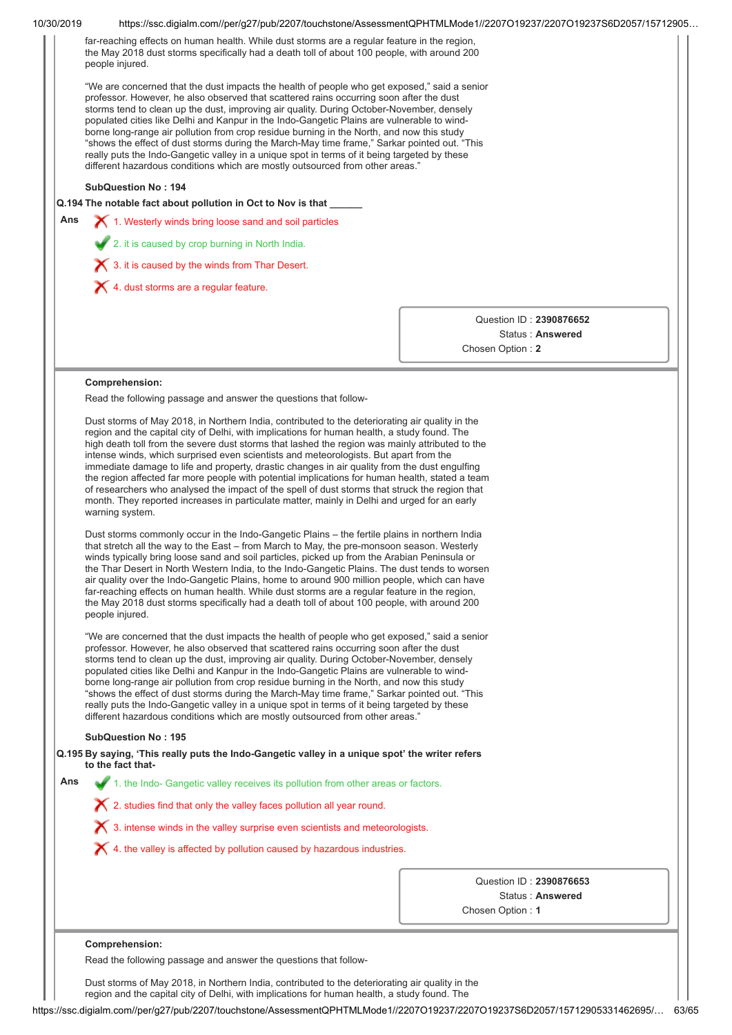far-reaching effects on human health. While dust storms are a regular feature in the region, the May 2018 dust storms specifically had a death toll of about 100 people, with around 200 people injured.

"We are concerned that the dust impacts the health of people who get exposed," said a senior professor. However, he also observed that scattered rains occurring soon after the dust storms tend to clean up the dust, improving air quality. During October-November, densely populated cities like Delhi and Kanpur in the Indo-Gangetic Plains are vulnerable to wind-borne long-range air pollution from crop residue burning in the North, and now this study "shows the effect of dust storms during the March-May time frame," Sarkar pointed out. "This really puts the Indo-Gangetic valley in a unique spot in terms of it being targeted by these different hazardous conditions which are mostly outsourced from other areas."

**SubQuestion No : 194**

**Q.194 The notable fact about pollution in Oct to Nov is that ______**

**Ans**

✗ 1. Westerly winds bring loose sand and soil particles

✓ 2. it is caused by crop burning in North India.

✗ 3. it is caused by the winds from Thar Desert.

✗ 4. dust storms are a regular feature.

Question ID : **2390876652**
Status : **Answered**
Chosen Option : **2**

---

**Comprehension:**

Read the following passage and answer the questions that follow-

Dust storms of May 2018, in Northern India, contributed to the deteriorating air quality in the region and the capital city of Delhi, with implications for human health, a study found. The high death toll from the severe dust storms that lashed the region was mainly attributed to the intense winds, which surprised even scientists and meteorologists. But apart from the immediate damage to life and property, drastic changes in air quality from the dust engulfing the region affected far more people with potential implications for human health, stated a team of researchers who analysed the impact of the spell of dust storms that struck the region that month. They reported increases in particulate matter, mainly in Delhi and urged for an early warning system.

Dust storms commonly occur in the Indo-Gangetic Plains – the fertile plains in northern India that stretch all the way to the East – from March to May, the pre-monsoon season. Westerly winds typically bring loose sand and soil particles, picked up from the Arabian Peninsula or the Thar Desert in North Western India, to the Indo-Gangetic Plains. The dust tends to worsen air quality over the Indo-Gangetic Plains, home to around 900 million people, which can have far-reaching effects on human health. While dust storms are a regular feature in the region, the May 2018 dust storms specifically had a death toll of about 100 people, with around 200 people injured.

"We are concerned that the dust impacts the health of people who get exposed," said a senior professor. However, he also observed that scattered rains occurring soon after the dust storms tend to clean up the dust, improving air quality. During October-November, densely populated cities like Delhi and Kanpur in the Indo-Gangetic Plains are vulnerable to wind-borne long-range air pollution from crop residue burning in the North, and now this study "shows the effect of dust storms during the March-May time frame," Sarkar pointed out. "This really puts the Indo-Gangetic valley in a unique spot in terms of it being targeted by these different hazardous conditions which are mostly outsourced from other areas."

**SubQuestion No : 195**

**Q.195 By saying, 'This really puts the Indo-Gangetic valley in a unique spot' the writer refers to the fact that-**

**Ans**

✓ 1. the Indo- Gangetic valley receives its pollution from other areas or factors.

✗ 2. studies find that only the valley faces pollution all year round.

✗ 3. intense winds in the valley surprise even scientists and meteorologists.

✗ 4. the valley is affected by pollution caused by hazardous industries.

Question ID : **2390876653**
Status : **Answered**
Chosen Option : **1**

---

**Comprehension:**

Read the following passage and answer the questions that follow-

Dust storms of May 2018, in Northern India, contributed to the deteriorating air quality in the region and the capital city of Delhi, with implications for human health, a study found. The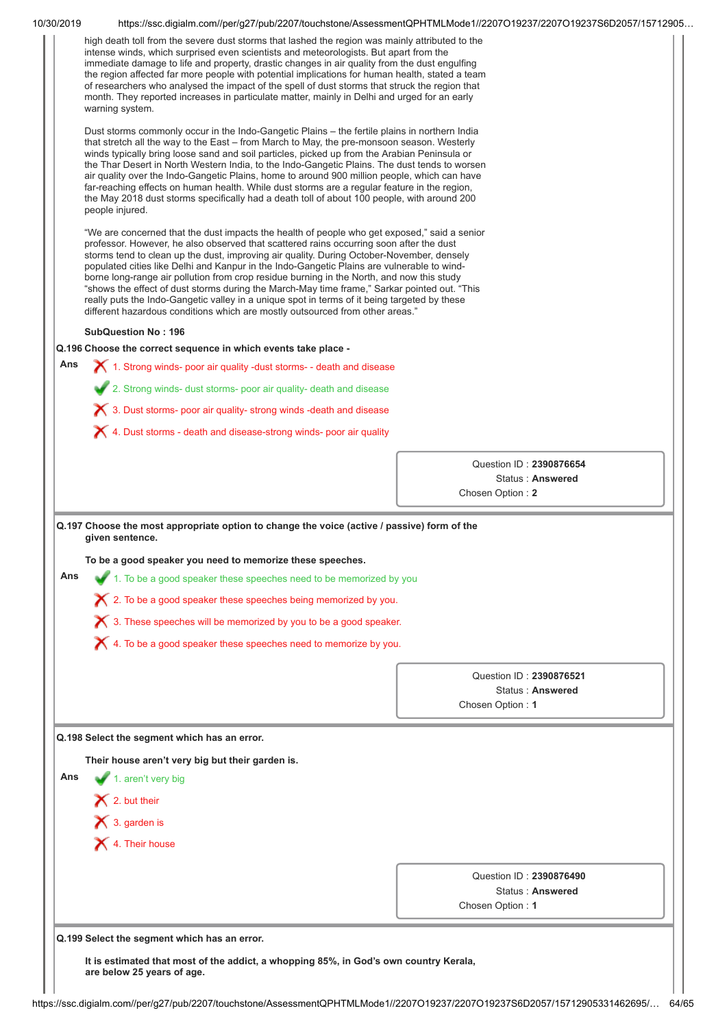high death toll from the severe dust storms that lashed the region was mainly attributed to the intense winds, which surprised even scientists and meteorologists. But apart from the immediate damage to life and property, drastic changes in air quality from the dust engulfing the region affected far more people with potential implications for human health, stated a team of researchers who analysed the impact of the spell of dust storms that struck the region that month. They reported increases in particulate matter, mainly in Delhi and urged for an early warning system.

Dust storms commonly occur in the Indo-Gangetic Plains – the fertile plains in northern India that stretch all the way to the East – from March to May, the pre-monsoon season. Westerly winds typically bring loose sand and soil particles, picked up from the Arabian Peninsula or the Thar Desert in North Western India, to the Indo-Gangetic Plains. The dust tends to worsen air quality over the Indo-Gangetic Plains, home to around 900 million people, which can have far-reaching effects on human health. While dust storms are a regular feature in the region, the May 2018 dust storms specifically had a death toll of about 100 people, with around 200 people injured.

"We are concerned that the dust impacts the health of people who get exposed," said a senior professor. However, he also observed that scattered rains occurring soon after the dust storms tend to clean up the dust, improving air quality. During October-November, densely populated cities like Delhi and Kanpur in the Indo-Gangetic Plains are vulnerable to wind-borne long-range air pollution from crop residue burning in the North, and now this study "shows the effect of dust storms during the March-May time frame," Sarkar pointed out. "This really puts the Indo-Gangetic valley in a unique spot in terms of it being targeted by these different hazardous conditions which are mostly outsourced from other areas."

**SubQuestion No : 196**

**Q.196 Choose the correct sequence in which events take place -**

**Ans**

1. Strong winds- poor air quality -dust storms- - death and disease
2. Strong winds- dust storms- poor air quality- death and disease
3. Dust storms- poor air quality- strong winds -death and disease
4. Dust storms - death and disease-strong winds- poor air quality

Question ID : **2390876654**
Status : **Answered**
Chosen Option : **2**

**Q.197 Choose the most appropriate option to change the voice (active / passive) form of the given sentence.**

**To be a good speaker you need to memorize these speeches.**

**Ans**

1. To be a good speaker these speeches need to be memorized by you
2. To be a good speaker these speeches being memorized by you.
3. These speeches will be memorized by you to be a good speaker.
4. To be a good speaker these speeches need to memorize by you.

Question ID : **2390876521**
Status : **Answered**
Chosen Option : **1**

**Q.198 Select the segment which has an error.**

**Their house aren't very big but their garden is.**

**Ans**

1. aren't very big
2. but their
3. garden is
4. Their house

Question ID : **2390876490**
Status : **Answered**
Chosen Option : **1**

**Q.199 Select the segment which has an error.**

**It is estimated that most of the addict, a whopping 85%, in God's own country Kerala, are below 25 years of age.**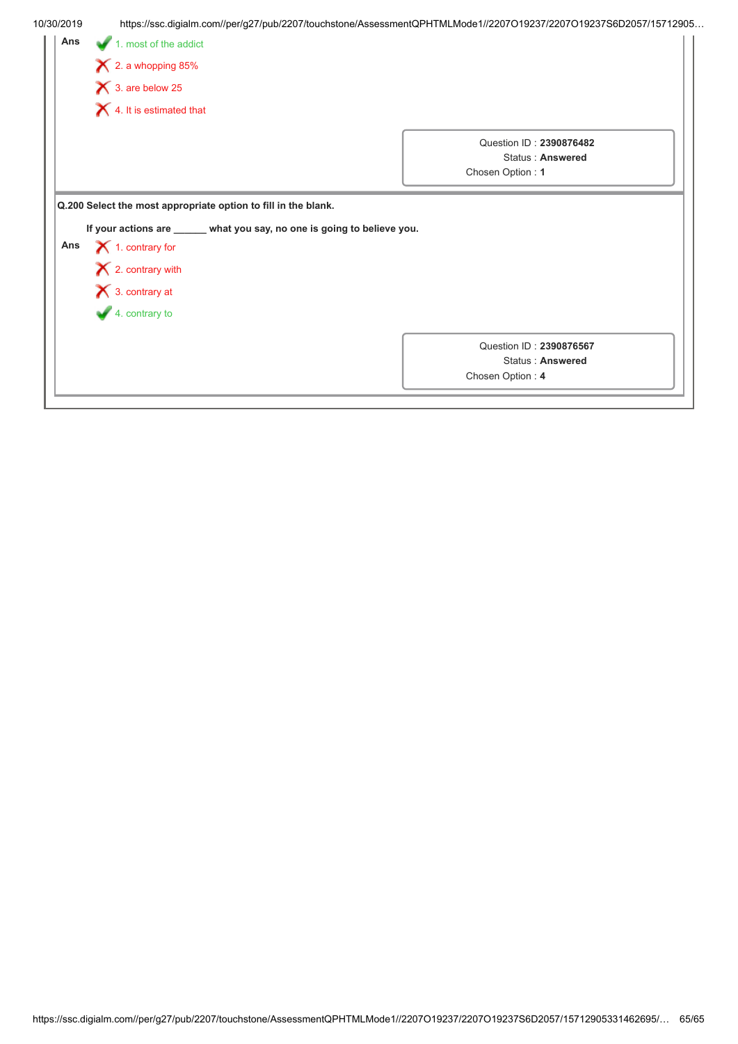Ans

✔ 1. most of the addict

✘ 2. a whopping 85%

✘ 3. are below 25

✘ 4. It is estimated that

Question ID : **2390876482**
Status : **Answered**
Chosen Option : **1**

**Q.200 Select the most appropriate option to fill in the blank.**

**If your actions are ______ what you say, no one is going to believe you.**

Ans

✘ 1. contrary for

✘ 2. contrary with

✘ 3. contrary at

✔ 4. contrary to

Question ID : **2390876567**
Status : **Answered**
Chosen Option : **4**